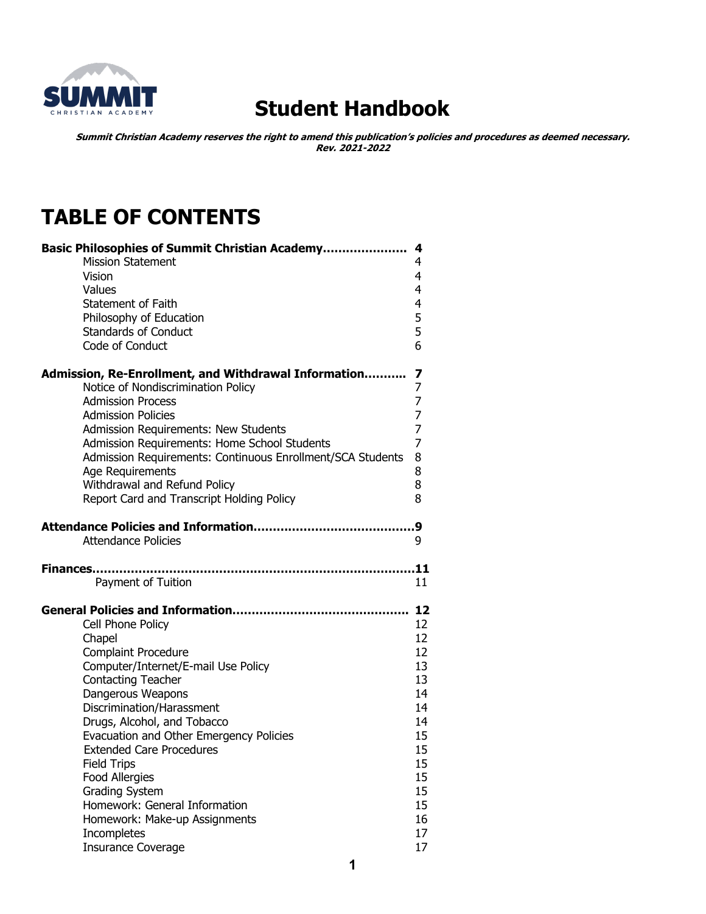SUMMIT CHRISTIAN ACADEMY

# Student Handbook

***Summit Christian Academy reserves the right to amend this publication's policies and procedures as deemed necessary.***
***Rev. 2021-2022***

# TABLE OF CONTENTS

| | |
|---|---|
| **Basic Philosophies of Summit Christian Academy....................** | **4** |
| Mission Statement | 4 |
| Vision | 4 |
| Values | 4 |
| Statement of Faith | 4 |
| Philosophy of Education | 5 |
| Standards of Conduct | 5 |
| Code of Conduct | 6 |
| **Admission, Re-Enrollment, and Withdrawal Information...........** | **7** |
| Notice of Nondiscrimination Policy | 7 |
| Admission Process | 7 |
| Admission Policies | 7 |
| Admission Requirements: New Students | 7 |
| Admission Requirements: Home School Students | 7 |
| Admission Requirements: Continuous Enrollment/SCA Students | 8 |
| Age Requirements | 8 |
| Withdrawal and Refund Policy | 8 |
| Report Card and Transcript Holding Policy | 8 |
| **Attendance Policies and Information..........................................** | **9** |
| Attendance Policies | 9 |
| **Finances..........................................................................................** | **11** |
| Payment of Tuition | 11 |
| **General Policies and Information............................................** | **12** |
| Cell Phone Policy | 12 |
| Chapel | 12 |
| Complaint Procedure | 12 |
| Computer/Internet/E-mail Use Policy | 13 |
| Contacting Teacher | 13 |
| Dangerous Weapons | 14 |
| Discrimination/Harassment | 14 |
| Drugs, Alcohol, and Tobacco | 14 |
| Evacuation and Other Emergency Policies | 15 |
| Extended Care Procedures | 15 |
| Field Trips | 15 |
| Food Allergies | 15 |
| Grading System | 15 |
| Homework: General Information | 15 |
| Homework: Make-up Assignments | 16 |
| Incompletes | 17 |
| Insurance Coverage | 17 |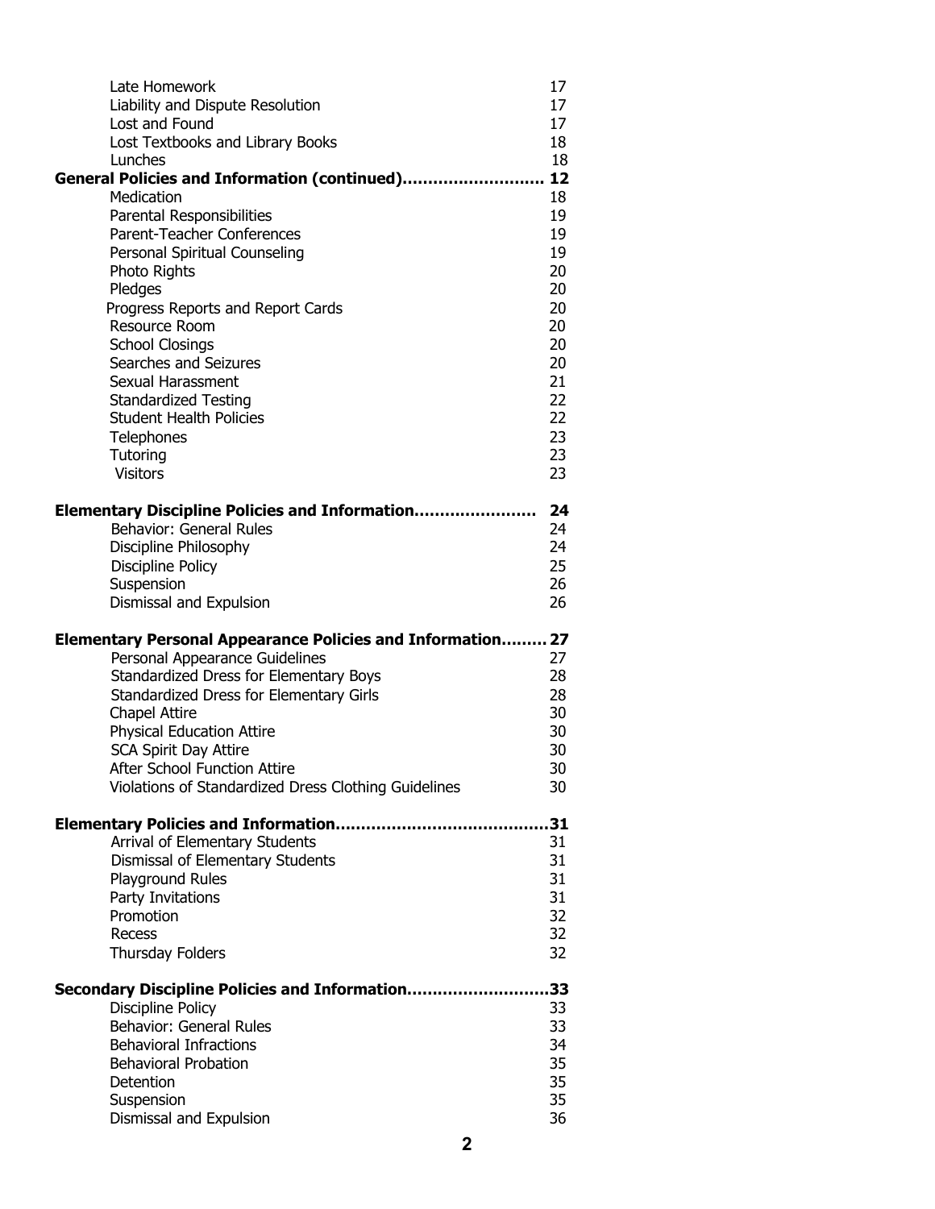| | |
|---|---|
| Late Homework | 17 |
| Liability and Dispute Resolution | 17 |
| Lost and Found | 17 |
| Lost Textbooks and Library Books | 18 |
| Lunches | 18 |
| **General Policies and Information (continued)……………………….** | **12** |
| Medication | 18 |
| Parental Responsibilities | 19 |
| Parent-Teacher Conferences | 19 |
| Personal Spiritual Counseling | 19 |
| Photo Rights | 20 |
| Pledges | 20 |
| Progress Reports and Report Cards | 20 |
| Resource Room | 20 |
| School Closings | 20 |
| Searches and Seizures | 20 |
| Sexual Harassment | 21 |
| Standardized Testing | 22 |
| Student Health Policies | 22 |
| Telephones | 23 |
| Tutoring | 23 |
| Visitors | 23 |
| | |
| **Elementary Discipline Policies and Information……………………** | **24** |
| Behavior: General Rules | 24 |
| Discipline Philosophy | 24 |
| Discipline Policy | 25 |
| Suspension | 26 |
| Dismissal and Expulsion | 26 |
| | |
| **Elementary Personal Appearance Policies and Information………** | **27** |
| Personal Appearance Guidelines | 27 |
| Standardized Dress for Elementary Boys | 28 |
| Standardized Dress for Elementary Girls | 28 |
| Chapel Attire | 30 |
| Physical Education Attire | 30 |
| SCA Spirit Day Attire | 30 |
| After School Function Attire | 30 |
| Violations of Standardized Dress Clothing Guidelines | 30 |
| | |
| **Elementary Policies and Information……………………………………** | **31** |
| Arrival of Elementary Students | 31 |
| Dismissal of Elementary Students | 31 |
| Playground Rules | 31 |
| Party Invitations | 31 |
| Promotion | 32 |
| Recess | 32 |
| Thursday Folders | 32 |
| | |
| **Secondary Discipline Policies and Information………………………** | **33** |
| Discipline Policy | 33 |
| Behavior: General Rules | 33 |
| Behavioral Infractions | 34 |
| Behavioral Probation | 35 |
| Detention | 35 |
| Suspension | 35 |
| Dismissal and Expulsion | 36 |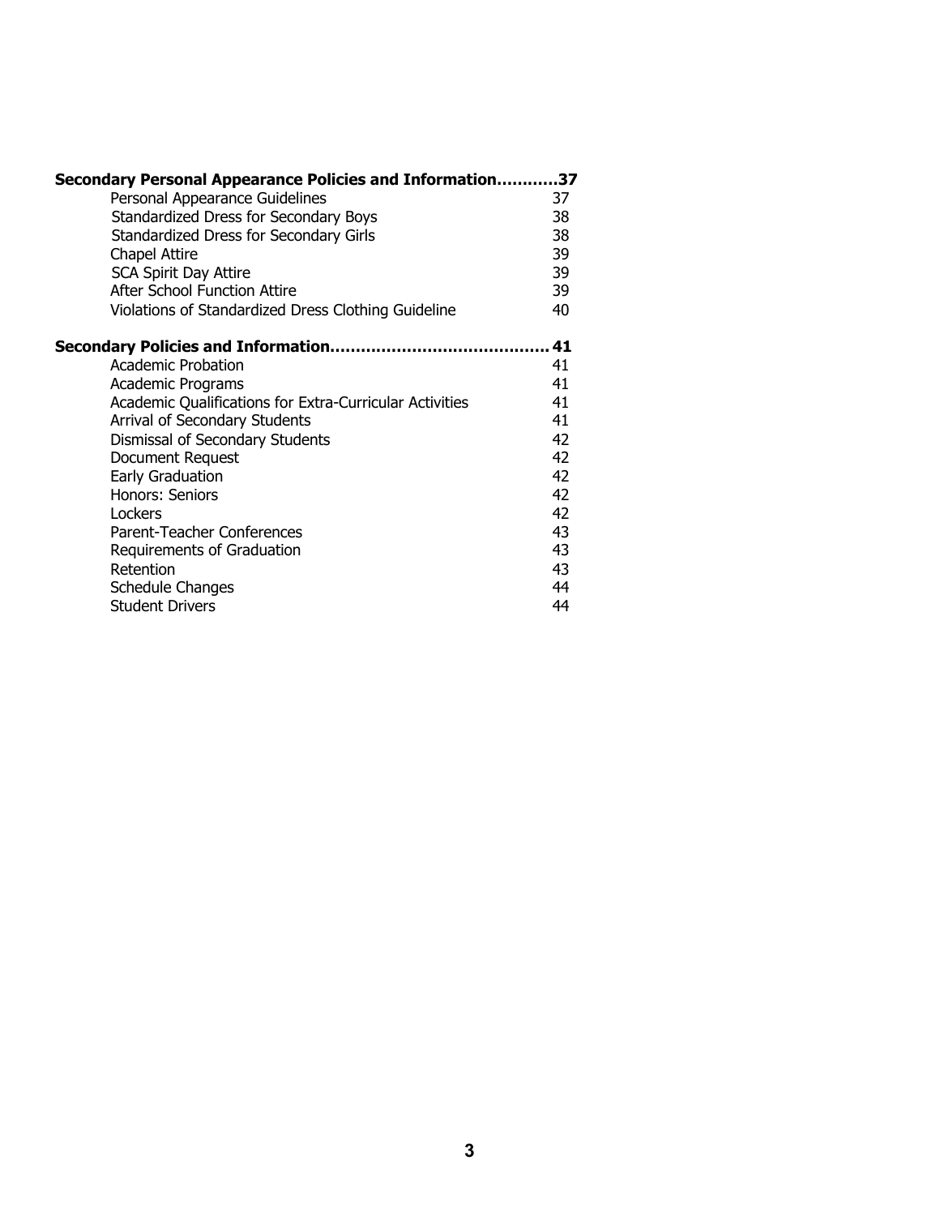**Secondary Personal Appearance Policies and Information............37**

| | |
|---|---|
| Personal Appearance Guidelines | 37 |
| Standardized Dress for Secondary Boys | 38 |
| Standardized Dress for Secondary Girls | 38 |
| Chapel Attire | 39 |
| SCA Spirit Day Attire | 39 |
| After School Function Attire | 39 |
| Violations of Standardized Dress Clothing Guideline | 40 |

**Secondary Policies and Information.......................................... 41**

| | |
|---|---|
| Academic Probation | 41 |
| Academic Programs | 41 |
| Academic Qualifications for Extra-Curricular Activities | 41 |
| Arrival of Secondary Students | 41 |
| Dismissal of Secondary Students | 42 |
| Document Request | 42 |
| Early Graduation | 42 |
| Honors: Seniors | 42 |
| Lockers | 42 |
| Parent-Teacher Conferences | 43 |
| Requirements of Graduation | 43 |
| Retention | 43 |
| Schedule Changes | 44 |
| Student Drivers | 44 |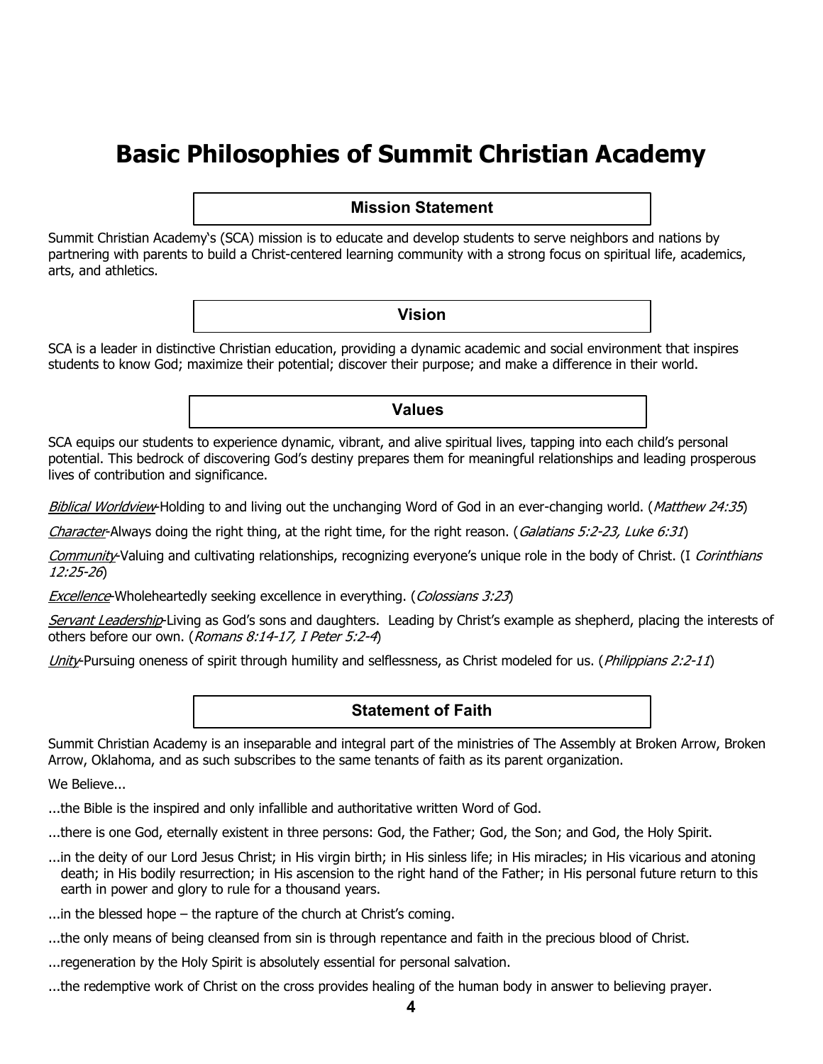# Basic Philosophies of Summit Christian Academy

## Mission Statement

Summit Christian Academy's (SCA) mission is to educate and develop students to serve neighbors and nations by partnering with parents to build a Christ-centered learning community with a strong focus on spiritual life, academics, arts, and athletics.

## Vision

SCA is a leader in distinctive Christian education, providing a dynamic academic and social environment that inspires students to know God; maximize their potential; discover their purpose; and make a difference in their world.

## Values

SCA equips our students to experience dynamic, vibrant, and alive spiritual lives, tapping into each child's personal potential. This bedrock of discovering God's destiny prepares them for meaningful relationships and leading prosperous lives of contribution and significance.

*Biblical Worldview*-Holding to and living out the unchanging Word of God in an ever-changing world. (*Matthew 24:35*)

*Character*-Always doing the right thing, at the right time, for the right reason. (*Galatians 5:2-23, Luke 6:31*)

*Community*-Valuing and cultivating relationships, recognizing everyone's unique role in the body of Christ. (I *Corinthians 12:25-26*)

*Excellence*-Wholeheartedly seeking excellence in everything. (*Colossians 3:23*)

*Servant Leadership*-Living as God's sons and daughters. Leading by Christ's example as shepherd, placing the interests of others before our own. (*Romans 8:14-17, I Peter 5:2-4*)

*Unity*-Pursuing oneness of spirit through humility and selflessness, as Christ modeled for us. (*Philippians 2:2-11*)

## Statement of Faith

Summit Christian Academy is an inseparable and integral part of the ministries of The Assembly at Broken Arrow, Broken Arrow, Oklahoma, and as such subscribes to the same tenants of faith as its parent organization.

We Believe...

...the Bible is the inspired and only infallible and authoritative written Word of God.

...there is one God, eternally existent in three persons: God, the Father; God, the Son; and God, the Holy Spirit.

...in the deity of our Lord Jesus Christ; in His virgin birth; in His sinless life; in His miracles; in His vicarious and atoning death; in His bodily resurrection; in His ascension to the right hand of the Father; in His personal future return to this earth in power and glory to rule for a thousand years.

...in the blessed hope – the rapture of the church at Christ's coming.

...the only means of being cleansed from sin is through repentance and faith in the precious blood of Christ.

...regeneration by the Holy Spirit is absolutely essential for personal salvation.

...the redemptive work of Christ on the cross provides healing of the human body in answer to believing prayer.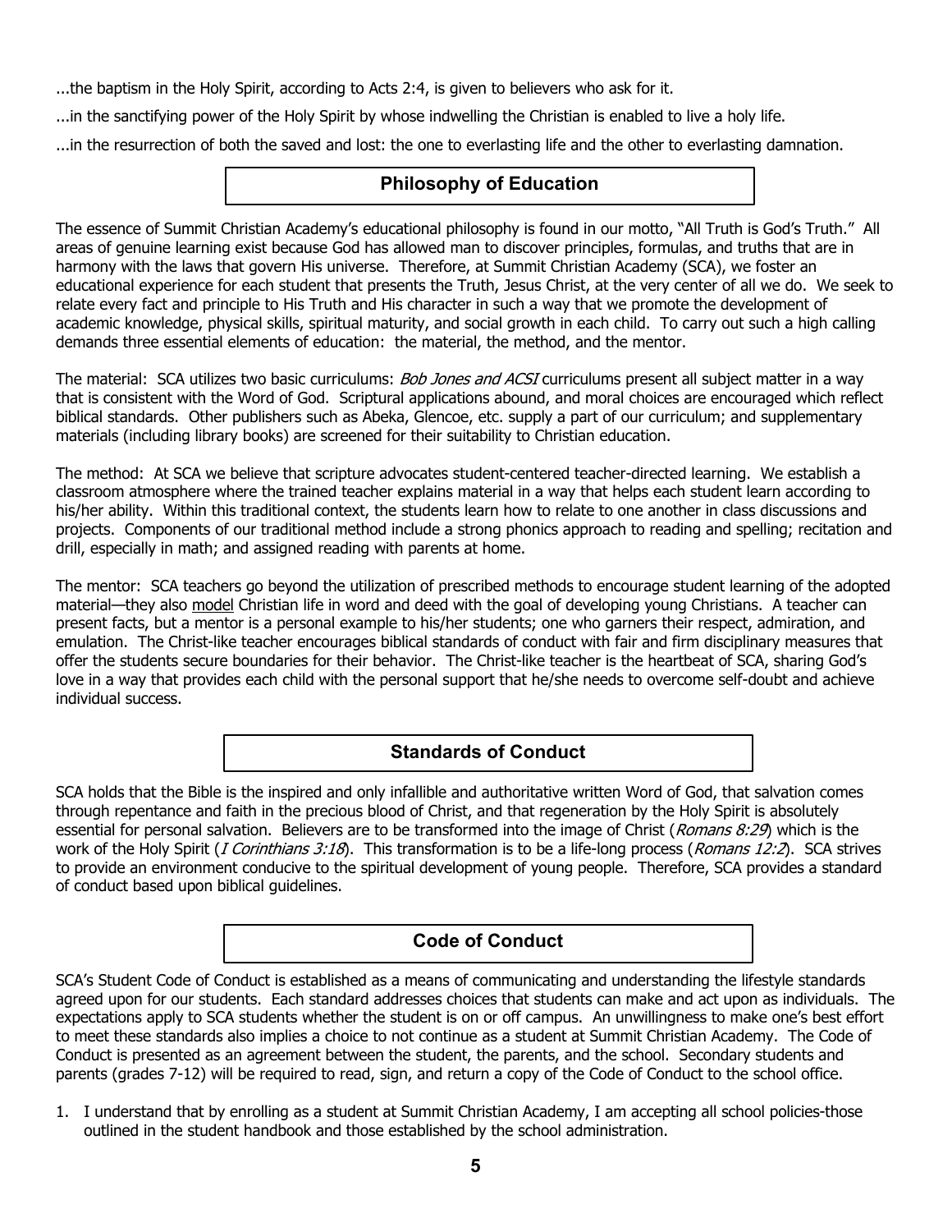...the baptism in the Holy Spirit, according to Acts 2:4, is given to believers who ask for it.

...in the sanctifying power of the Holy Spirit by whose indwelling the Christian is enabled to live a holy life.

...in the resurrection of both the saved and lost: the one to everlasting life and the other to everlasting damnation.

## Philosophy of Education

The essence of Summit Christian Academy's educational philosophy is found in our motto, "All Truth is God's Truth." All areas of genuine learning exist because God has allowed man to discover principles, formulas, and truths that are in harmony with the laws that govern His universe. Therefore, at Summit Christian Academy (SCA), we foster an educational experience for each student that presents the Truth, Jesus Christ, at the very center of all we do. We seek to relate every fact and principle to His Truth and His character in such a way that we promote the development of academic knowledge, physical skills, spiritual maturity, and social growth in each child. To carry out such a high calling demands three essential elements of education: the material, the method, and the mentor.

The material: SCA utilizes two basic curriculums: *Bob Jones and ACSI* curriculums present all subject matter in a way that is consistent with the Word of God. Scriptural applications abound, and moral choices are encouraged which reflect biblical standards. Other publishers such as Abeka, Glencoe, etc. supply a part of our curriculum; and supplementary materials (including library books) are screened for their suitability to Christian education.

The method: At SCA we believe that scripture advocates student-centered teacher-directed learning. We establish a classroom atmosphere where the trained teacher explains material in a way that helps each student learn according to his/her ability. Within this traditional context, the students learn how to relate to one another in class discussions and projects. Components of our traditional method include a strong phonics approach to reading and spelling; recitation and drill, especially in math; and assigned reading with parents at home.

The mentor: SCA teachers go beyond the utilization of prescribed methods to encourage student learning of the adopted material—they also <u>model</u> Christian life in word and deed with the goal of developing young Christians. A teacher can present facts, but a mentor is a personal example to his/her students; one who garners their respect, admiration, and emulation. The Christ-like teacher encourages biblical standards of conduct with fair and firm disciplinary measures that offer the students secure boundaries for their behavior. The Christ-like teacher is the heartbeat of SCA, sharing God's love in a way that provides each child with the personal support that he/she needs to overcome self-doubt and achieve individual success.

## Standards of Conduct

SCA holds that the Bible is the inspired and only infallible and authoritative written Word of God, that salvation comes through repentance and faith in the precious blood of Christ, and that regeneration by the Holy Spirit is absolutely essential for personal salvation. Believers are to be transformed into the image of Christ (*Romans 8:29*) which is the work of the Holy Spirit (*I Corinthians 3:18*). This transformation is to be a life-long process (*Romans 12:2*). SCA strives to provide an environment conducive to the spiritual development of young people. Therefore, SCA provides a standard of conduct based upon biblical guidelines.

## Code of Conduct

SCA's Student Code of Conduct is established as a means of communicating and understanding the lifestyle standards agreed upon for our students. Each standard addresses choices that students can make and act upon as individuals. The expectations apply to SCA students whether the student is on or off campus. An unwillingness to make one's best effort to meet these standards also implies a choice to not continue as a student at Summit Christian Academy. The Code of Conduct is presented as an agreement between the student, the parents, and the school. Secondary students and parents (grades 7-12) will be required to read, sign, and return a copy of the Code of Conduct to the school office.

1. I understand that by enrolling as a student at Summit Christian Academy, I am accepting all school policies-those outlined in the student handbook and those established by the school administration.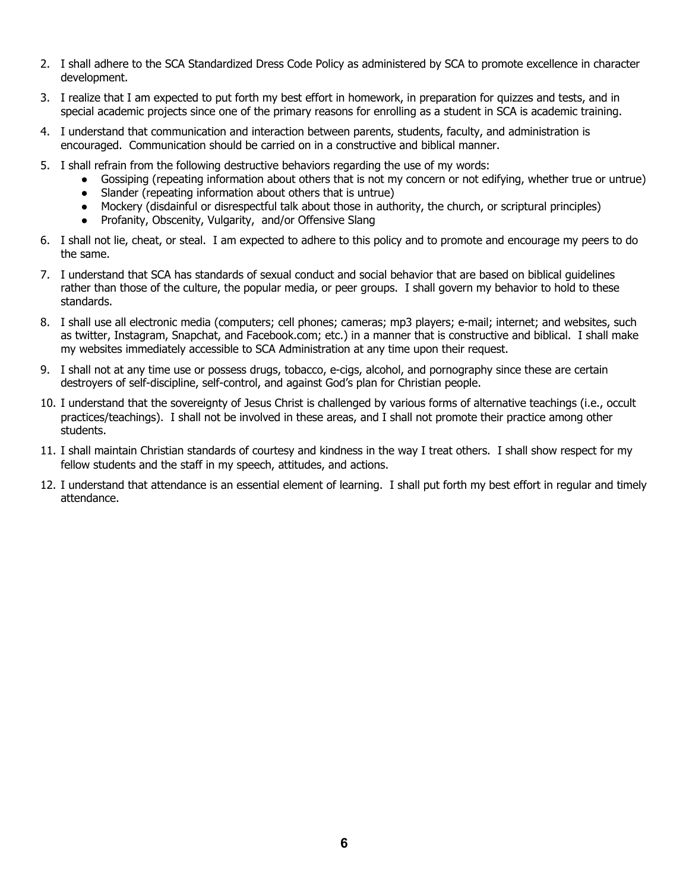2. I shall adhere to the SCA Standardized Dress Code Policy as administered by SCA to promote excellence in character development.

3. I realize that I am expected to put forth my best effort in homework, in preparation for quizzes and tests, and in special academic projects since one of the primary reasons for enrolling as a student in SCA is academic training.

4. I understand that communication and interaction between parents, students, faculty, and administration is encouraged. Communication should be carried on in a constructive and biblical manner.

5. I shall refrain from the following destructive behaviors regarding the use of my words:
   - Gossiping (repeating information about others that is not my concern or not edifying, whether true or untrue)
   - Slander (repeating information about others that is untrue)
   - Mockery (disdainful or disrespectful talk about those in authority, the church, or scriptural principles)
   - Profanity, Obscenity, Vulgarity, and/or Offensive Slang

6. I shall not lie, cheat, or steal. I am expected to adhere to this policy and to promote and encourage my peers to do the same.

7. I understand that SCA has standards of sexual conduct and social behavior that are based on biblical guidelines rather than those of the culture, the popular media, or peer groups. I shall govern my behavior to hold to these standards.

8. I shall use all electronic media (computers; cell phones; cameras; mp3 players; e-mail; internet; and websites, such as twitter, Instagram, Snapchat, and Facebook.com; etc.) in a manner that is constructive and biblical. I shall make my websites immediately accessible to SCA Administration at any time upon their request.

9. I shall not at any time use or possess drugs, tobacco, e-cigs, alcohol, and pornography since these are certain destroyers of self-discipline, self-control, and against God's plan for Christian people.

10. I understand that the sovereignty of Jesus Christ is challenged by various forms of alternative teachings (i.e., occult practices/teachings). I shall not be involved in these areas, and I shall not promote their practice among other students.

11. I shall maintain Christian standards of courtesy and kindness in the way I treat others. I shall show respect for my fellow students and the staff in my speech, attitudes, and actions.

12. I understand that attendance is an essential element of learning. I shall put forth my best effort in regular and timely attendance.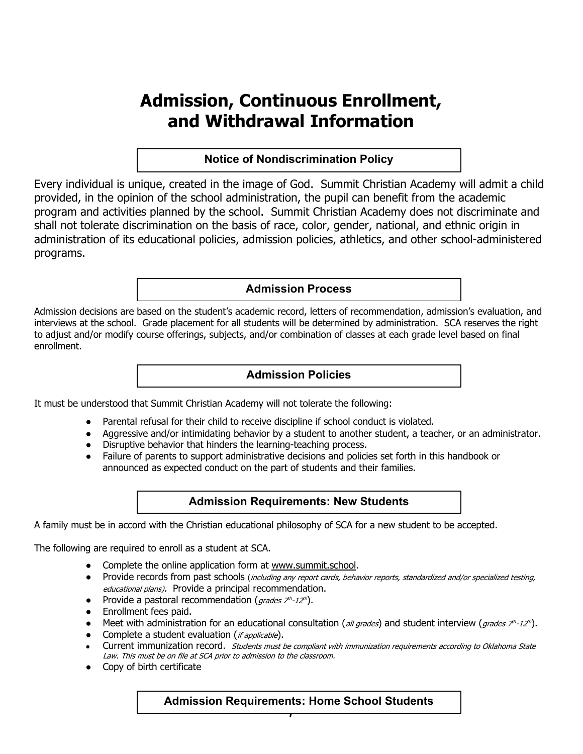# Admission, Continuous Enrollment, and Withdrawal Information

## Notice of Nondiscrimination Policy

Every individual is unique, created in the image of God. Summit Christian Academy will admit a child provided, in the opinion of the school administration, the pupil can benefit from the academic program and activities planned by the school. Summit Christian Academy does not discriminate and shall not tolerate discrimination on the basis of race, color, gender, national, and ethnic origin in administration of its educational policies, admission policies, athletics, and other school-administered programs.

## Admission Process

Admission decisions are based on the student's academic record, letters of recommendation, admission's evaluation, and interviews at the school. Grade placement for all students will be determined by administration. SCA reserves the right to adjust and/or modify course offerings, subjects, and/or combination of classes at each grade level based on final enrollment.

## Admission Policies

It must be understood that Summit Christian Academy will not tolerate the following:

- Parental refusal for their child to receive discipline if school conduct is violated.
- Aggressive and/or intimidating behavior by a student to another student, a teacher, or an administrator.
- Disruptive behavior that hinders the learning-teaching process.
- Failure of parents to support administrative decisions and policies set forth in this handbook or announced as expected conduct on the part of students and their families.

## Admission Requirements: New Students

A family must be in accord with the Christian educational philosophy of SCA for a new student to be accepted.

The following are required to enroll as a student at SCA.

- Complete the online application form at www.summit.school.
- Provide records from past schools (*including any report cards, behavior reports, standardized and/or specialized testing, educational plans).* Provide a principal recommendation.
- Provide a pastoral recommendation (*grades 7th-12th*).
- Enrollment fees paid.
- Meet with administration for an educational consultation (*all grades*) and student interview (*grades 7th-12th*).
- Complete a student evaluation (*if applicable*).
- Current immunization record. *Students must be compliant with immunization requirements according to Oklahoma State Law. This must be on file at SCA prior to admission to the classroom.*
- Copy of birth certificate

## Admission Requirements: Home School Students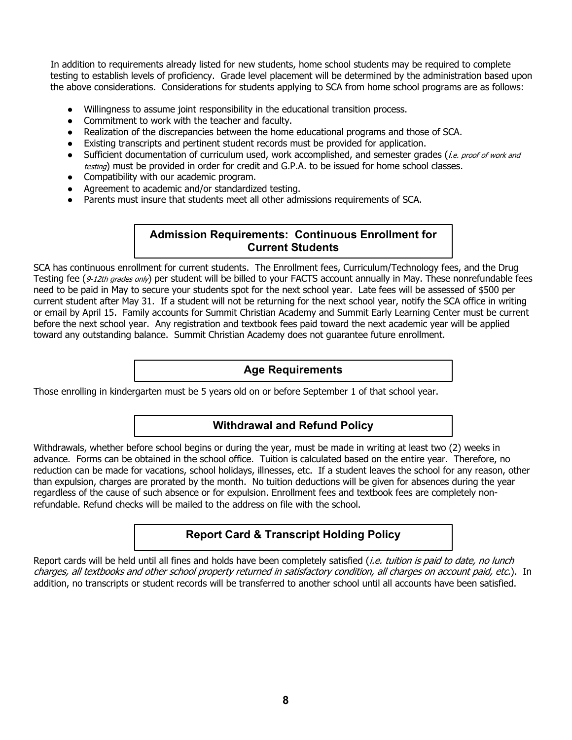In addition to requirements already listed for new students, home school students may be required to complete testing to establish levels of proficiency. Grade level placement will be determined by the administration based upon the above considerations. Considerations for students applying to SCA from home school programs are as follows:

- Willingness to assume joint responsibility in the educational transition process.
- Commitment to work with the teacher and faculty.
- Realization of the discrepancies between the home educational programs and those of SCA.
- Existing transcripts and pertinent student records must be provided for application.
- Sufficient documentation of curriculum used, work accomplished, and semester grades (*i.e. proof of work and testing*) must be provided in order for credit and G.P.A. to be issued for home school classes.
- Compatibility with our academic program.
- Agreement to academic and/or standardized testing.
- Parents must insure that students meet all other admissions requirements of SCA.

## Admission Requirements: Continuous Enrollment for Current Students

SCA has continuous enrollment for current students. The Enrollment fees, Curriculum/Technology fees, and the Drug Testing fee (*9-12th grades only*) per student will be billed to your FACTS account annually in May. These nonrefundable fees need to be paid in May to secure your students spot for the next school year. Late fees will be assessed of $500 per current student after May 31. If a student will not be returning for the next school year, notify the SCA office in writing or email by April 15. Family accounts for Summit Christian Academy and Summit Early Learning Center must be current before the next school year. Any registration and textbook fees paid toward the next academic year will be applied toward any outstanding balance. Summit Christian Academy does not guarantee future enrollment.

## Age Requirements

Those enrolling in kindergarten must be 5 years old on or before September 1 of that school year.

## Withdrawal and Refund Policy

Withdrawals, whether before school begins or during the year, must be made in writing at least two (2) weeks in advance. Forms can be obtained in the school office. Tuition is calculated based on the entire year. Therefore, no reduction can be made for vacations, school holidays, illnesses, etc. If a student leaves the school for any reason, other than expulsion, charges are prorated by the month. No tuition deductions will be given for absences during the year regardless of the cause of such absence or for expulsion. Enrollment fees and textbook fees are completely non-refundable. Refund checks will be mailed to the address on file with the school.

## Report Card & Transcript Holding Policy

Report cards will be held until all fines and holds have been completely satisfied (*i.e. tuition is paid to date, no lunch charges, all textbooks and other school property returned in satisfactory condition, all charges on account paid, etc.*). In addition, no transcripts or student records will be transferred to another school until all accounts have been satisfied.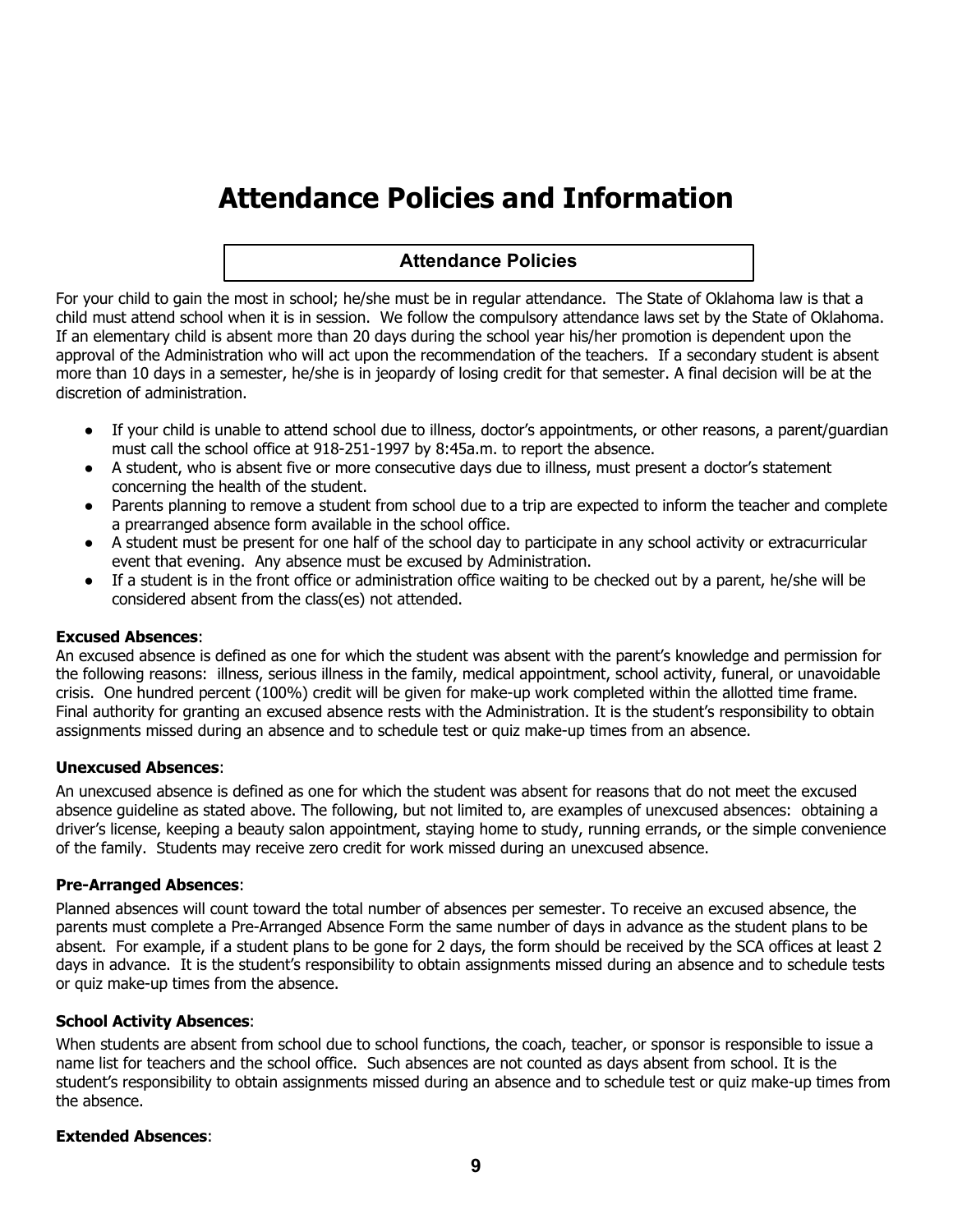# Attendance Policies and Information

## Attendance Policies

For your child to gain the most in school; he/she must be in regular attendance. The State of Oklahoma law is that a child must attend school when it is in session. We follow the compulsory attendance laws set by the State of Oklahoma. If an elementary child is absent more than 20 days during the school year his/her promotion is dependent upon the approval of the Administration who will act upon the recommendation of the teachers. If a secondary student is absent more than 10 days in a semester, he/she is in jeopardy of losing credit for that semester. A final decision will be at the discretion of administration.

- If your child is unable to attend school due to illness, doctor's appointments, or other reasons, a parent/guardian must call the school office at 918-251-1997 by 8:45a.m. to report the absence.
- A student, who is absent five or more consecutive days due to illness, must present a doctor's statement concerning the health of the student.
- Parents planning to remove a student from school due to a trip are expected to inform the teacher and complete a prearranged absence form available in the school office.
- A student must be present for one half of the school day to participate in any school activity or extracurricular event that evening. Any absence must be excused by Administration.
- If a student is in the front office or administration office waiting to be checked out by a parent, he/she will be considered absent from the class(es) not attended.

**Excused Absences**:
An excused absence is defined as one for which the student was absent with the parent's knowledge and permission for the following reasons: illness, serious illness in the family, medical appointment, school activity, funeral, or unavoidable crisis. One hundred percent (100%) credit will be given for make-up work completed within the allotted time frame. Final authority for granting an excused absence rests with the Administration. It is the student's responsibility to obtain assignments missed during an absence and to schedule test or quiz make-up times from an absence.

**Unexcused Absences**:

An unexcused absence is defined as one for which the student was absent for reasons that do not meet the excused absence guideline as stated above. The following, but not limited to, are examples of unexcused absences: obtaining a driver's license, keeping a beauty salon appointment, staying home to study, running errands, or the simple convenience of the family. Students may receive zero credit for work missed during an unexcused absence.

**Pre-Arranged Absences**:

Planned absences will count toward the total number of absences per semester. To receive an excused absence, the parents must complete a Pre-Arranged Absence Form the same number of days in advance as the student plans to be absent. For example, if a student plans to be gone for 2 days, the form should be received by the SCA offices at least 2 days in advance. It is the student's responsibility to obtain assignments missed during an absence and to schedule tests or quiz make-up times from the absence.

**School Activity Absences**:

When students are absent from school due to school functions, the coach, teacher, or sponsor is responsible to issue a name list for teachers and the school office. Such absences are not counted as days absent from school. It is the student's responsibility to obtain assignments missed during an absence and to schedule test or quiz make-up times from the absence.

**Extended Absences**: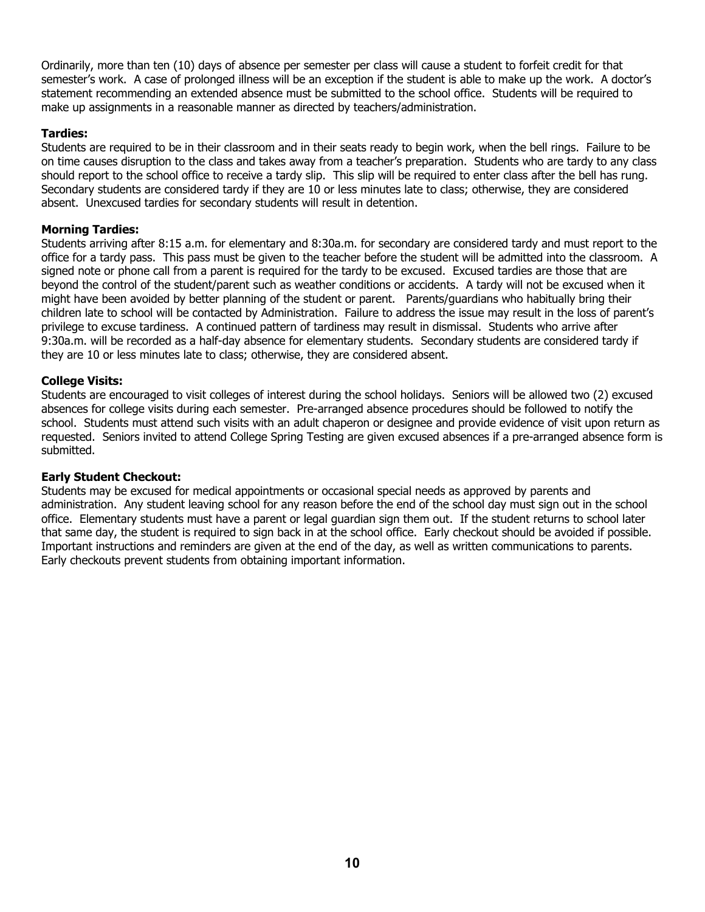Ordinarily, more than ten (10) days of absence per semester per class will cause a student to forfeit credit for that semester's work. A case of prolonged illness will be an exception if the student is able to make up the work. A doctor's statement recommending an extended absence must be submitted to the school office. Students will be required to make up assignments in a reasonable manner as directed by teachers/administration.

**Tardies:**
Students are required to be in their classroom and in their seats ready to begin work, when the bell rings. Failure to be on time causes disruption to the class and takes away from a teacher's preparation. Students who are tardy to any class should report to the school office to receive a tardy slip. This slip will be required to enter class after the bell has rung. Secondary students are considered tardy if they are 10 or less minutes late to class; otherwise, they are considered absent. Unexcused tardies for secondary students will result in detention.

**Morning Tardies:**
Students arriving after 8:15 a.m. for elementary and 8:30a.m. for secondary are considered tardy and must report to the office for a tardy pass. This pass must be given to the teacher before the student will be admitted into the classroom. A signed note or phone call from a parent is required for the tardy to be excused. Excused tardies are those that are beyond the control of the student/parent such as weather conditions or accidents. A tardy will not be excused when it might have been avoided by better planning of the student or parent. Parents/guardians who habitually bring their children late to school will be contacted by Administration. Failure to address the issue may result in the loss of parent's privilege to excuse tardiness. A continued pattern of tardiness may result in dismissal. Students who arrive after 9:30a.m. will be recorded as a half-day absence for elementary students. Secondary students are considered tardy if they are 10 or less minutes late to class; otherwise, they are considered absent.

**College Visits:**
Students are encouraged to visit colleges of interest during the school holidays. Seniors will be allowed two (2) excused absences for college visits during each semester. Pre-arranged absence procedures should be followed to notify the school. Students must attend such visits with an adult chaperon or designee and provide evidence of visit upon return as requested. Seniors invited to attend College Spring Testing are given excused absences if a pre-arranged absence form is submitted.

**Early Student Checkout:**
Students may be excused for medical appointments or occasional special needs as approved by parents and administration. Any student leaving school for any reason before the end of the school day must sign out in the school office. Elementary students must have a parent or legal guardian sign them out. If the student returns to school later that same day, the student is required to sign back in at the school office. Early checkout should be avoided if possible. Important instructions and reminders are given at the end of the day, as well as written communications to parents. Early checkouts prevent students from obtaining important information.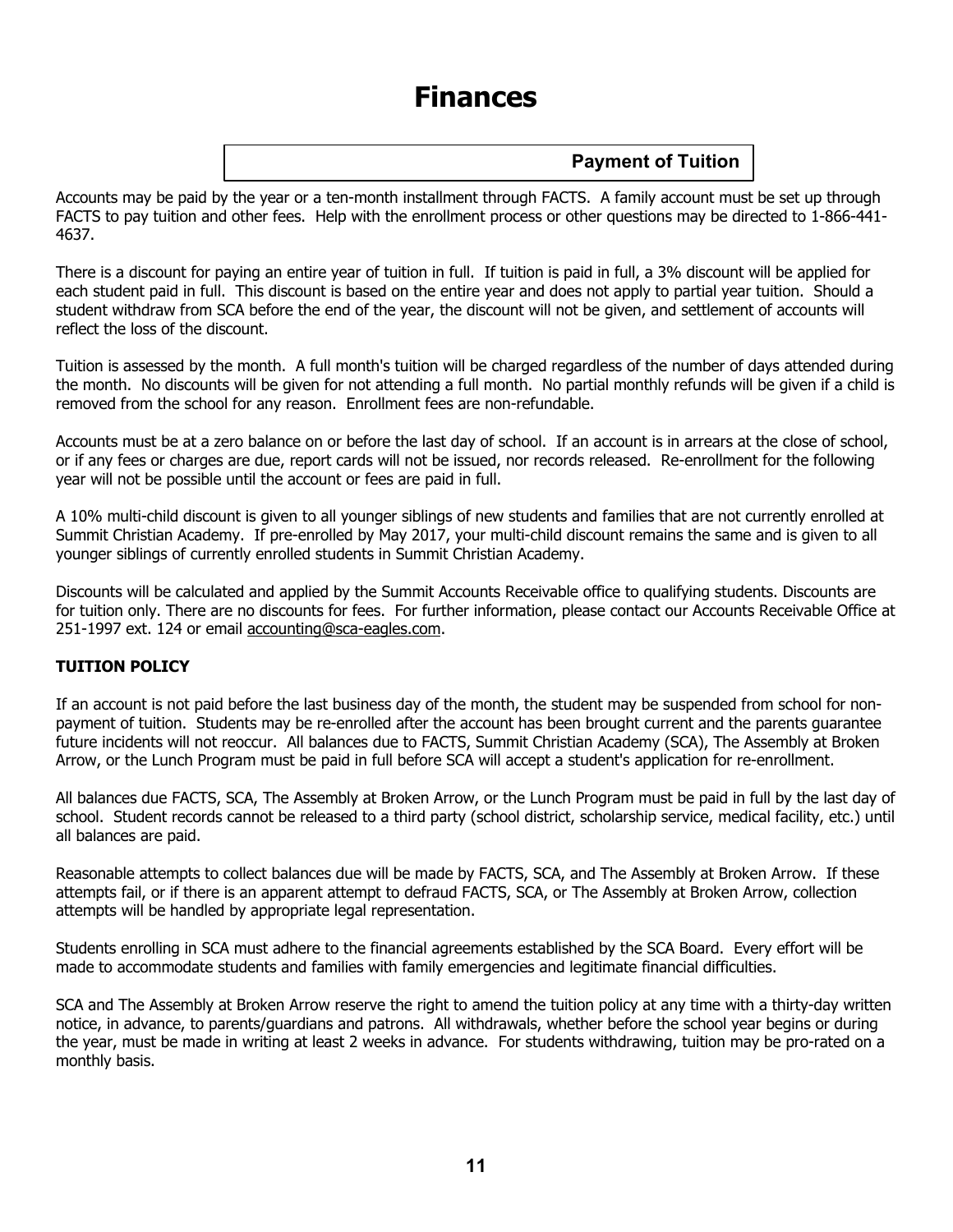# Finances

## Payment of Tuition

Accounts may be paid by the year or a ten-month installment through FACTS. A family account must be set up through FACTS to pay tuition and other fees. Help with the enrollment process or other questions may be directed to 1-866-441-4637.

There is a discount for paying an entire year of tuition in full. If tuition is paid in full, a 3% discount will be applied for each student paid in full. This discount is based on the entire year and does not apply to partial year tuition. Should a student withdraw from SCA before the end of the year, the discount will not be given, and settlement of accounts will reflect the loss of the discount.

Tuition is assessed by the month. A full month's tuition will be charged regardless of the number of days attended during the month. No discounts will be given for not attending a full month. No partial monthly refunds will be given if a child is removed from the school for any reason. Enrollment fees are non-refundable.

Accounts must be at a zero balance on or before the last day of school. If an account is in arrears at the close of school, or if any fees or charges are due, report cards will not be issued, nor records released. Re-enrollment for the following year will not be possible until the account or fees are paid in full.

A 10% multi-child discount is given to all younger siblings of new students and families that are not currently enrolled at Summit Christian Academy. If pre-enrolled by May 2017, your multi-child discount remains the same and is given to all younger siblings of currently enrolled students in Summit Christian Academy.

Discounts will be calculated and applied by the Summit Accounts Receivable office to qualifying students. Discounts are for tuition only. There are no discounts for fees. For further information, please contact our Accounts Receivable Office at 251-1997 ext. 124 or email accounting@sca-eagles.com.

### TUITION POLICY

If an account is not paid before the last business day of the month, the student may be suspended from school for non-payment of tuition. Students may be re-enrolled after the account has been brought current and the parents guarantee future incidents will not reoccur. All balances due to FACTS, Summit Christian Academy (SCA), The Assembly at Broken Arrow, or the Lunch Program must be paid in full before SCA will accept a student's application for re-enrollment.

All balances due FACTS, SCA, The Assembly at Broken Arrow, or the Lunch Program must be paid in full by the last day of school. Student records cannot be released to a third party (school district, scholarship service, medical facility, etc.) until all balances are paid.

Reasonable attempts to collect balances due will be made by FACTS, SCA, and The Assembly at Broken Arrow. If these attempts fail, or if there is an apparent attempt to defraud FACTS, SCA, or The Assembly at Broken Arrow, collection attempts will be handled by appropriate legal representation.

Students enrolling in SCA must adhere to the financial agreements established by the SCA Board. Every effort will be made to accommodate students and families with family emergencies and legitimate financial difficulties.

SCA and The Assembly at Broken Arrow reserve the right to amend the tuition policy at any time with a thirty-day written notice, in advance, to parents/guardians and patrons. All withdrawals, whether before the school year begins or during the year, must be made in writing at least 2 weeks in advance. For students withdrawing, tuition may be pro-rated on a monthly basis.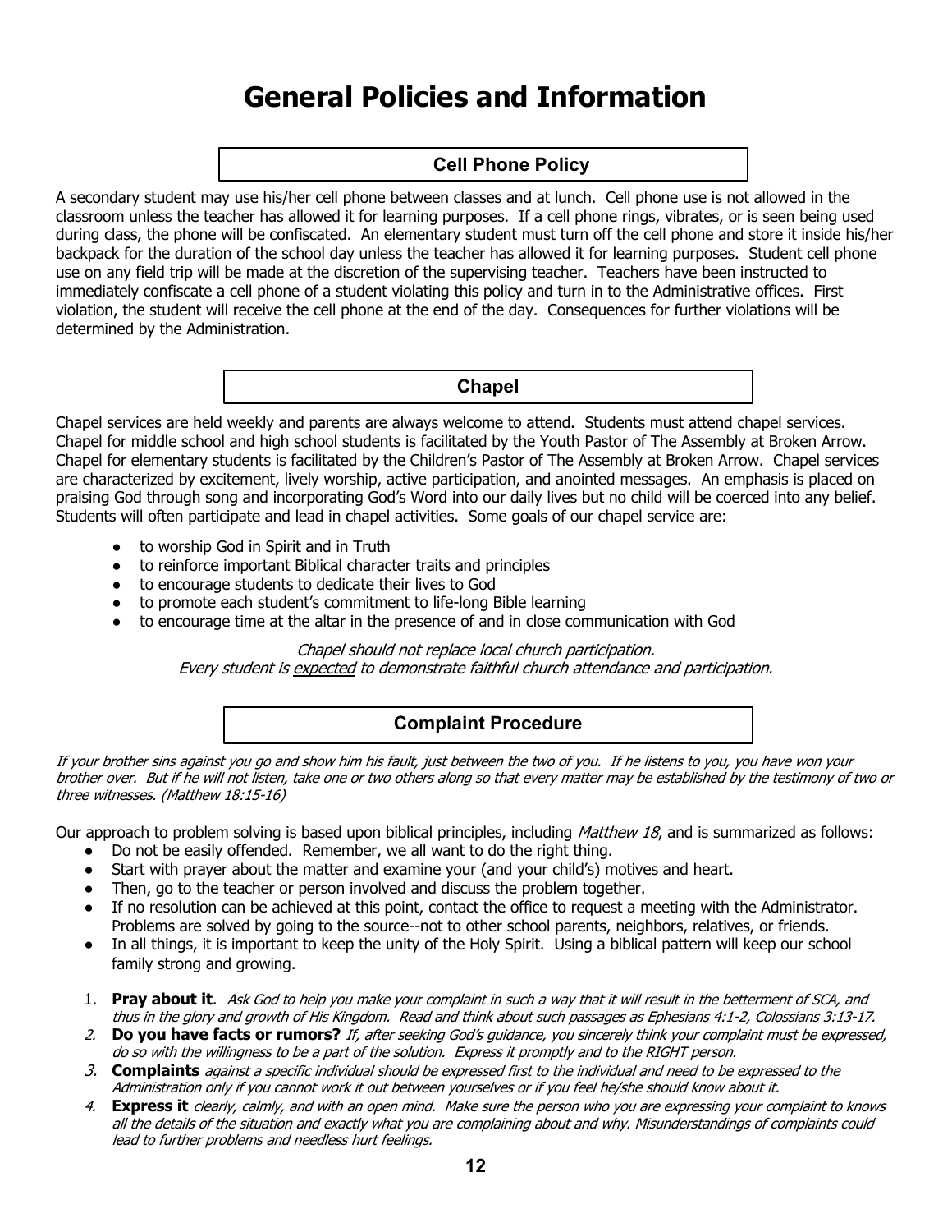# General Policies and Information

## Cell Phone Policy

A secondary student may use his/her cell phone between classes and at lunch. Cell phone use is not allowed in the classroom unless the teacher has allowed it for learning purposes. If a cell phone rings, vibrates, or is seen being used during class, the phone will be confiscated. An elementary student must turn off the cell phone and store it inside his/her backpack for the duration of the school day unless the teacher has allowed it for learning purposes. Student cell phone use on any field trip will be made at the discretion of the supervising teacher. Teachers have been instructed to immediately confiscate a cell phone of a student violating this policy and turn in to the Administrative offices. First violation, the student will receive the cell phone at the end of the day. Consequences for further violations will be determined by the Administration.

## Chapel

Chapel services are held weekly and parents are always welcome to attend. Students must attend chapel services. Chapel for middle school and high school students is facilitated by the Youth Pastor of The Assembly at Broken Arrow. Chapel for elementary students is facilitated by the Children's Pastor of The Assembly at Broken Arrow. Chapel services are characterized by excitement, lively worship, active participation, and anointed messages. An emphasis is placed on praising God through song and incorporating God's Word into our daily lives but no child will be coerced into any belief. Students will often participate and lead in chapel activities. Some goals of our chapel service are:

- to worship God in Spirit and in Truth
- to reinforce important Biblical character traits and principles
- to encourage students to dedicate their lives to God
- to promote each student's commitment to life-long Bible learning
- to encourage time at the altar in the presence of and in close communication with God

*Chapel should not replace local church participation.*
*Every student is expected to demonstrate faithful church attendance and participation.*

## Complaint Procedure

*If your brother sins against you go and show him his fault, just between the two of you. If he listens to you, you have won your brother over. But if he will not listen, take one or two others along so that every matter may be established by the testimony of two or three witnesses. (Matthew 18:15-16)*

Our approach to problem solving is based upon biblical principles, including *Matthew 18*, and is summarized as follows:

- Do not be easily offended. Remember, we all want to do the right thing.
- Start with prayer about the matter and examine your (and your child's) motives and heart.
- Then, go to the teacher or person involved and discuss the problem together.
- If no resolution can be achieved at this point, contact the office to request a meeting with the Administrator. Problems are solved by going to the source--not to other school parents, neighbors, relatives, or friends.
- In all things, it is important to keep the unity of the Holy Spirit. Using a biblical pattern will keep our school family strong and growing.

1. **Pray about it**. *Ask God to help you make your complaint in such a way that it will result in the betterment of SCA, and thus in the glory and growth of His Kingdom. Read and think about such passages as Ephesians 4:1-2, Colossians 3:13-17.*
2. **Do you have facts or rumors?** *If, after seeking God's guidance, you sincerely think your complaint must be expressed, do so with the willingness to be a part of the solution. Express it promptly and to the RIGHT person.*
3. **Complaints** *against a specific individual should be expressed first to the individual and need to be expressed to the Administration only if you cannot work it out between yourselves or if you feel he/she should know about it.*
4. **Express it** *clearly, calmly, and with an open mind. Make sure the person who you are expressing your complaint to knows all the details of the situation and exactly what you are complaining about and why. Misunderstandings of complaints could lead to further problems and needless hurt feelings.*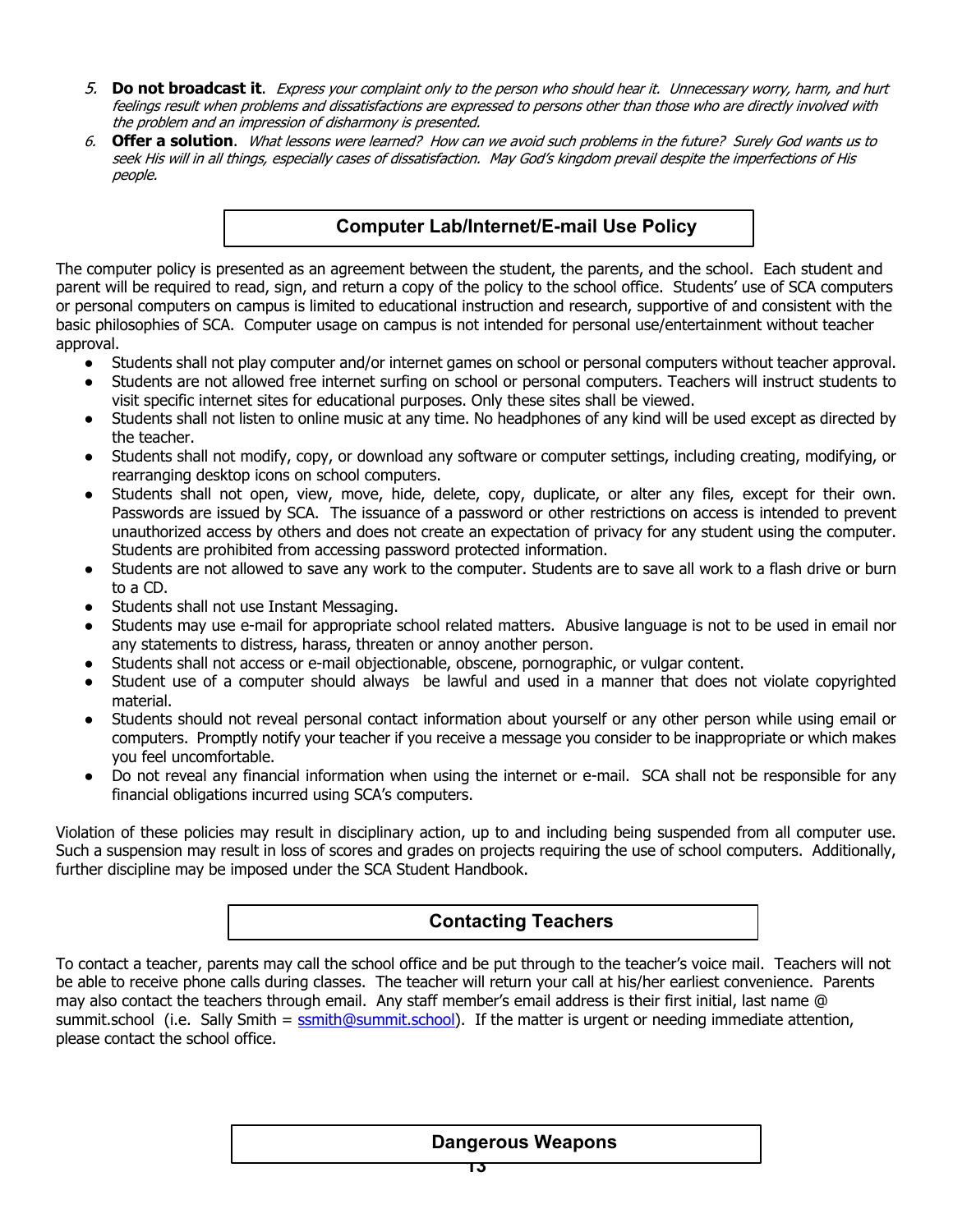5. **Do not broadcast it**. *Express your complaint only to the person who should hear it. Unnecessary worry, harm, and hurt feelings result when problems and dissatisfactions are expressed to persons other than those who are directly involved with the problem and an impression of disharmony is presented.*
6. **Offer a solution**. *What lessons were learned? How can we avoid such problems in the future? Surely God wants us to seek His will in all things, especially cases of dissatisfaction. May God's kingdom prevail despite the imperfections of His people.*

## Computer Lab/Internet/E-mail Use Policy

The computer policy is presented as an agreement between the student, the parents, and the school. Each student and parent will be required to read, sign, and return a copy of the policy to the school office. Students' use of SCA computers or personal computers on campus is limited to educational instruction and research, supportive of and consistent with the basic philosophies of SCA. Computer usage on campus is not intended for personal use/entertainment without teacher approval.

- Students shall not play computer and/or internet games on school or personal computers without teacher approval.
- Students are not allowed free internet surfing on school or personal computers. Teachers will instruct students to visit specific internet sites for educational purposes. Only these sites shall be viewed.
- Students shall not listen to online music at any time. No headphones of any kind will be used except as directed by the teacher.
- Students shall not modify, copy, or download any software or computer settings, including creating, modifying, or rearranging desktop icons on school computers.
- Students shall not open, view, move, hide, delete, copy, duplicate, or alter any files, except for their own. Passwords are issued by SCA. The issuance of a password or other restrictions on access is intended to prevent unauthorized access by others and does not create an expectation of privacy for any student using the computer. Students are prohibited from accessing password protected information.
- Students are not allowed to save any work to the computer. Students are to save all work to a flash drive or burn to a CD.
- Students shall not use Instant Messaging.
- Students may use e-mail for appropriate school related matters. Abusive language is not to be used in email nor any statements to distress, harass, threaten or annoy another person.
- Students shall not access or e-mail objectionable, obscene, pornographic, or vulgar content.
- Student use of a computer should always be lawful and used in a manner that does not violate copyrighted material.
- Students should not reveal personal contact information about yourself or any other person while using email or computers. Promptly notify your teacher if you receive a message you consider to be inappropriate or which makes you feel uncomfortable.
- Do not reveal any financial information when using the internet or e-mail. SCA shall not be responsible for any financial obligations incurred using SCA's computers.

Violation of these policies may result in disciplinary action, up to and including being suspended from all computer use. Such a suspension may result in loss of scores and grades on projects requiring the use of school computers. Additionally, further discipline may be imposed under the SCA Student Handbook.

## Contacting Teachers

To contact a teacher, parents may call the school office and be put through to the teacher's voice mail. Teachers will not be able to receive phone calls during classes. The teacher will return your call at his/her earliest convenience. Parents may also contact the teachers through email. Any staff member's email address is their first initial, last name @ summit.school (i.e. Sally Smith = ssmith@summit.school). If the matter is urgent or needing immediate attention, please contact the school office.

## Dangerous Weapons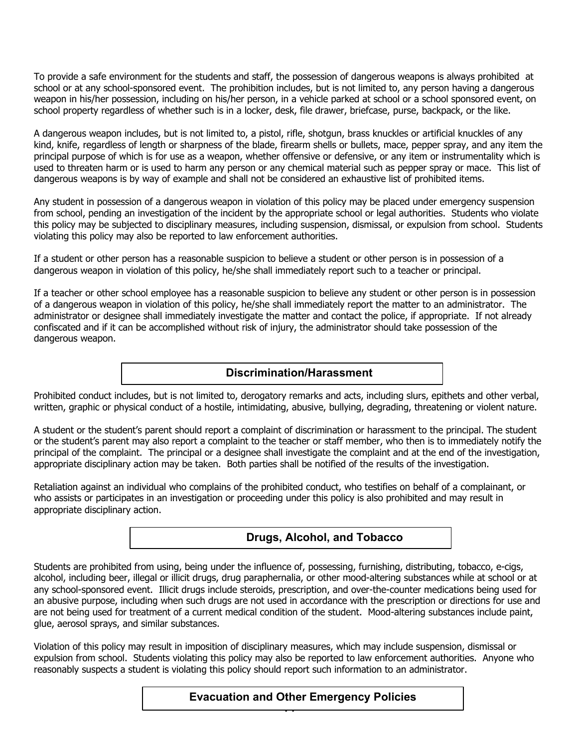To provide a safe environment for the students and staff, the possession of dangerous weapons is always prohibited at school or at any school-sponsored event. The prohibition includes, but is not limited to, any person having a dangerous weapon in his/her possession, including on his/her person, in a vehicle parked at school or a school sponsored event, on school property regardless of whether such is in a locker, desk, file drawer, briefcase, purse, backpack, or the like.

A dangerous weapon includes, but is not limited to, a pistol, rifle, shotgun, brass knuckles or artificial knuckles of any kind, knife, regardless of length or sharpness of the blade, firearm shells or bullets, mace, pepper spray, and any item the principal purpose of which is for use as a weapon, whether offensive or defensive, or any item or instrumentality which is used to threaten harm or is used to harm any person or any chemical material such as pepper spray or mace. This list of dangerous weapons is by way of example and shall not be considered an exhaustive list of prohibited items.

Any student in possession of a dangerous weapon in violation of this policy may be placed under emergency suspension from school, pending an investigation of the incident by the appropriate school or legal authorities. Students who violate this policy may be subjected to disciplinary measures, including suspension, dismissal, or expulsion from school. Students violating this policy may also be reported to law enforcement authorities.

If a student or other person has a reasonable suspicion to believe a student or other person is in possession of a dangerous weapon in violation of this policy, he/she shall immediately report such to a teacher or principal.

If a teacher or other school employee has a reasonable suspicion to believe any student or other person is in possession of a dangerous weapon in violation of this policy, he/she shall immediately report the matter to an administrator. The administrator or designee shall immediately investigate the matter and contact the police, if appropriate. If not already confiscated and if it can be accomplished without risk of injury, the administrator should take possession of the dangerous weapon.

## Discrimination/Harassment

Prohibited conduct includes, but is not limited to, derogatory remarks and acts, including slurs, epithets and other verbal, written, graphic or physical conduct of a hostile, intimidating, abusive, bullying, degrading, threatening or violent nature.

A student or the student's parent should report a complaint of discrimination or harassment to the principal. The student or the student's parent may also report a complaint to the teacher or staff member, who then is to immediately notify the principal of the complaint. The principal or a designee shall investigate the complaint and at the end of the investigation, appropriate disciplinary action may be taken. Both parties shall be notified of the results of the investigation.

Retaliation against an individual who complains of the prohibited conduct, who testifies on behalf of a complainant, or who assists or participates in an investigation or proceeding under this policy is also prohibited and may result in appropriate disciplinary action.

## Drugs, Alcohol, and Tobacco

Students are prohibited from using, being under the influence of, possessing, furnishing, distributing, tobacco, e-cigs, alcohol, including beer, illegal or illicit drugs, drug paraphernalia, or other mood-altering substances while at school or at any school-sponsored event. Illicit drugs include steroids, prescription, and over-the-counter medications being used for an abusive purpose, including when such drugs are not used in accordance with the prescription or directions for use and are not being used for treatment of a current medical condition of the student. Mood-altering substances include paint, glue, aerosol sprays, and similar substances.

Violation of this policy may result in imposition of disciplinary measures, which may include suspension, dismissal or expulsion from school. Students violating this policy may also be reported to law enforcement authorities. Anyone who reasonably suspects a student is violating this policy should report such information to an administrator.

## Evacuation and Other Emergency Policies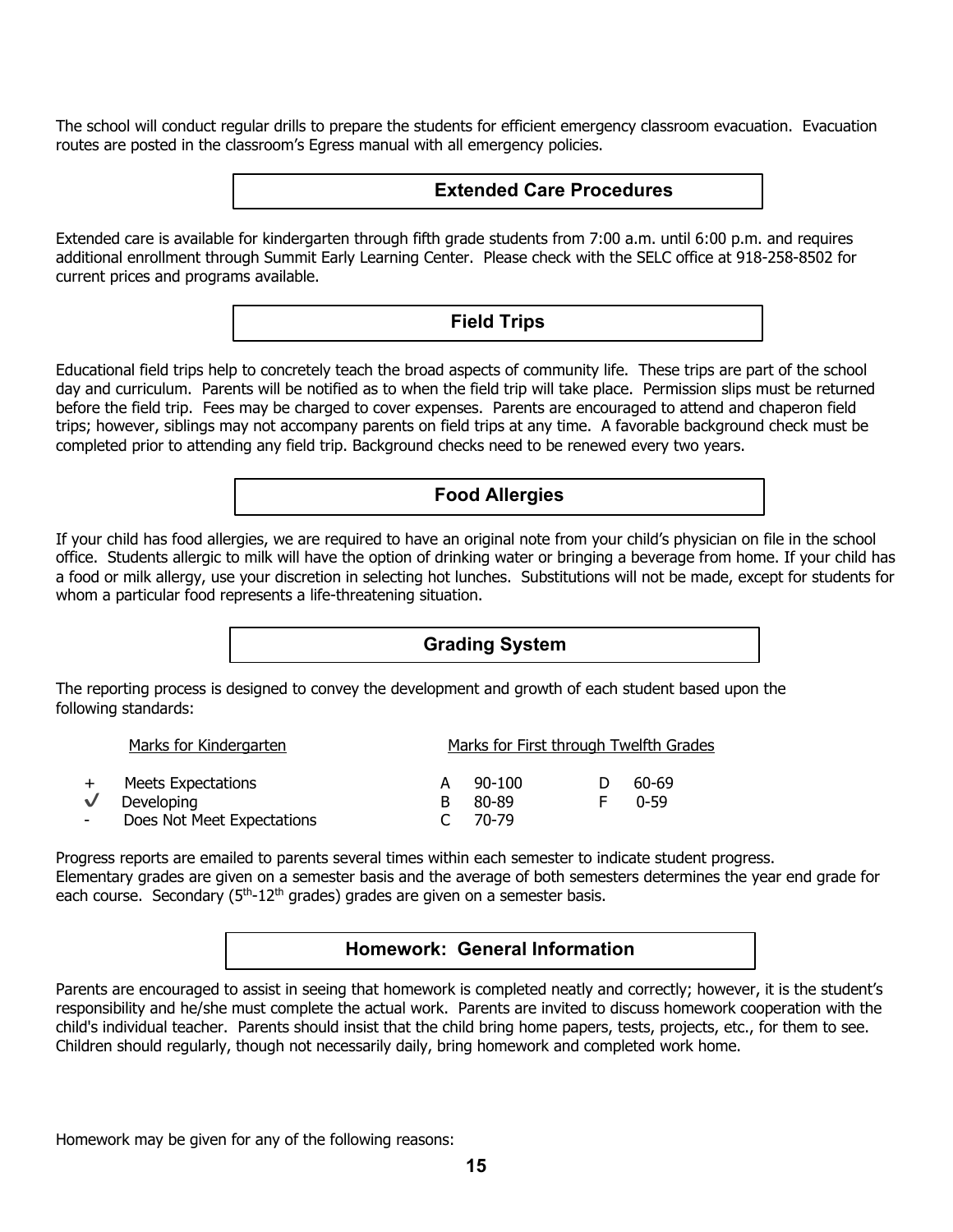The school will conduct regular drills to prepare the students for efficient emergency classroom evacuation. Evacuation routes are posted in the classroom's Egress manual with all emergency policies.

## Extended Care Procedures

Extended care is available for kindergarten through fifth grade students from 7:00 a.m. until 6:00 p.m. and requires additional enrollment through Summit Early Learning Center. Please check with the SELC office at 918-258-8502 for current prices and programs available.

## Field Trips

Educational field trips help to concretely teach the broad aspects of community life. These trips are part of the school day and curriculum. Parents will be notified as to when the field trip will take place. Permission slips must be returned before the field trip. Fees may be charged to cover expenses. Parents are encouraged to attend and chaperon field trips; however, siblings may not accompany parents on field trips at any time. A favorable background check must be completed prior to attending any field trip. Background checks need to be renewed every two years.

## Food Allergies

If your child has food allergies, we are required to have an original note from your child's physician on file in the school office. Students allergic to milk will have the option of drinking water or bringing a beverage from home. If your child has a food or milk allergy, use your discretion in selecting hot lunches. Substitutions will not be made, except for students for whom a particular food represents a life-threatening situation.

## Grading System

The reporting process is designed to convey the development and growth of each student based upon the following standards:

| Marks for Kindergarten | | Marks for First through Twelfth Grades | | | |
|---|---|---|---|---|---|
| + | Meets Expectations | A | 90-100 | D | 60-69 |
| ✓ | Developing | B | 80-89 | F | 0-59 |
| - | Does Not Meet Expectations | C | 70-79 | | |

Progress reports are emailed to parents several times within each semester to indicate student progress.
Elementary grades are given on a semester basis and the average of both semesters determines the year end grade for each course. Secondary (5th-12th grades) grades are given on a semester basis.

## Homework: General Information

Parents are encouraged to assist in seeing that homework is completed neatly and correctly; however, it is the student's responsibility and he/she must complete the actual work. Parents are invited to discuss homework cooperation with the child's individual teacher. Parents should insist that the child bring home papers, tests, projects, etc., for them to see. Children should regularly, though not necessarily daily, bring homework and completed work home.

Homework may be given for any of the following reasons: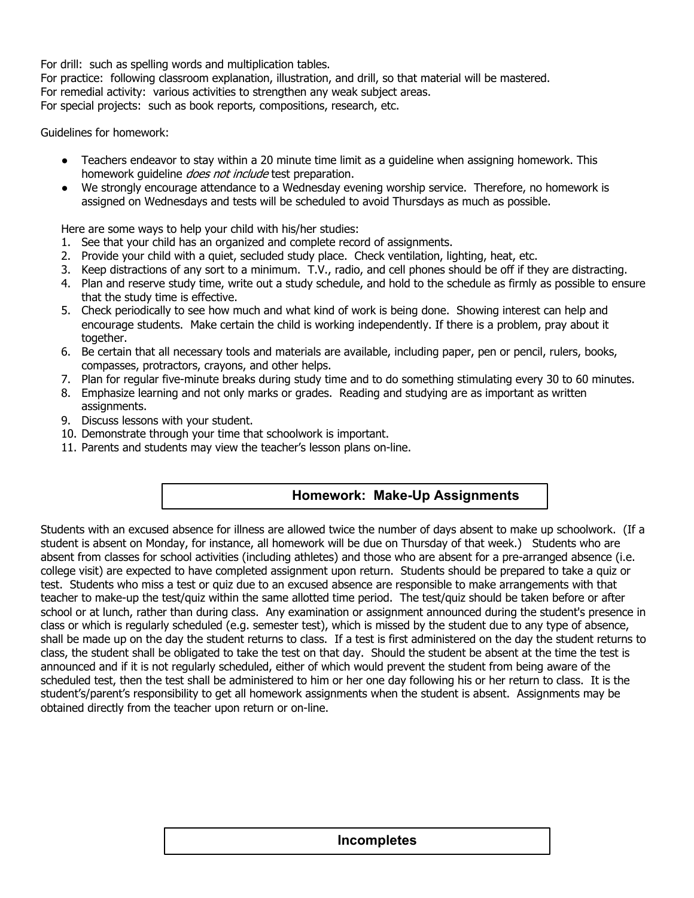For drill: such as spelling words and multiplication tables.
For practice: following classroom explanation, illustration, and drill, so that material will be mastered.
For remedial activity: various activities to strengthen any weak subject areas.
For special projects: such as book reports, compositions, research, etc.

Guidelines for homework:

- Teachers endeavor to stay within a 20 minute time limit as a guideline when assigning homework. This homework guideline *does not include* test preparation.
- We strongly encourage attendance to a Wednesday evening worship service. Therefore, no homework is assigned on Wednesdays and tests will be scheduled to avoid Thursdays as much as possible.

Here are some ways to help your child with his/her studies:

1. See that your child has an organized and complete record of assignments.
2. Provide your child with a quiet, secluded study place. Check ventilation, lighting, heat, etc.
3. Keep distractions of any sort to a minimum. T.V., radio, and cell phones should be off if they are distracting.
4. Plan and reserve study time, write out a study schedule, and hold to the schedule as firmly as possible to ensure that the study time is effective.
5. Check periodically to see how much and what kind of work is being done. Showing interest can help and encourage students. Make certain the child is working independently. If there is a problem, pray about it together.
6. Be certain that all necessary tools and materials are available, including paper, pen or pencil, rulers, books, compasses, protractors, crayons, and other helps.
7. Plan for regular five-minute breaks during study time and to do something stimulating every 30 to 60 minutes.
8. Emphasize learning and not only marks or grades. Reading and studying are as important as written assignments.
9. Discuss lessons with your student.
10. Demonstrate through your time that schoolwork is important.
11. Parents and students may view the teacher's lesson plans on-line.

## Homework: Make-Up Assignments

Students with an excused absence for illness are allowed twice the number of days absent to make up schoolwork. (If a student is absent on Monday, for instance, all homework will be due on Thursday of that week.) Students who are absent from classes for school activities (including athletes) and those who are absent for a pre-arranged absence (i.e. college visit) are expected to have completed assignment upon return. Students should be prepared to take a quiz or test. Students who miss a test or quiz due to an excused absence are responsible to make arrangements with that teacher to make-up the test/quiz within the same allotted time period. The test/quiz should be taken before or after school or at lunch, rather than during class. Any examination or assignment announced during the student's presence in class or which is regularly scheduled (e.g. semester test), which is missed by the student due to any type of absence, shall be made up on the day the student returns to class. If a test is first administered on the day the student returns to class, the student shall be obligated to take the test on that day. Should the student be absent at the time the test is announced and if it is not regularly scheduled, either of which would prevent the student from being aware of the scheduled test, then the test shall be administered to him or her one day following his or her return to class. It is the student's/parent's responsibility to get all homework assignments when the student is absent. Assignments may be obtained directly from the teacher upon return or on-line.

## Incompletes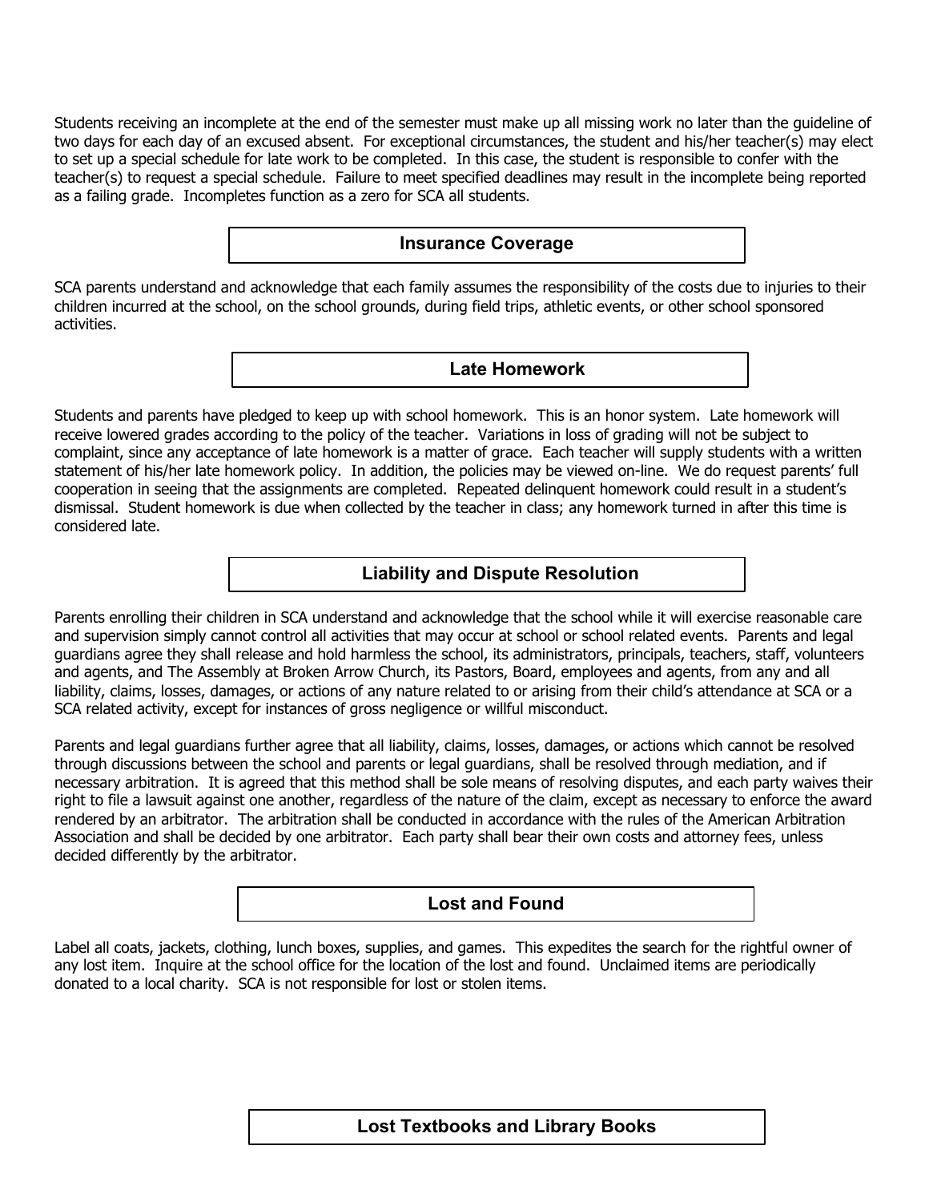Students receiving an incomplete at the end of the semester must make up all missing work no later than the guideline of two days for each day of an excused absent. For exceptional circumstances, the student and his/her teacher(s) may elect to set up a special schedule for late work to be completed. In this case, the student is responsible to confer with the teacher(s) to request a special schedule. Failure to meet specified deadlines may result in the incomplete being reported as a failing grade. Incompletes function as a zero for SCA all students.

## Insurance Coverage

SCA parents understand and acknowledge that each family assumes the responsibility of the costs due to injuries to their children incurred at the school, on the school grounds, during field trips, athletic events, or other school sponsored activities.

## Late Homework

Students and parents have pledged to keep up with school homework. This is an honor system. Late homework will receive lowered grades according to the policy of the teacher. Variations in loss of grading will not be subject to complaint, since any acceptance of late homework is a matter of grace. Each teacher will supply students with a written statement of his/her late homework policy. In addition, the policies may be viewed on-line. We do request parents' full cooperation in seeing that the assignments are completed. Repeated delinquent homework could result in a student's dismissal. Student homework is due when collected by the teacher in class; any homework turned in after this time is considered late.

## Liability and Dispute Resolution

Parents enrolling their children in SCA understand and acknowledge that the school while it will exercise reasonable care and supervision simply cannot control all activities that may occur at school or school related events. Parents and legal guardians agree they shall release and hold harmless the school, its administrators, principals, teachers, staff, volunteers and agents, and The Assembly at Broken Arrow Church, its Pastors, Board, employees and agents, from any and all liability, claims, losses, damages, or actions of any nature related to or arising from their child's attendance at SCA or a SCA related activity, except for instances of gross negligence or willful misconduct.

Parents and legal guardians further agree that all liability, claims, losses, damages, or actions which cannot be resolved through discussions between the school and parents or legal guardians, shall be resolved through mediation, and if necessary arbitration. It is agreed that this method shall be sole means of resolving disputes, and each party waives their right to file a lawsuit against one another, regardless of the nature of the claim, except as necessary to enforce the award rendered by an arbitrator. The arbitration shall be conducted in accordance with the rules of the American Arbitration Association and shall be decided by one arbitrator. Each party shall bear their own costs and attorney fees, unless decided differently by the arbitrator.

## Lost and Found

Label all coats, jackets, clothing, lunch boxes, supplies, and games. This expedites the search for the rightful owner of any lost item. Inquire at the school office for the location of the lost and found. Unclaimed items are periodically donated to a local charity. SCA is not responsible for lost or stolen items.

## Lost Textbooks and Library Books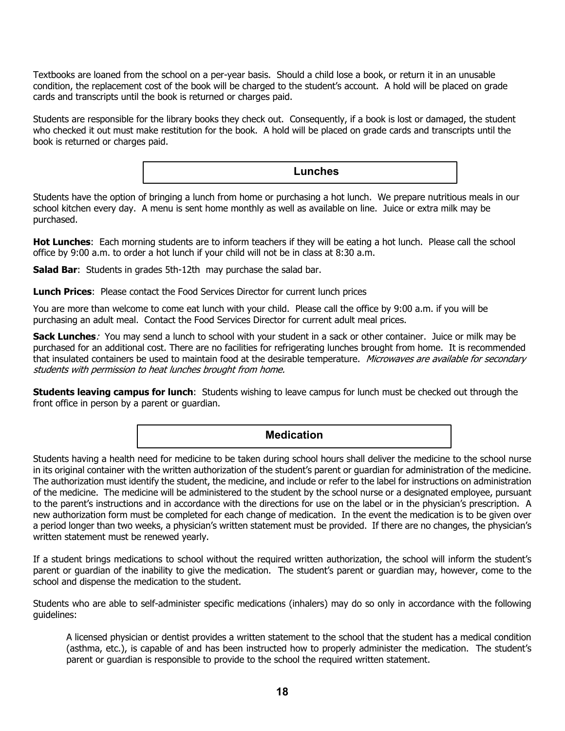Textbooks are loaned from the school on a per-year basis. Should a child lose a book, or return it in an unusable condition, the replacement cost of the book will be charged to the student's account. A hold will be placed on grade cards and transcripts until the book is returned or charges paid.

Students are responsible for the library books they check out. Consequently, if a book is lost or damaged, the student who checked it out must make restitution for the book. A hold will be placed on grade cards and transcripts until the book is returned or charges paid.

## Lunches

Students have the option of bringing a lunch from home or purchasing a hot lunch. We prepare nutritious meals in our school kitchen every day. A menu is sent home monthly as well as available on line. Juice or extra milk may be purchased.

**Hot Lunches**: Each morning students are to inform teachers if they will be eating a hot lunch. Please call the school office by 9:00 a.m. to order a hot lunch if your child will not be in class at 8:30 a.m.

**Salad Bar**: Students in grades 5th-12th may purchase the salad bar.

**Lunch Prices**: Please contact the Food Services Director for current lunch prices

You are more than welcome to come eat lunch with your child. Please call the office by 9:00 a.m. if you will be purchasing an adult meal. Contact the Food Services Director for current adult meal prices.

**Sack Lunches**: You may send a lunch to school with your student in a sack or other container. Juice or milk may be purchased for an additional cost. There are no facilities for refrigerating lunches brought from home. It is recommended that insulated containers be used to maintain food at the desirable temperature. *Microwaves are available for secondary students with permission to heat lunches brought from home.*

**Students leaving campus for lunch**: Students wishing to leave campus for lunch must be checked out through the front office in person by a parent or guardian.

## Medication

Students having a health need for medicine to be taken during school hours shall deliver the medicine to the school nurse in its original container with the written authorization of the student's parent or guardian for administration of the medicine. The authorization must identify the student, the medicine, and include or refer to the label for instructions on administration of the medicine. The medicine will be administered to the student by the school nurse or a designated employee, pursuant to the parent's instructions and in accordance with the directions for use on the label or in the physician's prescription. A new authorization form must be completed for each change of medication. In the event the medication is to be given over a period longer than two weeks, a physician's written statement must be provided. If there are no changes, the physician's written statement must be renewed yearly.

If a student brings medications to school without the required written authorization, the school will inform the student's parent or guardian of the inability to give the medication. The student's parent or guardian may, however, come to the school and dispense the medication to the student.

Students who are able to self-administer specific medications (inhalers) may do so only in accordance with the following guidelines:

> A licensed physician or dentist provides a written statement to the school that the student has a medical condition (asthma, etc.), is capable of and has been instructed how to properly administer the medication. The student's parent or guardian is responsible to provide to the school the required written statement.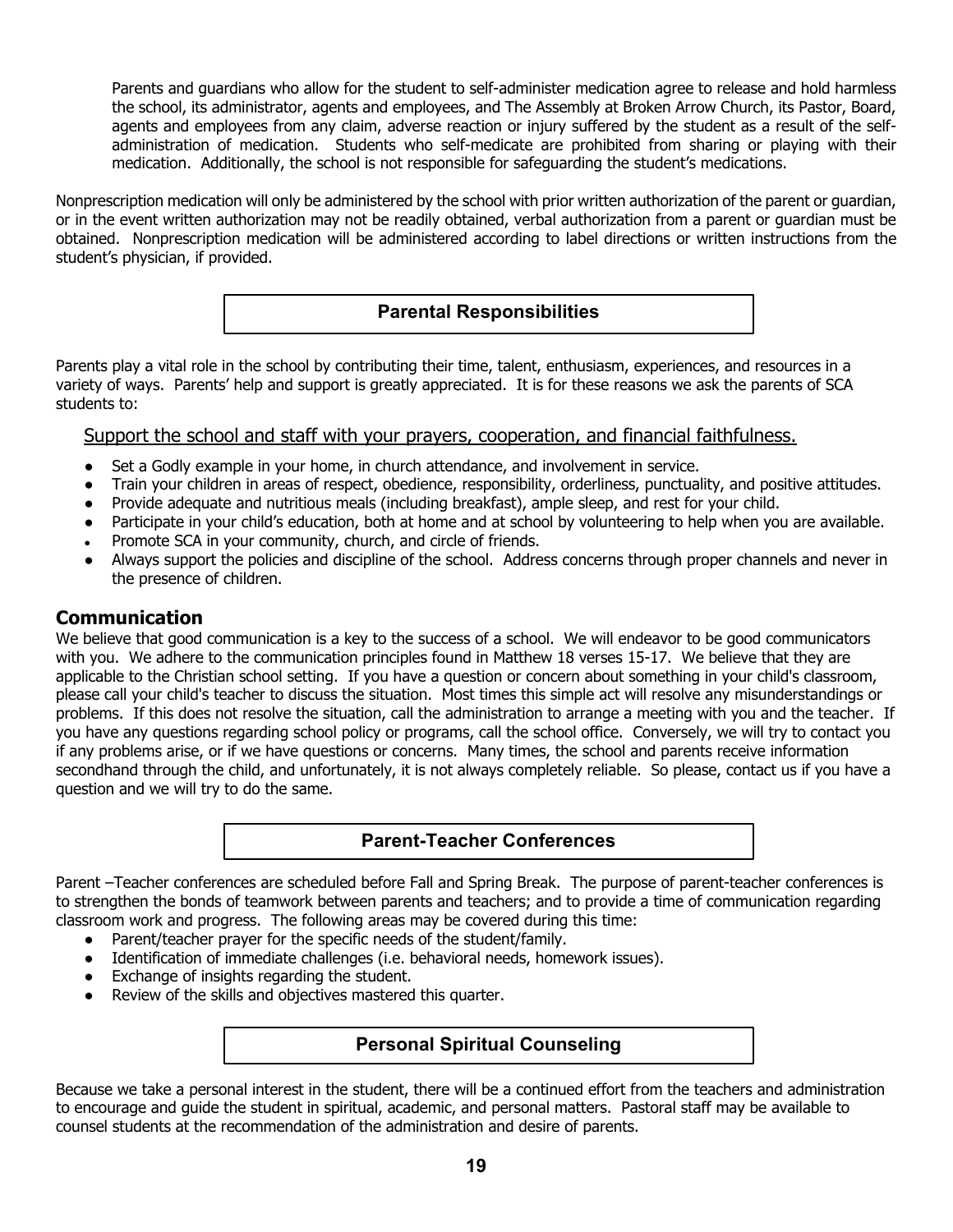Parents and guardians who allow for the student to self-administer medication agree to release and hold harmless the school, its administrator, agents and employees, and The Assembly at Broken Arrow Church, its Pastor, Board, agents and employees from any claim, adverse reaction or injury suffered by the student as a result of the self-administration of medication. Students who self-medicate are prohibited from sharing or playing with their medication. Additionally, the school is not responsible for safeguarding the student's medications.

Nonprescription medication will only be administered by the school with prior written authorization of the parent or guardian, or in the event written authorization may not be readily obtained, verbal authorization from a parent or guardian must be obtained. Nonprescription medication will be administered according to label directions or written instructions from the student's physician, if provided.

## Parental Responsibilities

Parents play a vital role in the school by contributing their time, talent, enthusiasm, experiences, and resources in a variety of ways. Parents' help and support is greatly appreciated. It is for these reasons we ask the parents of SCA students to:

<u>Support the school and staff with your prayers, cooperation, and financial faithfulness.</u>

- Set a Godly example in your home, in church attendance, and involvement in service.
- Train your children in areas of respect, obedience, responsibility, orderliness, punctuality, and positive attitudes.
- Provide adequate and nutritious meals (including breakfast), ample sleep, and rest for your child.
- Participate in your child's education, both at home and at school by volunteering to help when you are available.
- Promote SCA in your community, church, and circle of friends.
- Always support the policies and discipline of the school. Address concerns through proper channels and never in the presence of children.

### Communication

We believe that good communication is a key to the success of a school. We will endeavor to be good communicators with you. We adhere to the communication principles found in Matthew 18 verses 15-17. We believe that they are applicable to the Christian school setting. If you have a question or concern about something in your child's classroom, please call your child's teacher to discuss the situation. Most times this simple act will resolve any misunderstandings or problems. If this does not resolve the situation, call the administration to arrange a meeting with you and the teacher. If you have any questions regarding school policy or programs, call the school office. Conversely, we will try to contact you if any problems arise, or if we have questions or concerns. Many times, the school and parents receive information secondhand through the child, and unfortunately, it is not always completely reliable. So please, contact us if you have a question and we will try to do the same.

## Parent-Teacher Conferences

Parent –Teacher conferences are scheduled before Fall and Spring Break. The purpose of parent-teacher conferences is to strengthen the bonds of teamwork between parents and teachers; and to provide a time of communication regarding classroom work and progress. The following areas may be covered during this time:

- Parent/teacher prayer for the specific needs of the student/family.
- Identification of immediate challenges (i.e. behavioral needs, homework issues).
- Exchange of insights regarding the student.
- Review of the skills and objectives mastered this quarter.

## Personal Spiritual Counseling

Because we take a personal interest in the student, there will be a continued effort from the teachers and administration to encourage and guide the student in spiritual, academic, and personal matters. Pastoral staff may be available to counsel students at the recommendation of the administration and desire of parents.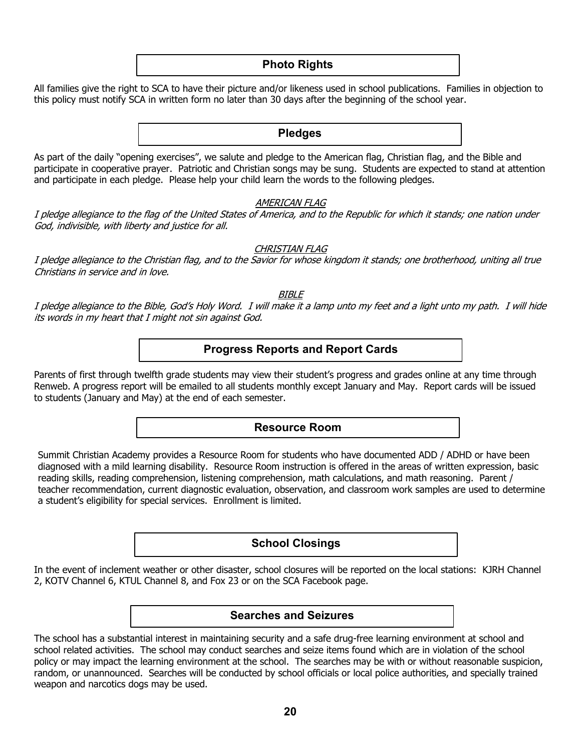## Photo Rights

All families give the right to SCA to have their picture and/or likeness used in school publications. Families in objection to this policy must notify SCA in written form no later than 30 days after the beginning of the school year.

## Pledges

As part of the daily "opening exercises", we salute and pledge to the American flag, Christian flag, and the Bible and participate in cooperative prayer. Patriotic and Christian songs may be sung. Students are expected to stand at attention and participate in each pledge. Please help your child learn the words to the following pledges.

AMERICAN FLAG

*I pledge allegiance to the flag of the United States of America, and to the Republic for which it stands; one nation under God, indivisible, with liberty and justice for all.*

CHRISTIAN FLAG

*I pledge allegiance to the Christian flag, and to the Savior for whose kingdom it stands; one brotherhood, uniting all true Christians in service and in love.*

BIBLE

*I pledge allegiance to the Bible, God's Holy Word. I will make it a lamp unto my feet and a light unto my path. I will hide its words in my heart that I might not sin against God.*

## Progress Reports and Report Cards

Parents of first through twelfth grade students may view their student's progress and grades online at any time through Renweb. A progress report will be emailed to all students monthly except January and May. Report cards will be issued to students (January and May) at the end of each semester.

## Resource Room

Summit Christian Academy provides a Resource Room for students who have documented ADD / ADHD or have been diagnosed with a mild learning disability. Resource Room instruction is offered in the areas of written expression, basic reading skills, reading comprehension, listening comprehension, math calculations, and math reasoning. Parent / teacher recommendation, current diagnostic evaluation, observation, and classroom work samples are used to determine a student's eligibility for special services. Enrollment is limited.

## School Closings

In the event of inclement weather or other disaster, school closures will be reported on the local stations: KJRH Channel 2, KOTV Channel 6, KTUL Channel 8, and Fox 23 or on the SCA Facebook page.

## Searches and Seizures

The school has a substantial interest in maintaining security and a safe drug-free learning environment at school and school related activities. The school may conduct searches and seize items found which are in violation of the school policy or may impact the learning environment at the school. The searches may be with or without reasonable suspicion, random, or unannounced. Searches will be conducted by school officials or local police authorities, and specially trained weapon and narcotics dogs may be used.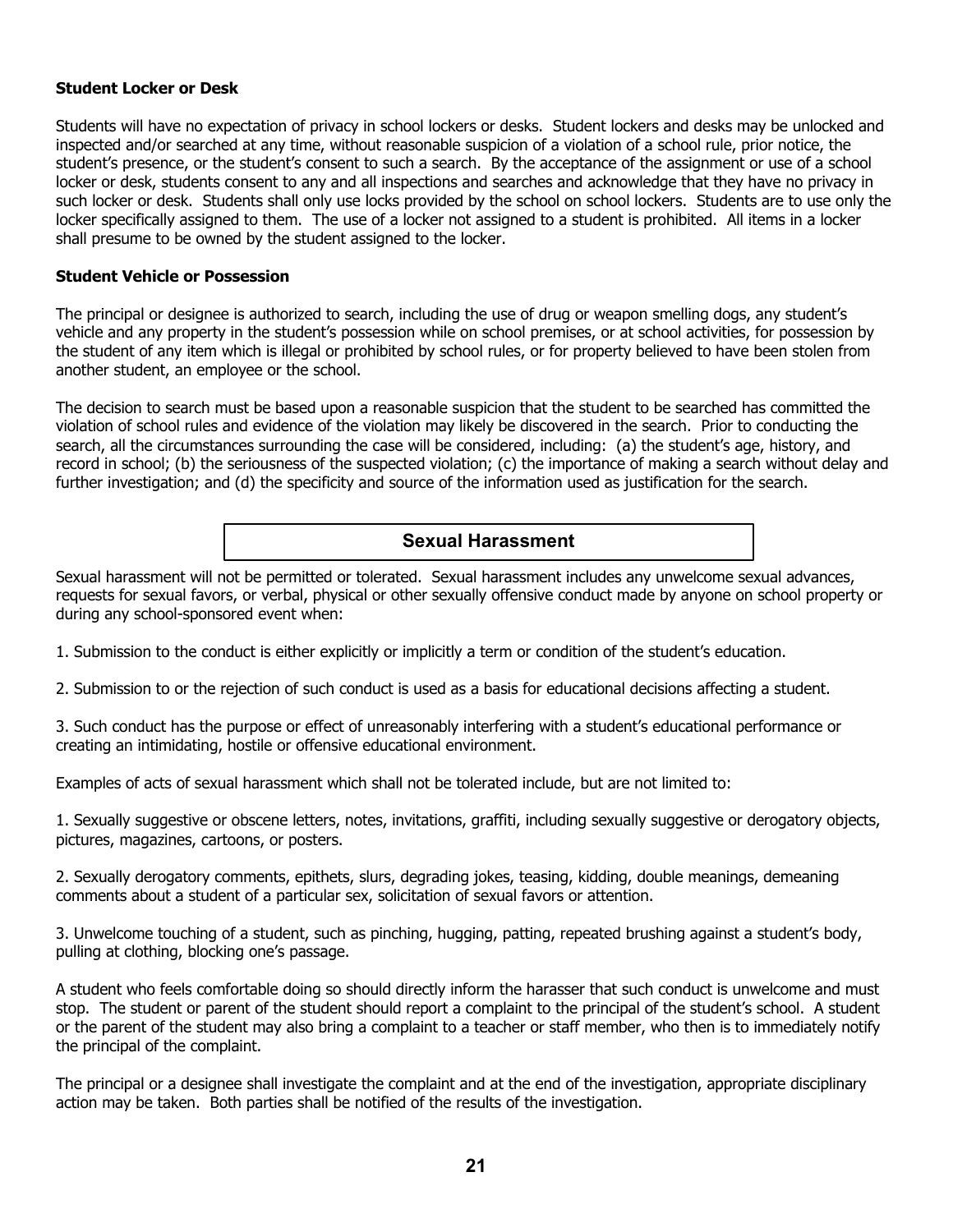### Student Locker or Desk

Students will have no expectation of privacy in school lockers or desks. Student lockers and desks may be unlocked and inspected and/or searched at any time, without reasonable suspicion of a violation of a school rule, prior notice, the student's presence, or the student's consent to such a search. By the acceptance of the assignment or use of a school locker or desk, students consent to any and all inspections and searches and acknowledge that they have no privacy in such locker or desk. Students shall only use locks provided by the school on school lockers. Students are to use only the locker specifically assigned to them. The use of a locker not assigned to a student is prohibited. All items in a locker shall presume to be owned by the student assigned to the locker.

### Student Vehicle or Possession

The principal or designee is authorized to search, including the use of drug or weapon smelling dogs, any student's vehicle and any property in the student's possession while on school premises, or at school activities, for possession by the student of any item which is illegal or prohibited by school rules, or for property believed to have been stolen from another student, an employee or the school.

The decision to search must be based upon a reasonable suspicion that the student to be searched has committed the violation of school rules and evidence of the violation may likely be discovered in the search. Prior to conducting the search, all the circumstances surrounding the case will be considered, including: (a) the student's age, history, and record in school; (b) the seriousness of the suspected violation; (c) the importance of making a search without delay and further investigation; and (d) the specificity and source of the information used as justification for the search.

## Sexual Harassment

Sexual harassment will not be permitted or tolerated. Sexual harassment includes any unwelcome sexual advances, requests for sexual favors, or verbal, physical or other sexually offensive conduct made by anyone on school property or during any school-sponsored event when:

1. Submission to the conduct is either explicitly or implicitly a term or condition of the student's education.

2. Submission to or the rejection of such conduct is used as a basis for educational decisions affecting a student.

3. Such conduct has the purpose or effect of unreasonably interfering with a student's educational performance or creating an intimidating, hostile or offensive educational environment.

Examples of acts of sexual harassment which shall not be tolerated include, but are not limited to:

1. Sexually suggestive or obscene letters, notes, invitations, graffiti, including sexually suggestive or derogatory objects, pictures, magazines, cartoons, or posters.

2. Sexually derogatory comments, epithets, slurs, degrading jokes, teasing, kidding, double meanings, demeaning comments about a student of a particular sex, solicitation of sexual favors or attention.

3. Unwelcome touching of a student, such as pinching, hugging, patting, repeated brushing against a student's body, pulling at clothing, blocking one's passage.

A student who feels comfortable doing so should directly inform the harasser that such conduct is unwelcome and must stop. The student or parent of the student should report a complaint to the principal of the student's school. A student or the parent of the student may also bring a complaint to a teacher or staff member, who then is to immediately notify the principal of the complaint.

The principal or a designee shall investigate the complaint and at the end of the investigation, appropriate disciplinary action may be taken. Both parties shall be notified of the results of the investigation.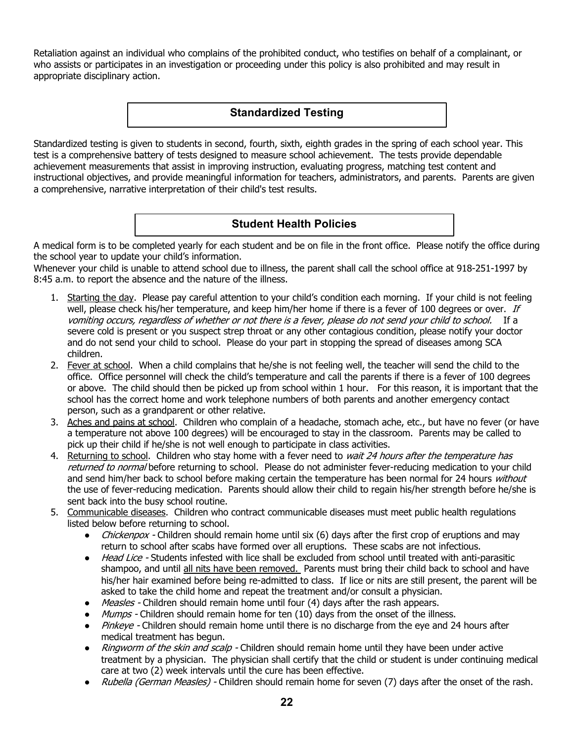Retaliation against an individual who complains of the prohibited conduct, who testifies on behalf of a complainant, or who assists or participates in an investigation or proceeding under this policy is also prohibited and may result in appropriate disciplinary action.

## Standardized Testing

Standardized testing is given to students in second, fourth, sixth, eighth grades in the spring of each school year. This test is a comprehensive battery of tests designed to measure school achievement. The tests provide dependable achievement measurements that assist in improving instruction, evaluating progress, matching test content and instructional objectives, and provide meaningful information for teachers, administrators, and parents. Parents are given a comprehensive, narrative interpretation of their child's test results.

## Student Health Policies

A medical form is to be completed yearly for each student and be on file in the front office. Please notify the office during the school year to update your child's information.

Whenever your child is unable to attend school due to illness, the parent shall call the school office at 918-251-1997 by 8:45 a.m. to report the absence and the nature of the illness.

1. Starting the day. Please pay careful attention to your child's condition each morning. If your child is not feeling well, please check his/her temperature, and keep him/her home if there is a fever of 100 degrees or over. *If vomiting occurs, regardless of whether or not there is a fever, please do not send your child to school.* If a severe cold is present or you suspect strep throat or any other contagious condition, please notify your doctor and do not send your child to school. Please do your part in stopping the spread of diseases among SCA children.
2. Fever at school. When a child complains that he/she is not feeling well, the teacher will send the child to the office. Office personnel will check the child's temperature and call the parents if there is a fever of 100 degrees or above. The child should then be picked up from school within 1 hour. For this reason, it is important that the school has the correct home and work telephone numbers of both parents and another emergency contact person, such as a grandparent or other relative.
3. Aches and pains at school. Children who complain of a headache, stomach ache, etc., but have no fever (or have a temperature not above 100 degrees) will be encouraged to stay in the classroom. Parents may be called to pick up their child if he/she is not well enough to participate in class activities.
4. Returning to school. Children who stay home with a fever need to *wait 24 hours after the temperature has returned to normal* before returning to school. Please do not administer fever-reducing medication to your child and send him/her back to school before making certain the temperature has been normal for 24 hours *without* the use of fever-reducing medication. Parents should allow their child to regain his/her strength before he/she is sent back into the busy school routine.
5. Communicable diseases. Children who contract communicable diseases must meet public health regulations listed below before returning to school.
   - *Chickenpox* - Children should remain home until six (6) days after the first crop of eruptions and may return to school after scabs have formed over all eruptions. These scabs are not infectious.
   - *Head Lice* - Students infested with lice shall be excluded from school until treated with anti-parasitic shampoo, and until all nits have been removed. Parents must bring their child back to school and have his/her hair examined before being re-admitted to class. If lice or nits are still present, the parent will be asked to take the child home and repeat the treatment and/or consult a physician.
   - *Measles* - Children should remain home until four (4) days after the rash appears.
   - *Mumps* - Children should remain home for ten (10) days from the onset of the illness.
   - *Pinkeye* - Children should remain home until there is no discharge from the eye and 24 hours after medical treatment has begun.
   - *Ringworm of the skin and scalp* - Children should remain home until they have been under active treatment by a physician. The physician shall certify that the child or student is under continuing medical care at two (2) week intervals until the cure has been effective.
   - *Rubella (German Measles)* - Children should remain home for seven (7) days after the onset of the rash.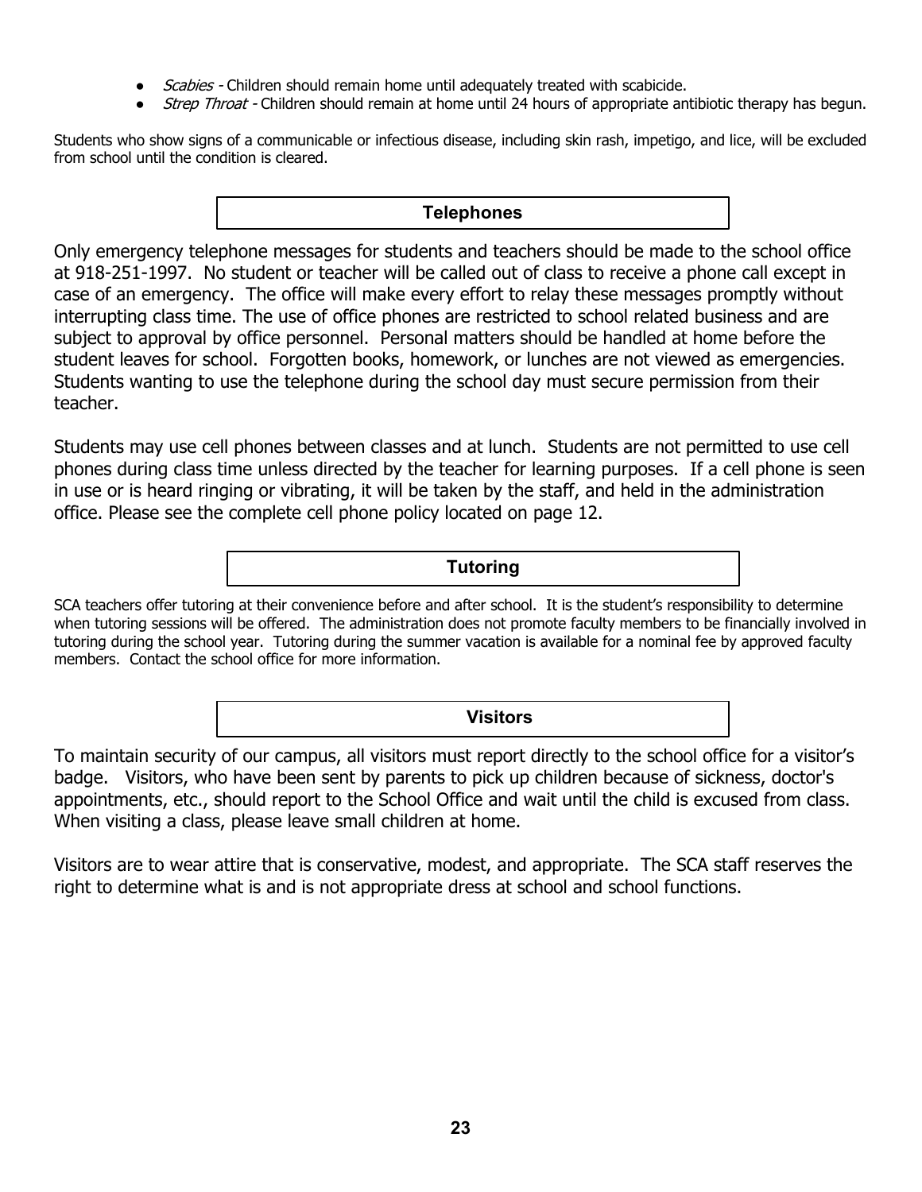- *Scabies* - Children should remain home until adequately treated with scabicide.
- *Strep Throat* - Children should remain at home until 24 hours of appropriate antibiotic therapy has begun.

Students who show signs of a communicable or infectious disease, including skin rash, impetigo, and lice, will be excluded from school until the condition is cleared.

## Telephones

Only emergency telephone messages for students and teachers should be made to the school office at 918-251-1997. No student or teacher will be called out of class to receive a phone call except in case of an emergency. The office will make every effort to relay these messages promptly without interrupting class time. The use of office phones are restricted to school related business and are subject to approval by office personnel. Personal matters should be handled at home before the student leaves for school. Forgotten books, homework, or lunches are not viewed as emergencies. Students wanting to use the telephone during the school day must secure permission from their teacher.

Students may use cell phones between classes and at lunch. Students are not permitted to use cell phones during class time unless directed by the teacher for learning purposes. If a cell phone is seen in use or is heard ringing or vibrating, it will be taken by the staff, and held in the administration office. Please see the complete cell phone policy located on page 12.

## Tutoring

SCA teachers offer tutoring at their convenience before and after school. It is the student's responsibility to determine when tutoring sessions will be offered. The administration does not promote faculty members to be financially involved in tutoring during the school year. Tutoring during the summer vacation is available for a nominal fee by approved faculty members. Contact the school office for more information.

## Visitors

To maintain security of our campus, all visitors must report directly to the school office for a visitor's badge. Visitors, who have been sent by parents to pick up children because of sickness, doctor's appointments, etc., should report to the School Office and wait until the child is excused from class. When visiting a class, please leave small children at home.

Visitors are to wear attire that is conservative, modest, and appropriate. The SCA staff reserves the right to determine what is and is not appropriate dress at school and school functions.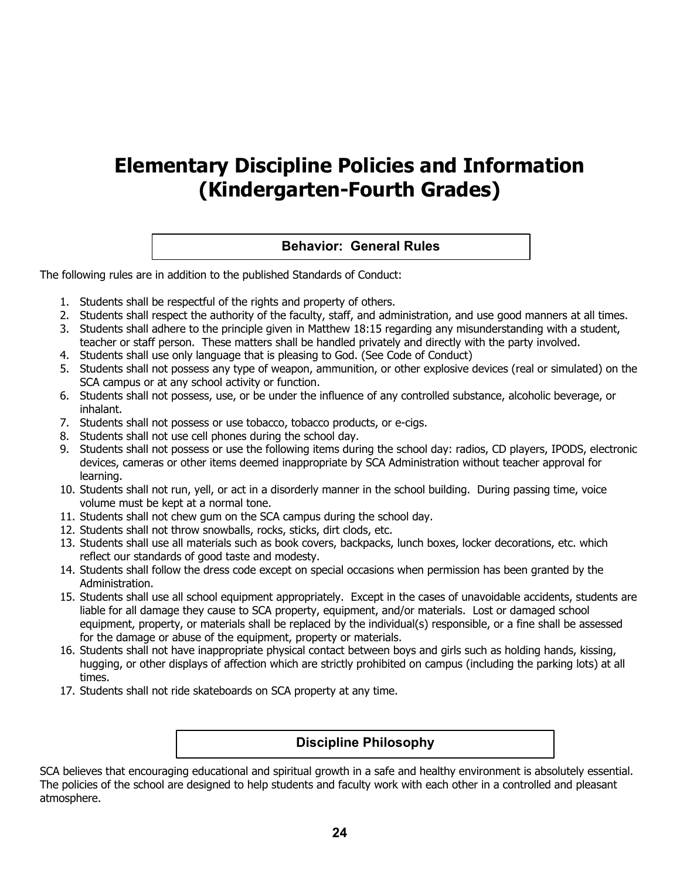# Elementary Discipline Policies and Information (Kindergarten-Fourth Grades)

## Behavior: General Rules

The following rules are in addition to the published Standards of Conduct:

1. Students shall be respectful of the rights and property of others.
2. Students shall respect the authority of the faculty, staff, and administration, and use good manners at all times.
3. Students shall adhere to the principle given in Matthew 18:15 regarding any misunderstanding with a student, teacher or staff person. These matters shall be handled privately and directly with the party involved.
4. Students shall use only language that is pleasing to God. (See Code of Conduct)
5. Students shall not possess any type of weapon, ammunition, or other explosive devices (real or simulated) on the SCA campus or at any school activity or function.
6. Students shall not possess, use, or be under the influence of any controlled substance, alcoholic beverage, or inhalant.
7. Students shall not possess or use tobacco, tobacco products, or e-cigs.
8. Students shall not use cell phones during the school day.
9. Students shall not possess or use the following items during the school day: radios, CD players, IPODS, electronic devices, cameras or other items deemed inappropriate by SCA Administration without teacher approval for learning.
10. Students shall not run, yell, or act in a disorderly manner in the school building. During passing time, voice volume must be kept at a normal tone.
11. Students shall not chew gum on the SCA campus during the school day.
12. Students shall not throw snowballs, rocks, sticks, dirt clods, etc.
13. Students shall use all materials such as book covers, backpacks, lunch boxes, locker decorations, etc. which reflect our standards of good taste and modesty.
14. Students shall follow the dress code except on special occasions when permission has been granted by the Administration.
15. Students shall use all school equipment appropriately. Except in the cases of unavoidable accidents, students are liable for all damage they cause to SCA property, equipment, and/or materials. Lost or damaged school equipment, property, or materials shall be replaced by the individual(s) responsible, or a fine shall be assessed for the damage or abuse of the equipment, property or materials.
16. Students shall not have inappropriate physical contact between boys and girls such as holding hands, kissing, hugging, or other displays of affection which are strictly prohibited on campus (including the parking lots) at all times.
17. Students shall not ride skateboards on SCA property at any time.

## Discipline Philosophy

SCA believes that encouraging educational and spiritual growth in a safe and healthy environment is absolutely essential. The policies of the school are designed to help students and faculty work with each other in a controlled and pleasant atmosphere.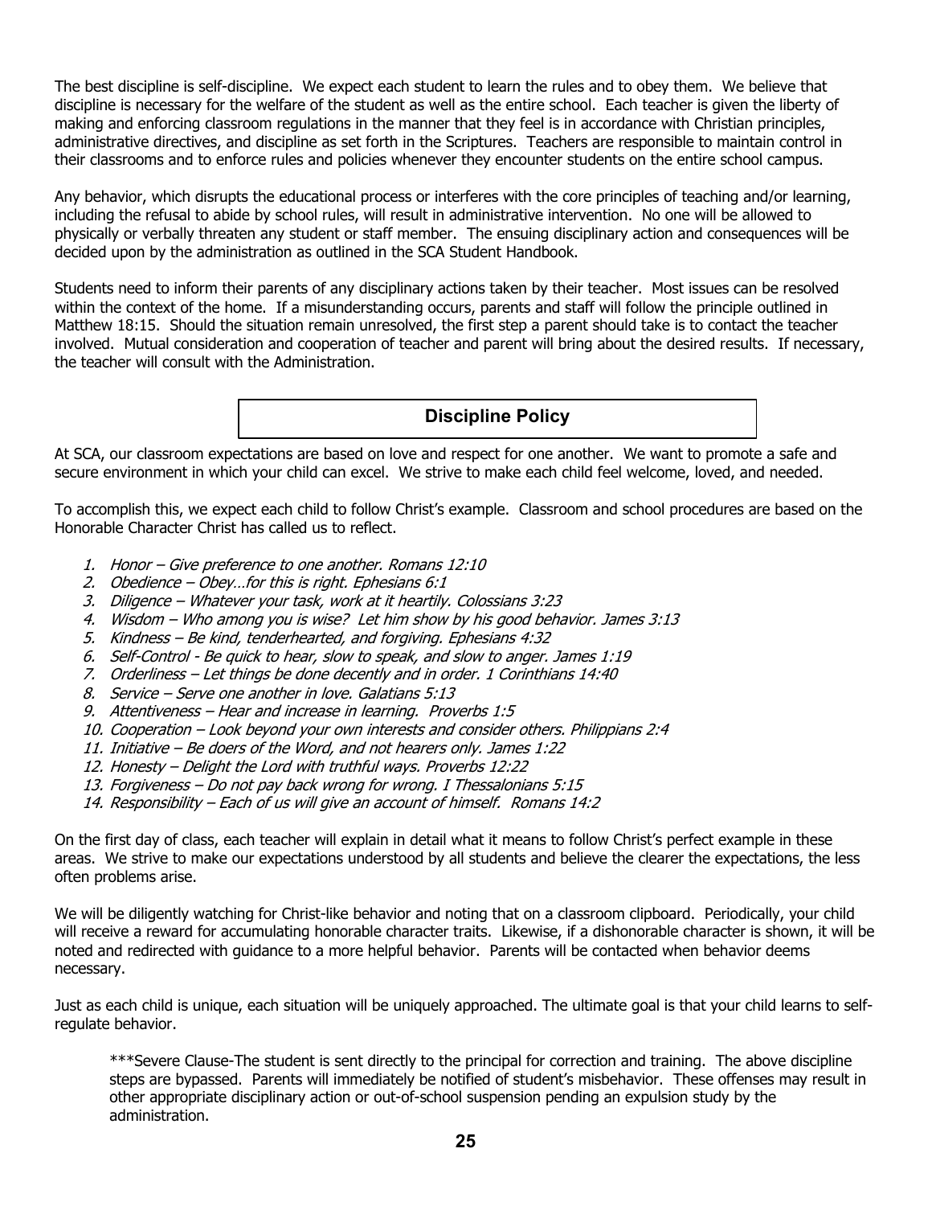The best discipline is self-discipline. We expect each student to learn the rules and to obey them. We believe that discipline is necessary for the welfare of the student as well as the entire school. Each teacher is given the liberty of making and enforcing classroom regulations in the manner that they feel is in accordance with Christian principles, administrative directives, and discipline as set forth in the Scriptures. Teachers are responsible to maintain control in their classrooms and to enforce rules and policies whenever they encounter students on the entire school campus.

Any behavior, which disrupts the educational process or interferes with the core principles of teaching and/or learning, including the refusal to abide by school rules, will result in administrative intervention. No one will be allowed to physically or verbally threaten any student or staff member. The ensuing disciplinary action and consequences will be decided upon by the administration as outlined in the SCA Student Handbook.

Students need to inform their parents of any disciplinary actions taken by their teacher. Most issues can be resolved within the context of the home. If a misunderstanding occurs, parents and staff will follow the principle outlined in Matthew 18:15. Should the situation remain unresolved, the first step a parent should take is to contact the teacher involved. Mutual consideration and cooperation of teacher and parent will bring about the desired results. If necessary, the teacher will consult with the Administration.

## Discipline Policy

At SCA, our classroom expectations are based on love and respect for one another. We want to promote a safe and secure environment in which your child can excel. We strive to make each child feel welcome, loved, and needed.

To accomplish this, we expect each child to follow Christ's example. Classroom and school procedures are based on the Honorable Character Christ has called us to reflect.

1. *Honor – Give preference to one another. Romans 12:10*
2. *Obedience – Obey…for this is right. Ephesians 6:1*
3. *Diligence – Whatever your task, work at it heartily. Colossians 3:23*
4. *Wisdom – Who among you is wise? Let him show by his good behavior. James 3:13*
5. *Kindness – Be kind, tenderhearted, and forgiving. Ephesians 4:32*
6. *Self-Control - Be quick to hear, slow to speak, and slow to anger. James 1:19*
7. *Orderliness – Let things be done decently and in order. 1 Corinthians 14:40*
8. *Service – Serve one another in love. Galatians 5:13*
9. *Attentiveness – Hear and increase in learning. Proverbs 1:5*
10. *Cooperation – Look beyond your own interests and consider others. Philippians 2:4*
11. *Initiative – Be doers of the Word, and not hearers only. James 1:22*
12. *Honesty – Delight the Lord with truthful ways. Proverbs 12:22*
13. *Forgiveness – Do not pay back wrong for wrong. I Thessalonians 5:15*
14. *Responsibility – Each of us will give an account of himself. Romans 14:2*

On the first day of class, each teacher will explain in detail what it means to follow Christ's perfect example in these areas. We strive to make our expectations understood by all students and believe the clearer the expectations, the less often problems arise.

We will be diligently watching for Christ-like behavior and noting that on a classroom clipboard. Periodically, your child will receive a reward for accumulating honorable character traits. Likewise, if a dishonorable character is shown, it will be noted and redirected with guidance to a more helpful behavior. Parents will be contacted when behavior deems necessary.

Just as each child is unique, each situation will be uniquely approached. The ultimate goal is that your child learns to self-regulate behavior.

> ***Severe Clause-The student is sent directly to the principal for correction and training. The above discipline steps are bypassed. Parents will immediately be notified of student's misbehavior. These offenses may result in other appropriate disciplinary action or out-of-school suspension pending an expulsion study by the administration.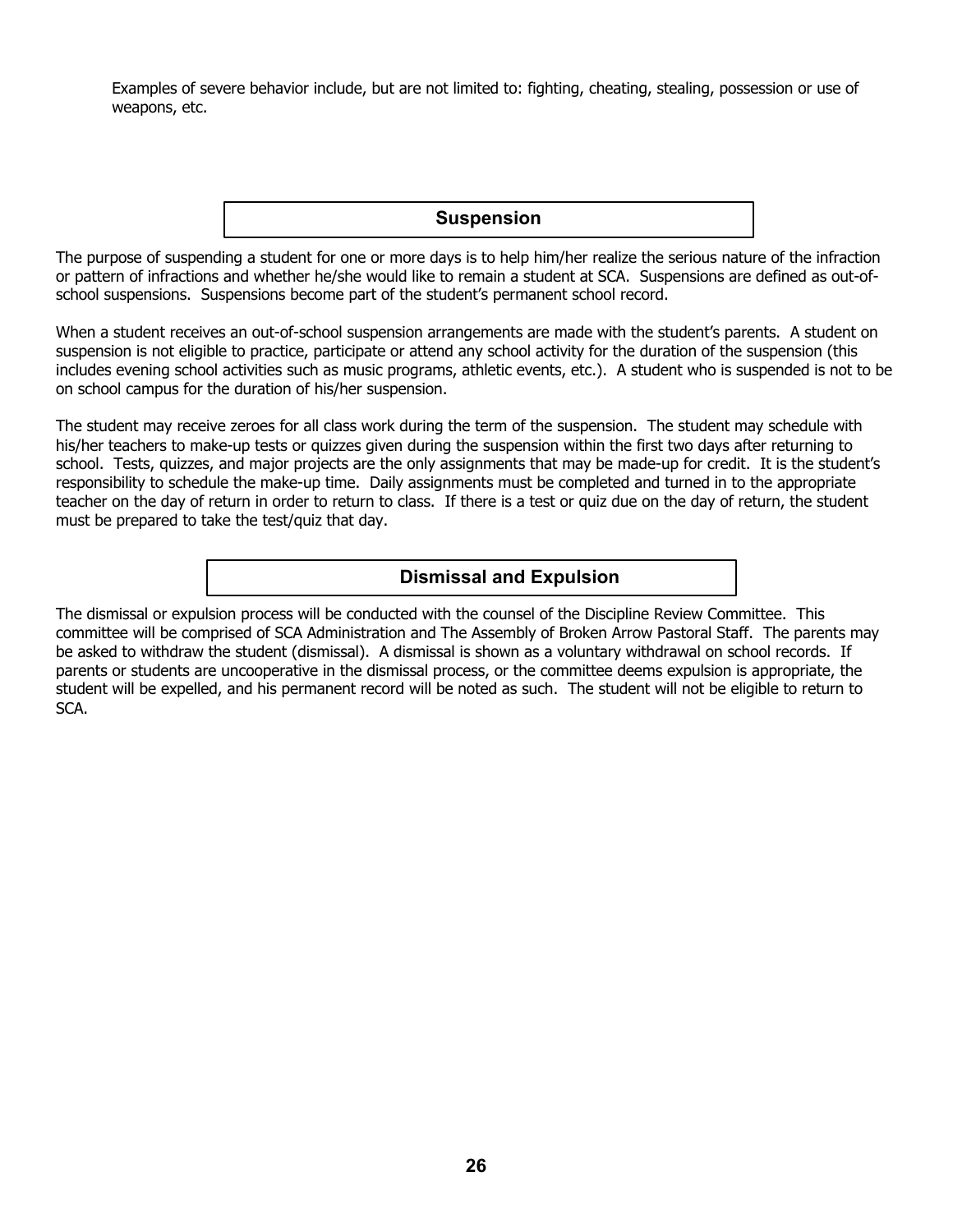Examples of severe behavior include, but are not limited to: fighting, cheating, stealing, possession or use of weapons, etc.

## Suspension

The purpose of suspending a student for one or more days is to help him/her realize the serious nature of the infraction or pattern of infractions and whether he/she would like to remain a student at SCA. Suspensions are defined as out-of-school suspensions. Suspensions become part of the student's permanent school record.

When a student receives an out-of-school suspension arrangements are made with the student's parents. A student on suspension is not eligible to practice, participate or attend any school activity for the duration of the suspension (this includes evening school activities such as music programs, athletic events, etc.). A student who is suspended is not to be on school campus for the duration of his/her suspension.

The student may receive zeroes for all class work during the term of the suspension. The student may schedule with his/her teachers to make-up tests or quizzes given during the suspension within the first two days after returning to school. Tests, quizzes, and major projects are the only assignments that may be made-up for credit. It is the student's responsibility to schedule the make-up time. Daily assignments must be completed and turned in to the appropriate teacher on the day of return in order to return to class. If there is a test or quiz due on the day of return, the student must be prepared to take the test/quiz that day.

## Dismissal and Expulsion

The dismissal or expulsion process will be conducted with the counsel of the Discipline Review Committee. This committee will be comprised of SCA Administration and The Assembly of Broken Arrow Pastoral Staff. The parents may be asked to withdraw the student (dismissal). A dismissal is shown as a voluntary withdrawal on school records. If parents or students are uncooperative in the dismissal process, or the committee deems expulsion is appropriate, the student will be expelled, and his permanent record will be noted as such. The student will not be eligible to return to SCA.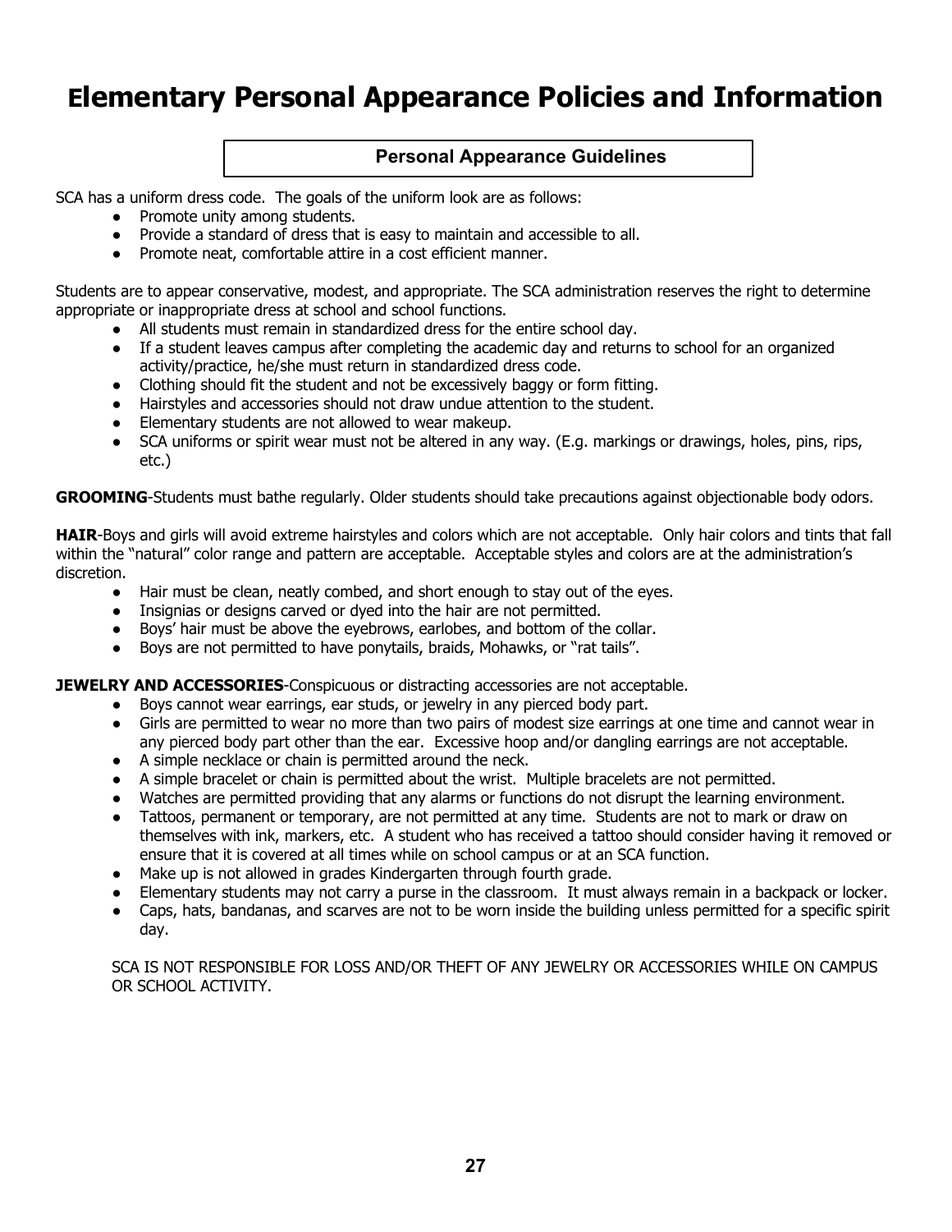# Elementary Personal Appearance Policies and Information

## Personal Appearance Guidelines

SCA has a uniform dress code. The goals of the uniform look are as follows:

- Promote unity among students.
- Provide a standard of dress that is easy to maintain and accessible to all.
- Promote neat, comfortable attire in a cost efficient manner.

Students are to appear conservative, modest, and appropriate. The SCA administration reserves the right to determine appropriate or inappropriate dress at school and school functions.

- All students must remain in standardized dress for the entire school day.
- If a student leaves campus after completing the academic day and returns to school for an organized activity/practice, he/she must return in standardized dress code.
- Clothing should fit the student and not be excessively baggy or form fitting.
- Hairstyles and accessories should not draw undue attention to the student.
- Elementary students are not allowed to wear makeup.
- SCA uniforms or spirit wear must not be altered in any way. (E.g. markings or drawings, holes, pins, rips, etc.)

**GROOMING**-Students must bathe regularly. Older students should take precautions against objectionable body odors.

**HAIR**-Boys and girls will avoid extreme hairstyles and colors which are not acceptable. Only hair colors and tints that fall within the "natural" color range and pattern are acceptable. Acceptable styles and colors are at the administration's discretion.

- Hair must be clean, neatly combed, and short enough to stay out of the eyes.
- Insignias or designs carved or dyed into the hair are not permitted.
- Boys' hair must be above the eyebrows, earlobes, and bottom of the collar.
- Boys are not permitted to have ponytails, braids, Mohawks, or "rat tails".

**JEWELRY AND ACCESSORIES**-Conspicuous or distracting accessories are not acceptable.

- Boys cannot wear earrings, ear studs, or jewelry in any pierced body part.
- Girls are permitted to wear no more than two pairs of modest size earrings at one time and cannot wear in any pierced body part other than the ear. Excessive hoop and/or dangling earrings are not acceptable.
- A simple necklace or chain is permitted around the neck.
- A simple bracelet or chain is permitted about the wrist. Multiple bracelets are not permitted.
- Watches are permitted providing that any alarms or functions do not disrupt the learning environment.
- Tattoos, permanent or temporary, are not permitted at any time. Students are not to mark or draw on themselves with ink, markers, etc. A student who has received a tattoo should consider having it removed or ensure that it is covered at all times while on school campus or at an SCA function.
- Make up is not allowed in grades Kindergarten through fourth grade.
- Elementary students may not carry a purse in the classroom. It must always remain in a backpack or locker.
- Caps, hats, bandanas, and scarves are not to be worn inside the building unless permitted for a specific spirit day.

SCA IS NOT RESPONSIBLE FOR LOSS AND/OR THEFT OF ANY JEWELRY OR ACCESSORIES WHILE ON CAMPUS OR SCHOOL ACTIVITY.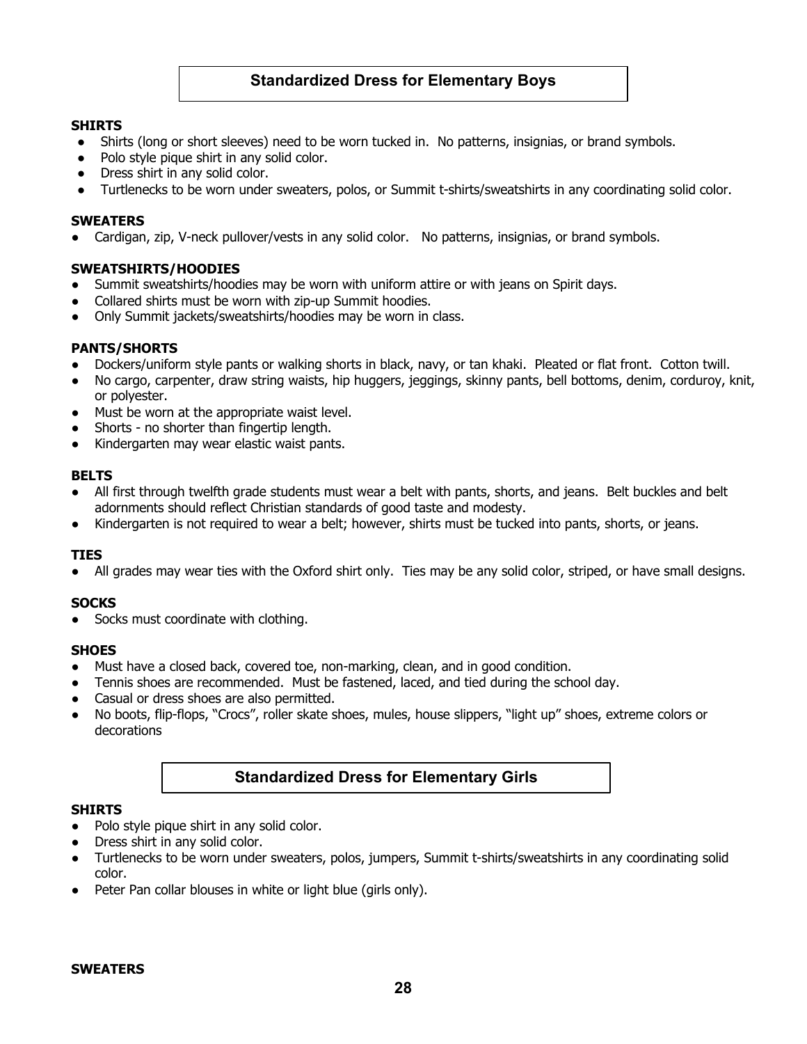## Standardized Dress for Elementary Boys

**SHIRTS**

- Shirts (long or short sleeves) need to be worn tucked in. No patterns, insignias, or brand symbols.
- Polo style pique shirt in any solid color.
- Dress shirt in any solid color.
- Turtlenecks to be worn under sweaters, polos, or Summit t-shirts/sweatshirts in any coordinating solid color.

**SWEATERS**

- Cardigan, zip, V-neck pullover/vests in any solid color. No patterns, insignias, or brand symbols.

**SWEATSHIRTS/HOODIES**

- Summit sweatshirts/hoodies may be worn with uniform attire or with jeans on Spirit days.
- Collared shirts must be worn with zip-up Summit hoodies.
- Only Summit jackets/sweatshirts/hoodies may be worn in class.

**PANTS/SHORTS**

- Dockers/uniform style pants or walking shorts in black, navy, or tan khaki. Pleated or flat front. Cotton twill.
- No cargo, carpenter, draw string waists, hip huggers, jeggings, skinny pants, bell bottoms, denim, corduroy, knit, or polyester.
- Must be worn at the appropriate waist level.
- Shorts - no shorter than fingertip length.
- Kindergarten may wear elastic waist pants.

**BELTS**

- All first through twelfth grade students must wear a belt with pants, shorts, and jeans. Belt buckles and belt adornments should reflect Christian standards of good taste and modesty.
- Kindergarten is not required to wear a belt; however, shirts must be tucked into pants, shorts, or jeans.

**TIES**

- All grades may wear ties with the Oxford shirt only. Ties may be any solid color, striped, or have small designs.

**SOCKS**

- Socks must coordinate with clothing.

**SHOES**

- Must have a closed back, covered toe, non-marking, clean, and in good condition.
- Tennis shoes are recommended. Must be fastened, laced, and tied during the school day.
- Casual or dress shoes are also permitted.
- No boots, flip-flops, "Crocs", roller skate shoes, mules, house slippers, "light up" shoes, extreme colors or decorations

## Standardized Dress for Elementary Girls

**SHIRTS**

- Polo style pique shirt in any solid color.
- Dress shirt in any solid color.
- Turtlenecks to be worn under sweaters, polos, jumpers, Summit t-shirts/sweatshirts in any coordinating solid color.
- Peter Pan collar blouses in white or light blue (girls only).

**SWEATERS**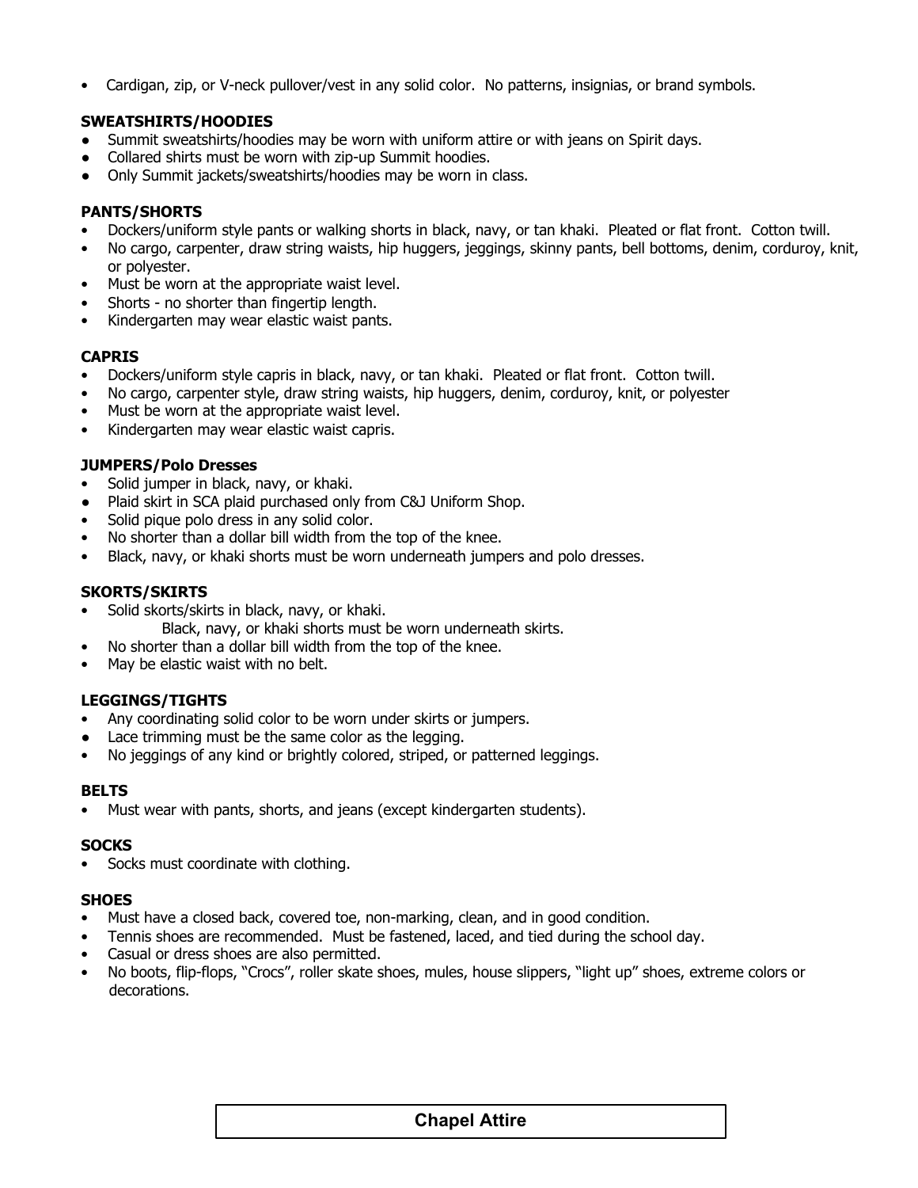- Cardigan, zip, or V-neck pullover/vest in any solid color. No patterns, insignias, or brand symbols.

**SWEATSHIRTS/HOODIES**

- Summit sweatshirts/hoodies may be worn with uniform attire or with jeans on Spirit days.
- Collared shirts must be worn with zip-up Summit hoodies.
- Only Summit jackets/sweatshirts/hoodies may be worn in class.

**PANTS/SHORTS**

- Dockers/uniform style pants or walking shorts in black, navy, or tan khaki. Pleated or flat front. Cotton twill.
- No cargo, carpenter, draw string waists, hip huggers, jeggings, skinny pants, bell bottoms, denim, corduroy, knit, or polyester.
- Must be worn at the appropriate waist level.
- Shorts - no shorter than fingertip length.
- Kindergarten may wear elastic waist pants.

**CAPRIS**

- Dockers/uniform style capris in black, navy, or tan khaki. Pleated or flat front. Cotton twill.
- No cargo, carpenter style, draw string waists, hip huggers, denim, corduroy, knit, or polyester
- Must be worn at the appropriate waist level.
- Kindergarten may wear elastic waist capris.

**JUMPERS/Polo Dresses**

- Solid jumper in black, navy, or khaki.
- Plaid skirt in SCA plaid purchased only from C&J Uniform Shop.
- Solid pique polo dress in any solid color.
- No shorter than a dollar bill width from the top of the knee.
- Black, navy, or khaki shorts must be worn underneath jumpers and polo dresses.

**SKORTS/SKIRTS**

- Solid skorts/skirts in black, navy, or khaki.
  Black, navy, or khaki shorts must be worn underneath skirts.
- No shorter than a dollar bill width from the top of the knee.
- May be elastic waist with no belt.

**LEGGINGS/TIGHTS**

- Any coordinating solid color to be worn under skirts or jumpers.
- Lace trimming must be the same color as the legging.
- No jeggings of any kind or brightly colored, striped, or patterned leggings.

**BELTS**

- Must wear with pants, shorts, and jeans (except kindergarten students).

**SOCKS**

- Socks must coordinate with clothing.

**SHOES**

- Must have a closed back, covered toe, non-marking, clean, and in good condition.
- Tennis shoes are recommended. Must be fastened, laced, and tied during the school day.
- Casual or dress shoes are also permitted.
- No boots, flip-flops, "Crocs", roller skate shoes, mules, house slippers, "light up" shoes, extreme colors or decorations.

## Chapel Attire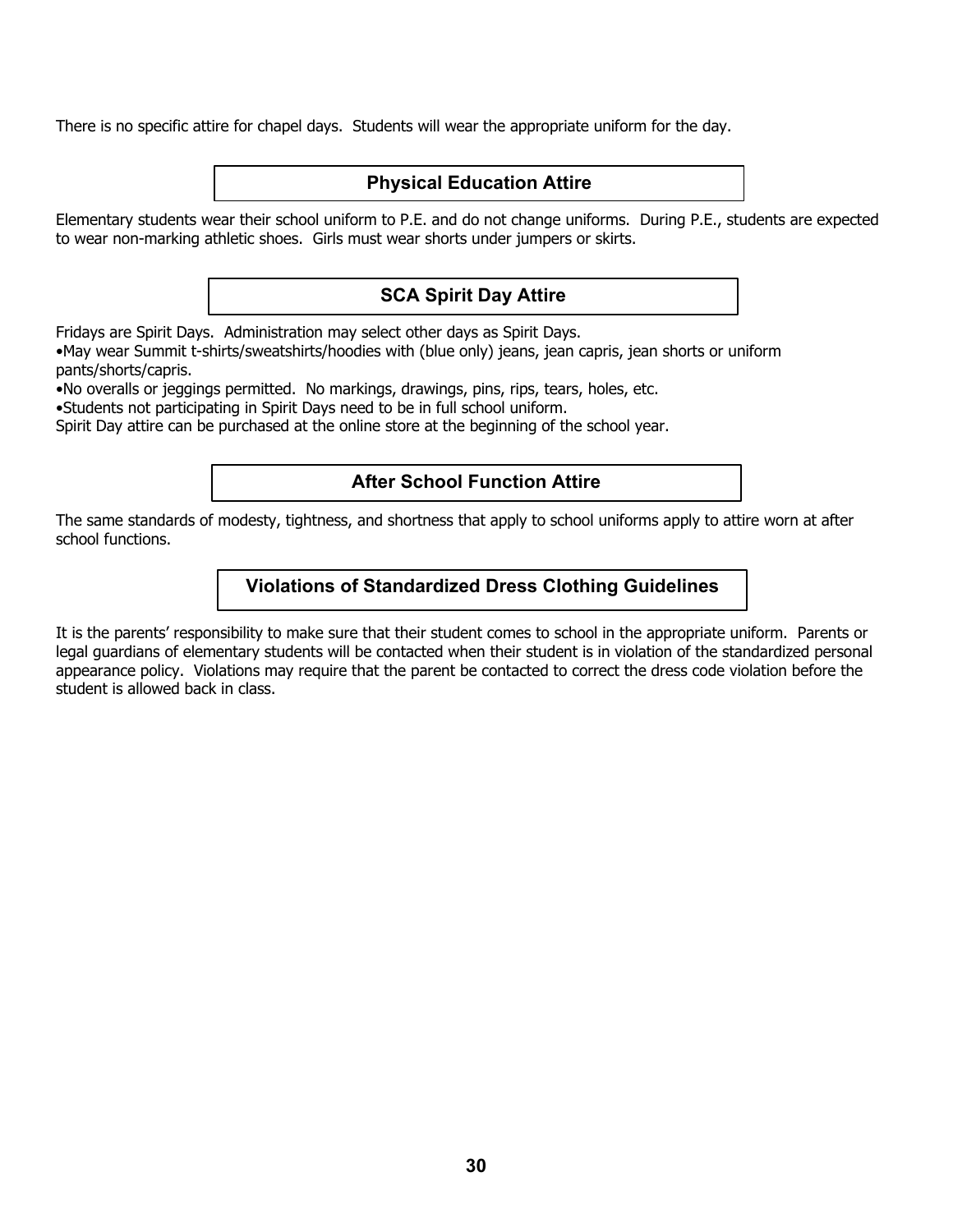There is no specific attire for chapel days. Students will wear the appropriate uniform for the day.

## Physical Education Attire

Elementary students wear their school uniform to P.E. and do not change uniforms. During P.E., students are expected to wear non-marking athletic shoes. Girls must wear shorts under jumpers or skirts.

## SCA Spirit Day Attire

Fridays are Spirit Days. Administration may select other days as Spirit Days.

- May wear Summit t-shirts/sweatshirts/hoodies with (blue only) jeans, jean capris, jean shorts or uniform pants/shorts/capris.
- No overalls or jeggings permitted. No markings, drawings, pins, rips, tears, holes, etc.
- Students not participating in Spirit Days need to be in full school uniform.

Spirit Day attire can be purchased at the online store at the beginning of the school year.

## After School Function Attire

The same standards of modesty, tightness, and shortness that apply to school uniforms apply to attire worn at after school functions.

## Violations of Standardized Dress Clothing Guidelines

It is the parents' responsibility to make sure that their student comes to school in the appropriate uniform. Parents or legal guardians of elementary students will be contacted when their student is in violation of the standardized personal appearance policy. Violations may require that the parent be contacted to correct the dress code violation before the student is allowed back in class.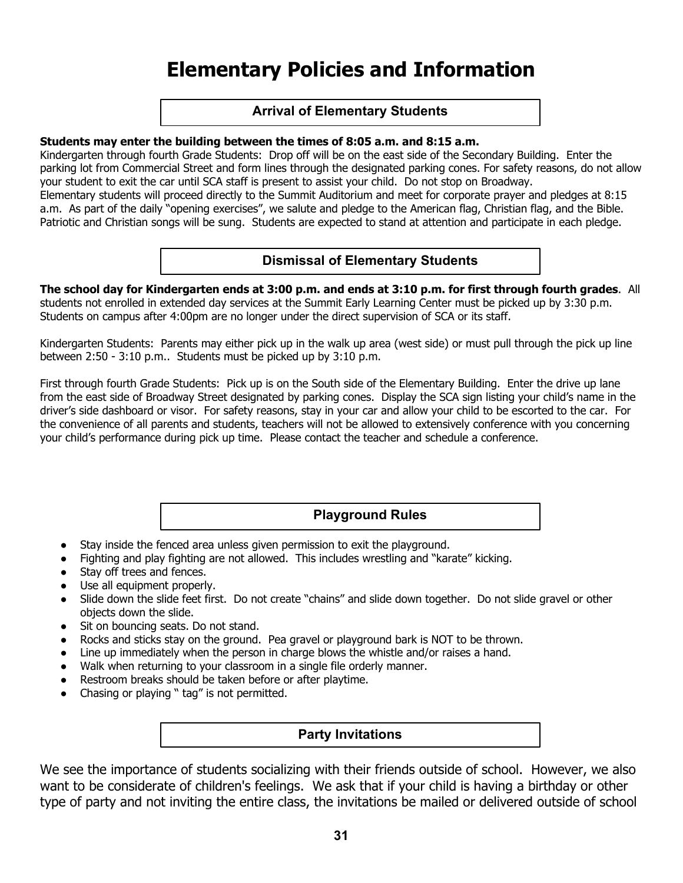# Elementary Policies and Information

## Arrival of Elementary Students

**Students may enter the building between the times of 8:05 a.m. and 8:15 a.m.**
Kindergarten through fourth Grade Students: Drop off will be on the east side of the Secondary Building. Enter the parking lot from Commercial Street and form lines through the designated parking cones. For safety reasons, do not allow your student to exit the car until SCA staff is present to assist your child. Do not stop on Broadway.
Elementary students will proceed directly to the Summit Auditorium and meet for corporate prayer and pledges at 8:15 a.m. As part of the daily "opening exercises", we salute and pledge to the American flag, Christian flag, and the Bible. Patriotic and Christian songs will be sung. Students are expected to stand at attention and participate in each pledge.

## Dismissal of Elementary Students

**The school day for Kindergarten ends at 3:00 p.m. and ends at 3:10 p.m. for first through fourth grades**. All students not enrolled in extended day services at the Summit Early Learning Center must be picked up by 3:30 p.m. Students on campus after 4:00pm are no longer under the direct supervision of SCA or its staff.

Kindergarten Students: Parents may either pick up in the walk up area (west side) or must pull through the pick up line between 2:50 - 3:10 p.m.. Students must be picked up by 3:10 p.m.

First through fourth Grade Students: Pick up is on the South side of the Elementary Building. Enter the drive up lane from the east side of Broadway Street designated by parking cones. Display the SCA sign listing your child's name in the driver's side dashboard or visor. For safety reasons, stay in your car and allow your child to be escorted to the car. For the convenience of all parents and students, teachers will not be allowed to extensively conference with you concerning your child's performance during pick up time. Please contact the teacher and schedule a conference.

## Playground Rules

- Stay inside the fenced area unless given permission to exit the playground.
- Fighting and play fighting are not allowed. This includes wrestling and "karate" kicking.
- Stay off trees and fences.
- Use all equipment properly.
- Slide down the slide feet first. Do not create "chains" and slide down together. Do not slide gravel or other objects down the slide.
- Sit on bouncing seats. Do not stand.
- Rocks and sticks stay on the ground. Pea gravel or playground bark is NOT to be thrown.
- Line up immediately when the person in charge blows the whistle and/or raises a hand.
- Walk when returning to your classroom in a single file orderly manner.
- Restroom breaks should be taken before or after playtime.
- Chasing or playing " tag" is not permitted.

## Party Invitations

We see the importance of students socializing with their friends outside of school. However, we also want to be considerate of children's feelings. We ask that if your child is having a birthday or other type of party and not inviting the entire class, the invitations be mailed or delivered outside of school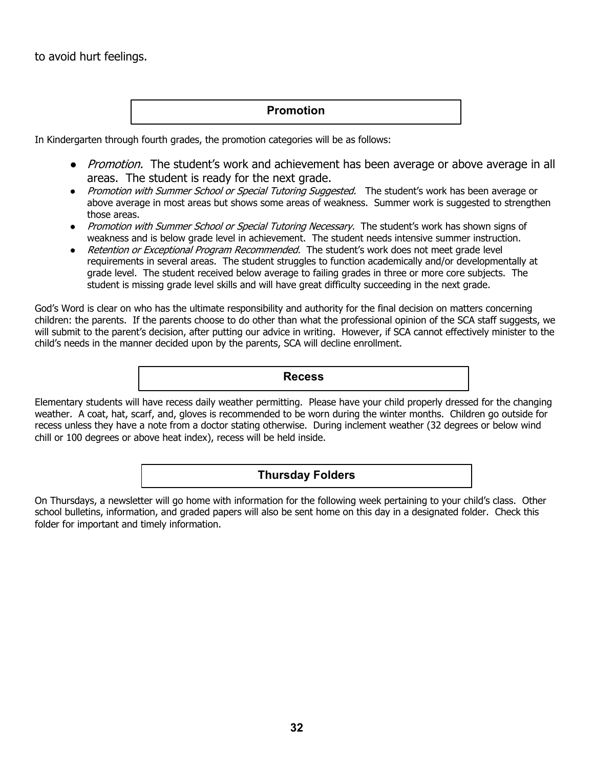to avoid hurt feelings.

## Promotion

In Kindergarten through fourth grades, the promotion categories will be as follows:

- *Promotion.* The student's work and achievement has been average or above average in all areas. The student is ready for the next grade.
- *Promotion with Summer School or Special Tutoring Suggested.* The student's work has been average or above average in most areas but shows some areas of weakness. Summer work is suggested to strengthen those areas.
- *Promotion with Summer School or Special Tutoring Necessary.* The student's work has shown signs of weakness and is below grade level in achievement. The student needs intensive summer instruction.
- *Retention or Exceptional Program Recommended.* The student's work does not meet grade level requirements in several areas. The student struggles to function academically and/or developmentally at grade level. The student received below average to failing grades in three or more core subjects. The student is missing grade level skills and will have great difficulty succeeding in the next grade.

God's Word is clear on who has the ultimate responsibility and authority for the final decision on matters concerning children: the parents. If the parents choose to do other than what the professional opinion of the SCA staff suggests, we will submit to the parent's decision, after putting our advice in writing. However, if SCA cannot effectively minister to the child's needs in the manner decided upon by the parents, SCA will decline enrollment.

## Recess

Elementary students will have recess daily weather permitting. Please have your child properly dressed for the changing weather. A coat, hat, scarf, and, gloves is recommended to be worn during the winter months. Children go outside for recess unless they have a note from a doctor stating otherwise. During inclement weather (32 degrees or below wind chill or 100 degrees or above heat index), recess will be held inside.

## Thursday Folders

On Thursdays, a newsletter will go home with information for the following week pertaining to your child's class. Other school bulletins, information, and graded papers will also be sent home on this day in a designated folder. Check this folder for important and timely information.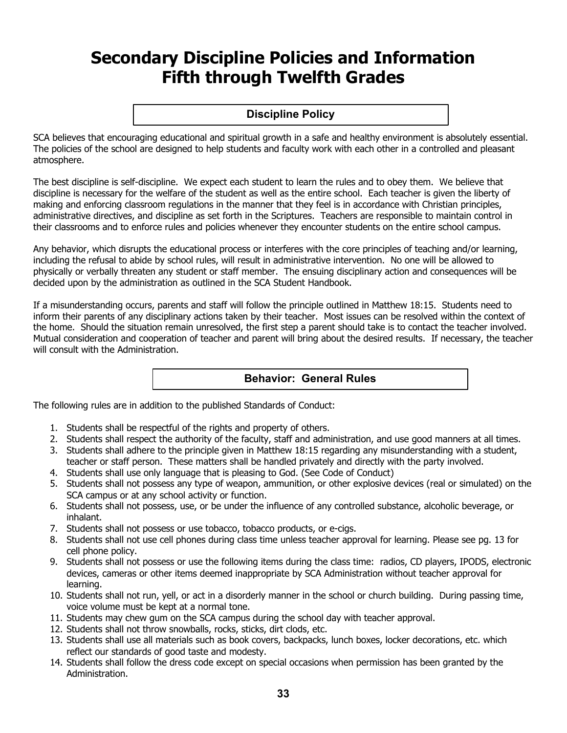# Secondary Discipline Policies and Information
# Fifth through Twelfth Grades

## Discipline Policy

SCA believes that encouraging educational and spiritual growth in a safe and healthy environment is absolutely essential. The policies of the school are designed to help students and faculty work with each other in a controlled and pleasant atmosphere.

The best discipline is self-discipline. We expect each student to learn the rules and to obey them. We believe that discipline is necessary for the welfare of the student as well as the entire school. Each teacher is given the liberty of making and enforcing classroom regulations in the manner that they feel is in accordance with Christian principles, administrative directives, and discipline as set forth in the Scriptures. Teachers are responsible to maintain control in their classrooms and to enforce rules and policies whenever they encounter students on the entire school campus.

Any behavior, which disrupts the educational process or interferes with the core principles of teaching and/or learning, including the refusal to abide by school rules, will result in administrative intervention. No one will be allowed to physically or verbally threaten any student or staff member. The ensuing disciplinary action and consequences will be decided upon by the administration as outlined in the SCA Student Handbook.

If a misunderstanding occurs, parents and staff will follow the principle outlined in Matthew 18:15. Students need to inform their parents of any disciplinary actions taken by their teacher. Most issues can be resolved within the context of the home. Should the situation remain unresolved, the first step a parent should take is to contact the teacher involved. Mutual consideration and cooperation of teacher and parent will bring about the desired results. If necessary, the teacher will consult with the Administration.

## Behavior: General Rules

The following rules are in addition to the published Standards of Conduct:

1. Students shall be respectful of the rights and property of others.
2. Students shall respect the authority of the faculty, staff and administration, and use good manners at all times.
3. Students shall adhere to the principle given in Matthew 18:15 regarding any misunderstanding with a student, teacher or staff person. These matters shall be handled privately and directly with the party involved.
4. Students shall use only language that is pleasing to God. (See Code of Conduct)
5. Students shall not possess any type of weapon, ammunition, or other explosive devices (real or simulated) on the SCA campus or at any school activity or function.
6. Students shall not possess, use, or be under the influence of any controlled substance, alcoholic beverage, or inhalant.
7. Students shall not possess or use tobacco, tobacco products, or e-cigs.
8. Students shall not use cell phones during class time unless teacher approval for learning. Please see pg. 13 for cell phone policy.
9. Students shall not possess or use the following items during the class time: radios, CD players, IPODS, electronic devices, cameras or other items deemed inappropriate by SCA Administration without teacher approval for learning.
10. Students shall not run, yell, or act in a disorderly manner in the school or church building. During passing time, voice volume must be kept at a normal tone.
11. Students may chew gum on the SCA campus during the school day with teacher approval.
12. Students shall not throw snowballs, rocks, sticks, dirt clods, etc.
13. Students shall use all materials such as book covers, backpacks, lunch boxes, locker decorations, etc. which reflect our standards of good taste and modesty.
14. Students shall follow the dress code except on special occasions when permission has been granted by the Administration.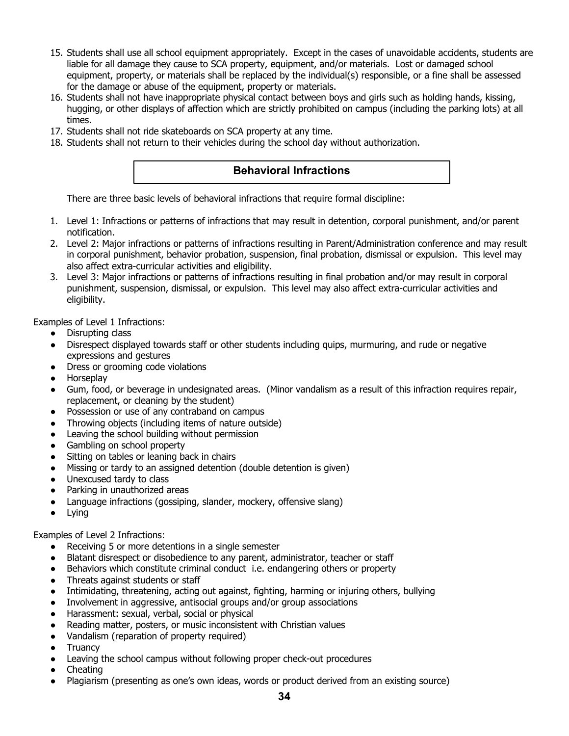15. Students shall use all school equipment appropriately. Except in the cases of unavoidable accidents, students are liable for all damage they cause to SCA property, equipment, and/or materials. Lost or damaged school equipment, property, or materials shall be replaced by the individual(s) responsible, or a fine shall be assessed for the damage or abuse of the equipment, property or materials.
16. Students shall not have inappropriate physical contact between boys and girls such as holding hands, kissing, hugging, or other displays of affection which are strictly prohibited on campus (including the parking lots) at all times.
17. Students shall not ride skateboards on SCA property at any time.
18. Students shall not return to their vehicles during the school day without authorization.

## Behavioral Infractions

There are three basic levels of behavioral infractions that require formal discipline:

1. Level 1: Infractions or patterns of infractions that may result in detention, corporal punishment, and/or parent notification.
2. Level 2: Major infractions or patterns of infractions resulting in Parent/Administration conference and may result in corporal punishment, behavior probation, suspension, final probation, dismissal or expulsion. This level may also affect extra-curricular activities and eligibility.
3. Level 3: Major infractions or patterns of infractions resulting in final probation and/or may result in corporal punishment, suspension, dismissal, or expulsion. This level may also affect extra-curricular activities and eligibility.

Examples of Level 1 Infractions:

- Disrupting class
- Disrespect displayed towards staff or other students including quips, murmuring, and rude or negative expressions and gestures
- Dress or grooming code violations
- Horseplay
- Gum, food, or beverage in undesignated areas. (Minor vandalism as a result of this infraction requires repair, replacement, or cleaning by the student)
- Possession or use of any contraband on campus
- Throwing objects (including items of nature outside)
- Leaving the school building without permission
- Gambling on school property
- Sitting on tables or leaning back in chairs
- Missing or tardy to an assigned detention (double detention is given)
- Unexcused tardy to class
- Parking in unauthorized areas
- Language infractions (gossiping, slander, mockery, offensive slang)
- Lying

Examples of Level 2 Infractions:

- Receiving 5 or more detentions in a single semester
- Blatant disrespect or disobedience to any parent, administrator, teacher or staff
- Behaviors which constitute criminal conduct i.e. endangering others or property
- Threats against students or staff
- Intimidating, threatening, acting out against, fighting, harming or injuring others, bullying
- Involvement in aggressive, antisocial groups and/or group associations
- Harassment: sexual, verbal, social or physical
- Reading matter, posters, or music inconsistent with Christian values
- Vandalism (reparation of property required)
- Truancy
- Leaving the school campus without following proper check-out procedures
- Cheating
- Plagiarism (presenting as one's own ideas, words or product derived from an existing source)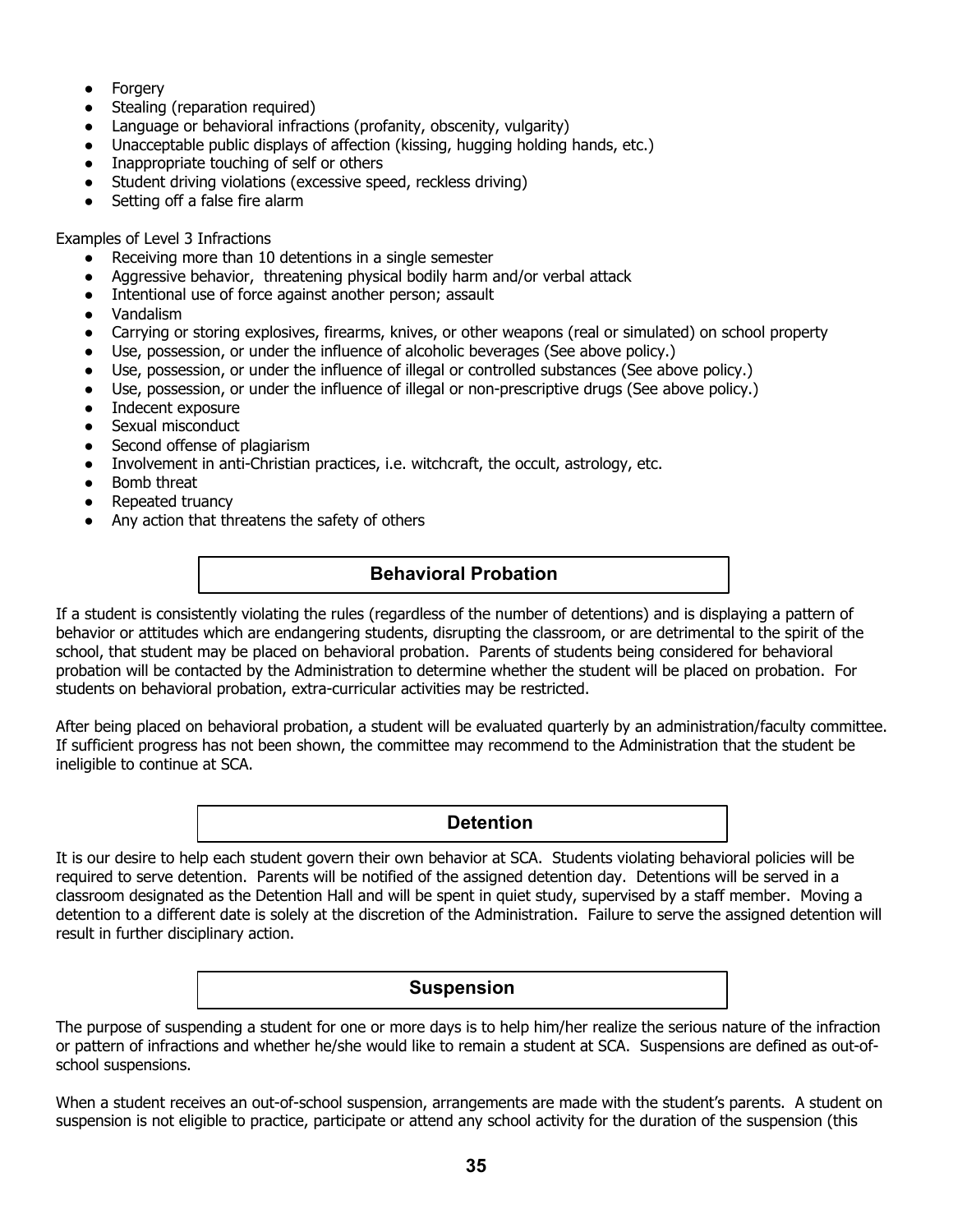- Forgery
- Stealing (reparation required)
- Language or behavioral infractions (profanity, obscenity, vulgarity)
- Unacceptable public displays of affection (kissing, hugging holding hands, etc.)
- Inappropriate touching of self or others
- Student driving violations (excessive speed, reckless driving)
- Setting off a false fire alarm

Examples of Level 3 Infractions

- Receiving more than 10 detentions in a single semester
- Aggressive behavior, threatening physical bodily harm and/or verbal attack
- Intentional use of force against another person; assault
- Vandalism
- Carrying or storing explosives, firearms, knives, or other weapons (real or simulated) on school property
- Use, possession, or under the influence of alcoholic beverages (See above policy.)
- Use, possession, or under the influence of illegal or controlled substances (See above policy.)
- Use, possession, or under the influence of illegal or non-prescriptive drugs (See above policy.)
- Indecent exposure
- Sexual misconduct
- Second offense of plagiarism
- Involvement in anti-Christian practices, i.e. witchcraft, the occult, astrology, etc.
- Bomb threat
- Repeated truancy
- Any action that threatens the safety of others

## Behavioral Probation

If a student is consistently violating the rules (regardless of the number of detentions) and is displaying a pattern of behavior or attitudes which are endangering students, disrupting the classroom, or are detrimental to the spirit of the school, that student may be placed on behavioral probation. Parents of students being considered for behavioral probation will be contacted by the Administration to determine whether the student will be placed on probation. For students on behavioral probation, extra-curricular activities may be restricted.

After being placed on behavioral probation, a student will be evaluated quarterly by an administration/faculty committee. If sufficient progress has not been shown, the committee may recommend to the Administration that the student be ineligible to continue at SCA.

## Detention

It is our desire to help each student govern their own behavior at SCA. Students violating behavioral policies will be required to serve detention. Parents will be notified of the assigned detention day. Detentions will be served in a classroom designated as the Detention Hall and will be spent in quiet study, supervised by a staff member. Moving a detention to a different date is solely at the discretion of the Administration. Failure to serve the assigned detention will result in further disciplinary action.

## Suspension

The purpose of suspending a student for one or more days is to help him/her realize the serious nature of the infraction or pattern of infractions and whether he/she would like to remain a student at SCA. Suspensions are defined as out-of-school suspensions.

When a student receives an out-of-school suspension, arrangements are made with the student's parents. A student on suspension is not eligible to practice, participate or attend any school activity for the duration of the suspension (this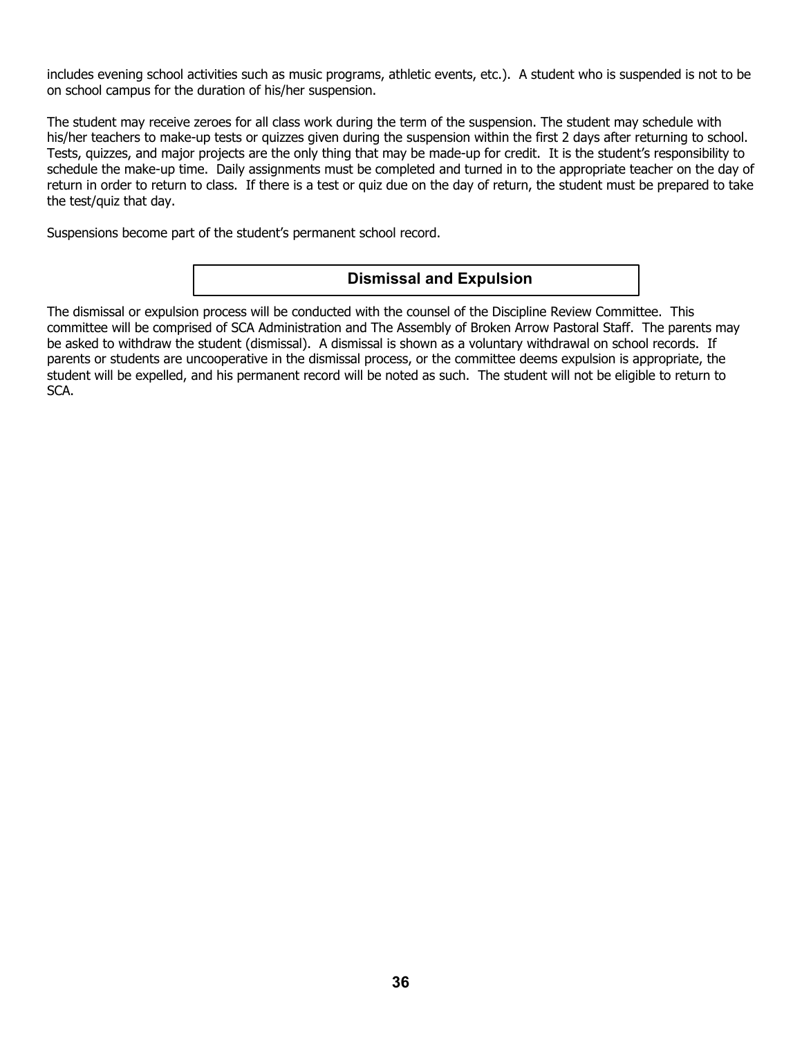includes evening school activities such as music programs, athletic events, etc.). A student who is suspended is not to be on school campus for the duration of his/her suspension.

The student may receive zeroes for all class work during the term of the suspension. The student may schedule with his/her teachers to make-up tests or quizzes given during the suspension within the first 2 days after returning to school. Tests, quizzes, and major projects are the only thing that may be made-up for credit. It is the student's responsibility to schedule the make-up time. Daily assignments must be completed and turned in to the appropriate teacher on the day of return in order to return to class. If there is a test or quiz due on the day of return, the student must be prepared to take the test/quiz that day.

Suspensions become part of the student's permanent school record.

## Dismissal and Expulsion

The dismissal or expulsion process will be conducted with the counsel of the Discipline Review Committee. This committee will be comprised of SCA Administration and The Assembly of Broken Arrow Pastoral Staff. The parents may be asked to withdraw the student (dismissal). A dismissal is shown as a voluntary withdrawal on school records. If parents or students are uncooperative in the dismissal process, or the committee deems expulsion is appropriate, the student will be expelled, and his permanent record will be noted as such. The student will not be eligible to return to SCA.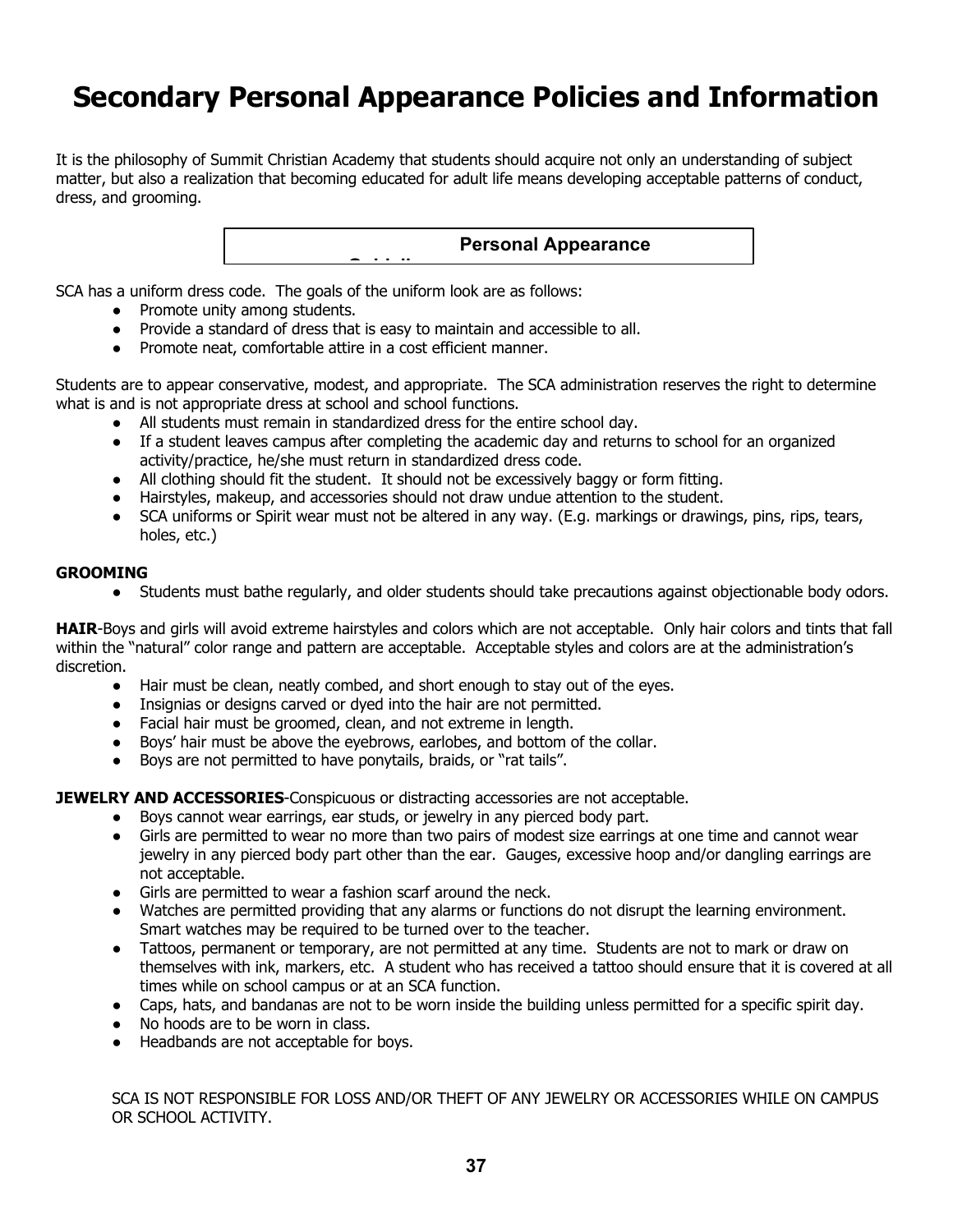# Secondary Personal Appearance Policies and Information

It is the philosophy of Summit Christian Academy that students should acquire not only an understanding of subject matter, but also a realization that becoming educated for adult life means developing acceptable patterns of conduct, dress, and grooming.

## Personal Appearance Guidelines

SCA has a uniform dress code. The goals of the uniform look are as follows:

- Promote unity among students.
- Provide a standard of dress that is easy to maintain and accessible to all.
- Promote neat, comfortable attire in a cost efficient manner.

Students are to appear conservative, modest, and appropriate. The SCA administration reserves the right to determine what is and is not appropriate dress at school and school functions.

- All students must remain in standardized dress for the entire school day.
- If a student leaves campus after completing the academic day and returns to school for an organized activity/practice, he/she must return in standardized dress code.
- All clothing should fit the student. It should not be excessively baggy or form fitting.
- Hairstyles, makeup, and accessories should not draw undue attention to the student.
- SCA uniforms or Spirit wear must not be altered in any way. (E.g. markings or drawings, pins, rips, tears, holes, etc.)

**GROOMING**

- Students must bathe regularly, and older students should take precautions against objectionable body odors.

**HAIR**-Boys and girls will avoid extreme hairstyles and colors which are not acceptable. Only hair colors and tints that fall within the "natural" color range and pattern are acceptable. Acceptable styles and colors are at the administration's discretion.

- Hair must be clean, neatly combed, and short enough to stay out of the eyes.
- Insignias or designs carved or dyed into the hair are not permitted.
- Facial hair must be groomed, clean, and not extreme in length.
- Boys' hair must be above the eyebrows, earlobes, and bottom of the collar.
- Boys are not permitted to have ponytails, braids, or "rat tails".

**JEWELRY AND ACCESSORIES**-Conspicuous or distracting accessories are not acceptable.

- Boys cannot wear earrings, ear studs, or jewelry in any pierced body part.
- Girls are permitted to wear no more than two pairs of modest size earrings at one time and cannot wear jewelry in any pierced body part other than the ear. Gauges, excessive hoop and/or dangling earrings are not acceptable.
- Girls are permitted to wear a fashion scarf around the neck.
- Watches are permitted providing that any alarms or functions do not disrupt the learning environment. Smart watches may be required to be turned over to the teacher.
- Tattoos, permanent or temporary, are not permitted at any time. Students are not to mark or draw on themselves with ink, markers, etc. A student who has received a tattoo should ensure that it is covered at all times while on school campus or at an SCA function.
- Caps, hats, and bandanas are not to be worn inside the building unless permitted for a specific spirit day.
- No hoods are to be worn in class.
- Headbands are not acceptable for boys.

SCA IS NOT RESPONSIBLE FOR LOSS AND/OR THEFT OF ANY JEWELRY OR ACCESSORIES WHILE ON CAMPUS OR SCHOOL ACTIVITY.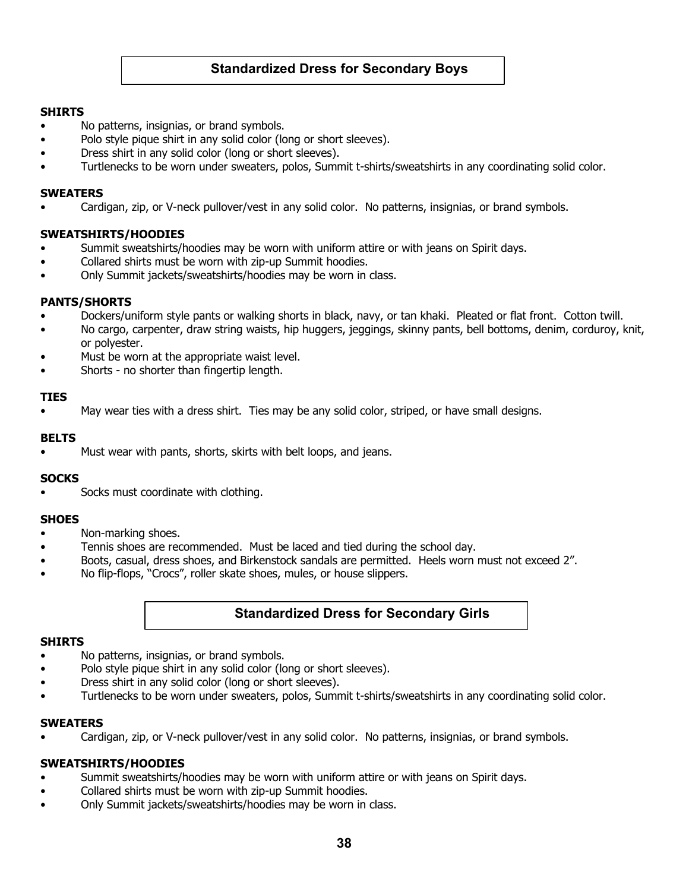## Standardized Dress for Secondary Boys

### SHIRTS

- No patterns, insignias, or brand symbols.
- Polo style pique shirt in any solid color (long or short sleeves).
- Dress shirt in any solid color (long or short sleeves).
- Turtlenecks to be worn under sweaters, polos, Summit t-shirts/sweatshirts in any coordinating solid color.

### SWEATERS

- Cardigan, zip, or V-neck pullover/vest in any solid color. No patterns, insignias, or brand symbols.

### SWEATSHIRTS/HOODIES

- Summit sweatshirts/hoodies may be worn with uniform attire or with jeans on Spirit days.
- Collared shirts must be worn with zip-up Summit hoodies.
- Only Summit jackets/sweatshirts/hoodies may be worn in class.

### PANTS/SHORTS

- Dockers/uniform style pants or walking shorts in black, navy, or tan khaki. Pleated or flat front. Cotton twill.
- No cargo, carpenter, draw string waists, hip huggers, jeggings, skinny pants, bell bottoms, denim, corduroy, knit, or polyester.
- Must be worn at the appropriate waist level.
- Shorts - no shorter than fingertip length.

### TIES

- May wear ties with a dress shirt. Ties may be any solid color, striped, or have small designs.

### BELTS

- Must wear with pants, shorts, skirts with belt loops, and jeans.

### SOCKS

- Socks must coordinate with clothing.

### SHOES

- Non-marking shoes.
- Tennis shoes are recommended. Must be laced and tied during the school day.
- Boots, casual, dress shoes, and Birkenstock sandals are permitted. Heels worn must not exceed 2".
- No flip-flops, "Crocs", roller skate shoes, mules, or house slippers.

## Standardized Dress for Secondary Girls

### SHIRTS

- No patterns, insignias, or brand symbols.
- Polo style pique shirt in any solid color (long or short sleeves).
- Dress shirt in any solid color (long or short sleeves).
- Turtlenecks to be worn under sweaters, polos, Summit t-shirts/sweatshirts in any coordinating solid color.

### SWEATERS

- Cardigan, zip, or V-neck pullover/vest in any solid color. No patterns, insignias, or brand symbols.

### SWEATSHIRTS/HOODIES

- Summit sweatshirts/hoodies may be worn with uniform attire or with jeans on Spirit days.
- Collared shirts must be worn with zip-up Summit hoodies.
- Only Summit jackets/sweatshirts/hoodies may be worn in class.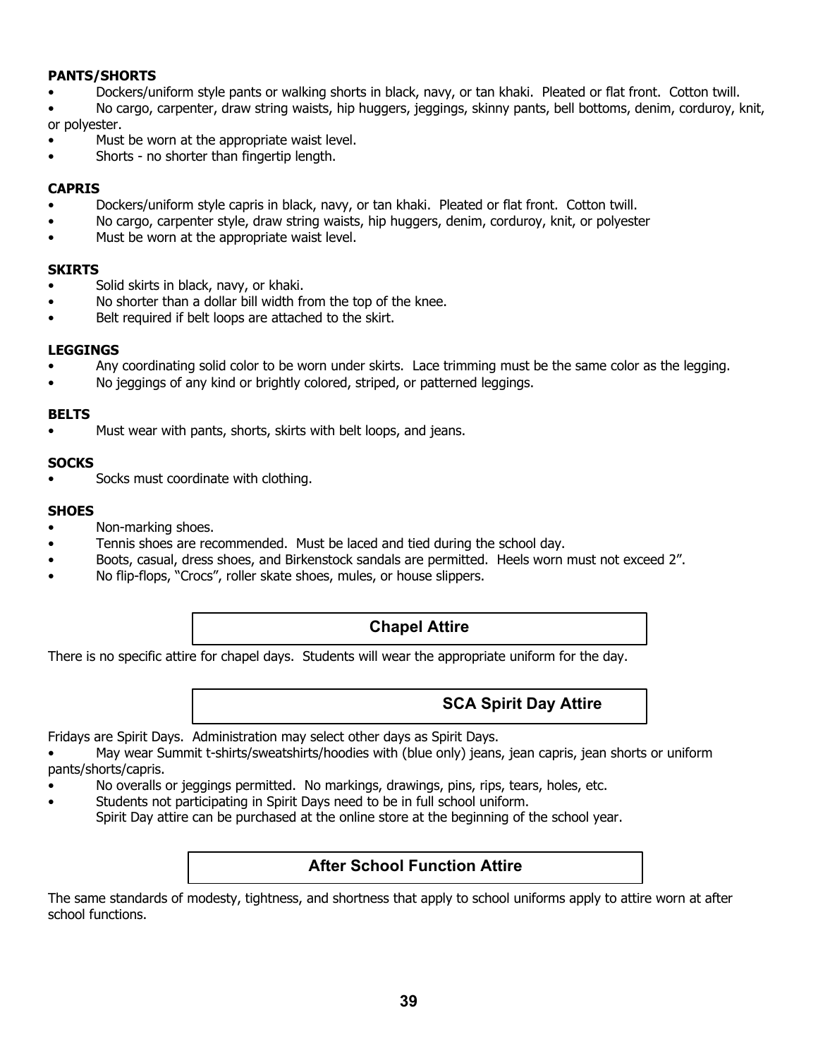**PANTS/SHORTS**

- Dockers/uniform style pants or walking shorts in black, navy, or tan khaki. Pleated or flat front. Cotton twill.
- No cargo, carpenter, draw string waists, hip huggers, jeggings, skinny pants, bell bottoms, denim, corduroy, knit, or polyester.
- Must be worn at the appropriate waist level.
- Shorts - no shorter than fingertip length.

**CAPRIS**

- Dockers/uniform style capris in black, navy, or tan khaki. Pleated or flat front. Cotton twill.
- No cargo, carpenter style, draw string waists, hip huggers, denim, corduroy, knit, or polyester
- Must be worn at the appropriate waist level.

**SKIRTS**

- Solid skirts in black, navy, or khaki.
- No shorter than a dollar bill width from the top of the knee.
- Belt required if belt loops are attached to the skirt.

**LEGGINGS**

- Any coordinating solid color to be worn under skirts. Lace trimming must be the same color as the legging.
- No jeggings of any kind or brightly colored, striped, or patterned leggings.

**BELTS**

- Must wear with pants, shorts, skirts with belt loops, and jeans.

**SOCKS**

- Socks must coordinate with clothing.

**SHOES**

- Non-marking shoes.
- Tennis shoes are recommended. Must be laced and tied during the school day.
- Boots, casual, dress shoes, and Birkenstock sandals are permitted. Heels worn must not exceed 2".
- No flip-flops, "Crocs", roller skate shoes, mules, or house slippers.

## Chapel Attire

There is no specific attire for chapel days. Students will wear the appropriate uniform for the day.

## SCA Spirit Day Attire

Fridays are Spirit Days. Administration may select other days as Spirit Days.

- May wear Summit t-shirts/sweatshirts/hoodies with (blue only) jeans, jean capris, jean shorts or uniform pants/shorts/capris.
- No overalls or jeggings permitted. No markings, drawings, pins, rips, tears, holes, etc.
- Students not participating in Spirit Days need to be in full school uniform.
  Spirit Day attire can be purchased at the online store at the beginning of the school year.

## After School Function Attire

The same standards of modesty, tightness, and shortness that apply to school uniforms apply to attire worn at after school functions.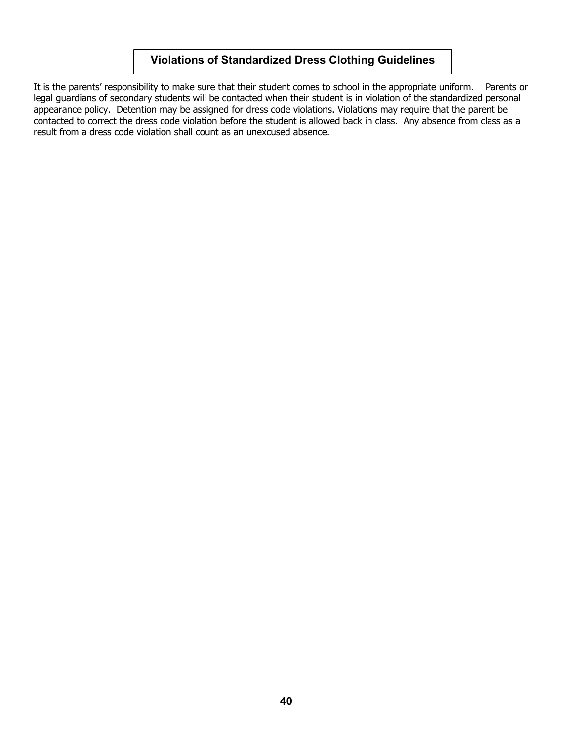## Violations of Standardized Dress Clothing Guidelines

It is the parents' responsibility to make sure that their student comes to school in the appropriate uniform. Parents or legal guardians of secondary students will be contacted when their student is in violation of the standardized personal appearance policy. Detention may be assigned for dress code violations. Violations may require that the parent be contacted to correct the dress code violation before the student is allowed back in class. Any absence from class as a result from a dress code violation shall count as an unexcused absence.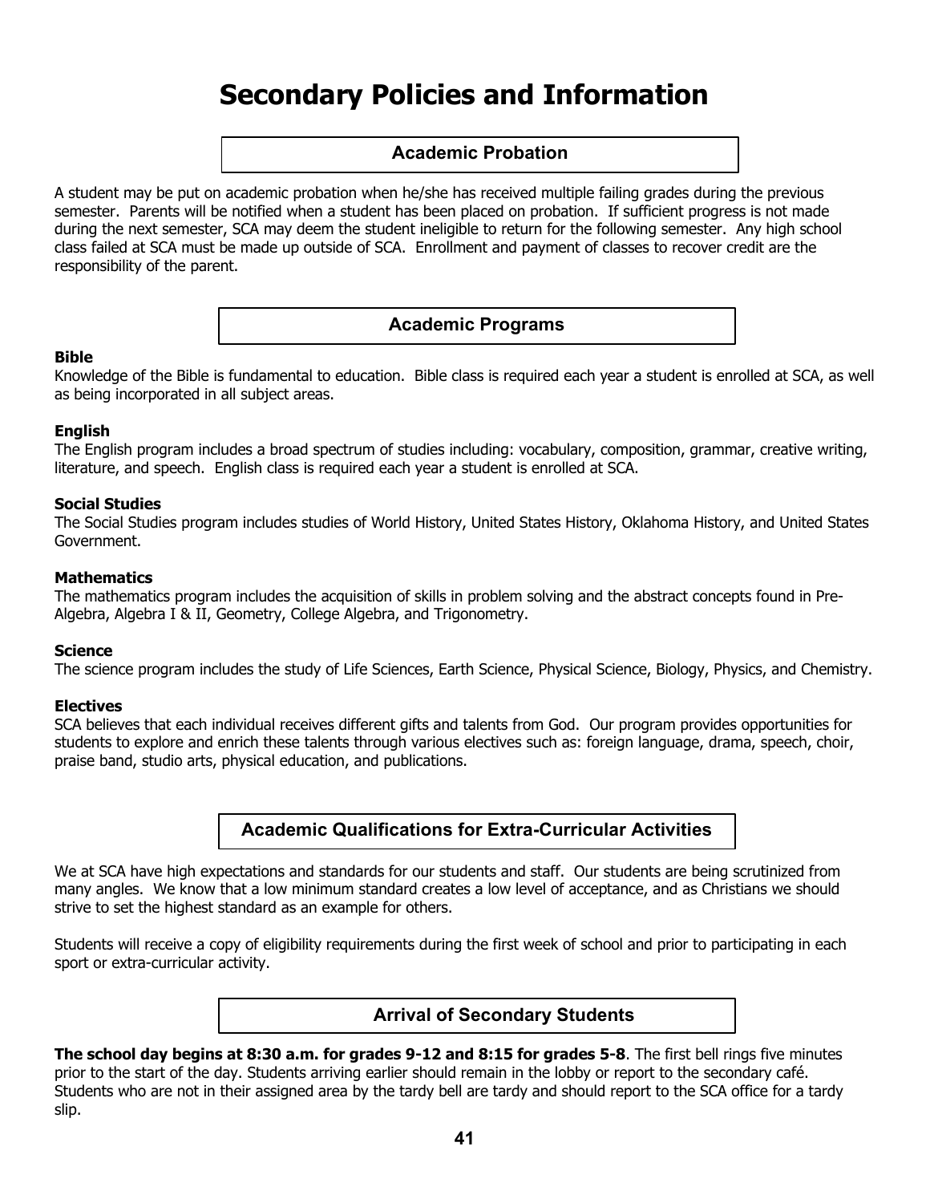# Secondary Policies and Information

## Academic Probation

A student may be put on academic probation when he/she has received multiple failing grades during the previous semester. Parents will be notified when a student has been placed on probation. If sufficient progress is not made during the next semester, SCA may deem the student ineligible to return for the following semester. Any high school class failed at SCA must be made up outside of SCA. Enrollment and payment of classes to recover credit are the responsibility of the parent.

## Academic Programs

**Bible**
Knowledge of the Bible is fundamental to education. Bible class is required each year a student is enrolled at SCA, as well as being incorporated in all subject areas.

**English**
The English program includes a broad spectrum of studies including: vocabulary, composition, grammar, creative writing, literature, and speech. English class is required each year a student is enrolled at SCA.

**Social Studies**
The Social Studies program includes studies of World History, United States History, Oklahoma History, and United States Government.

**Mathematics**
The mathematics program includes the acquisition of skills in problem solving and the abstract concepts found in Pre-Algebra, Algebra I & II, Geometry, College Algebra, and Trigonometry.

**Science**
The science program includes the study of Life Sciences, Earth Science, Physical Science, Biology, Physics, and Chemistry.

**Electives**
SCA believes that each individual receives different gifts and talents from God. Our program provides opportunities for students to explore and enrich these talents through various electives such as: foreign language, drama, speech, choir, praise band, studio arts, physical education, and publications.

## Academic Qualifications for Extra-Curricular Activities

We at SCA have high expectations and standards for our students and staff. Our students are being scrutinized from many angles. We know that a low minimum standard creates a low level of acceptance, and as Christians we should strive to set the highest standard as an example for others.

Students will receive a copy of eligibility requirements during the first week of school and prior to participating in each sport or extra-curricular activity.

## Arrival of Secondary Students

**The school day begins at 8:30 a.m. for grades 9-12 and 8:15 for grades 5-8**. The first bell rings five minutes prior to the start of the day. Students arriving earlier should remain in the lobby or report to the secondary café. Students who are not in their assigned area by the tardy bell are tardy and should report to the SCA office for a tardy slip.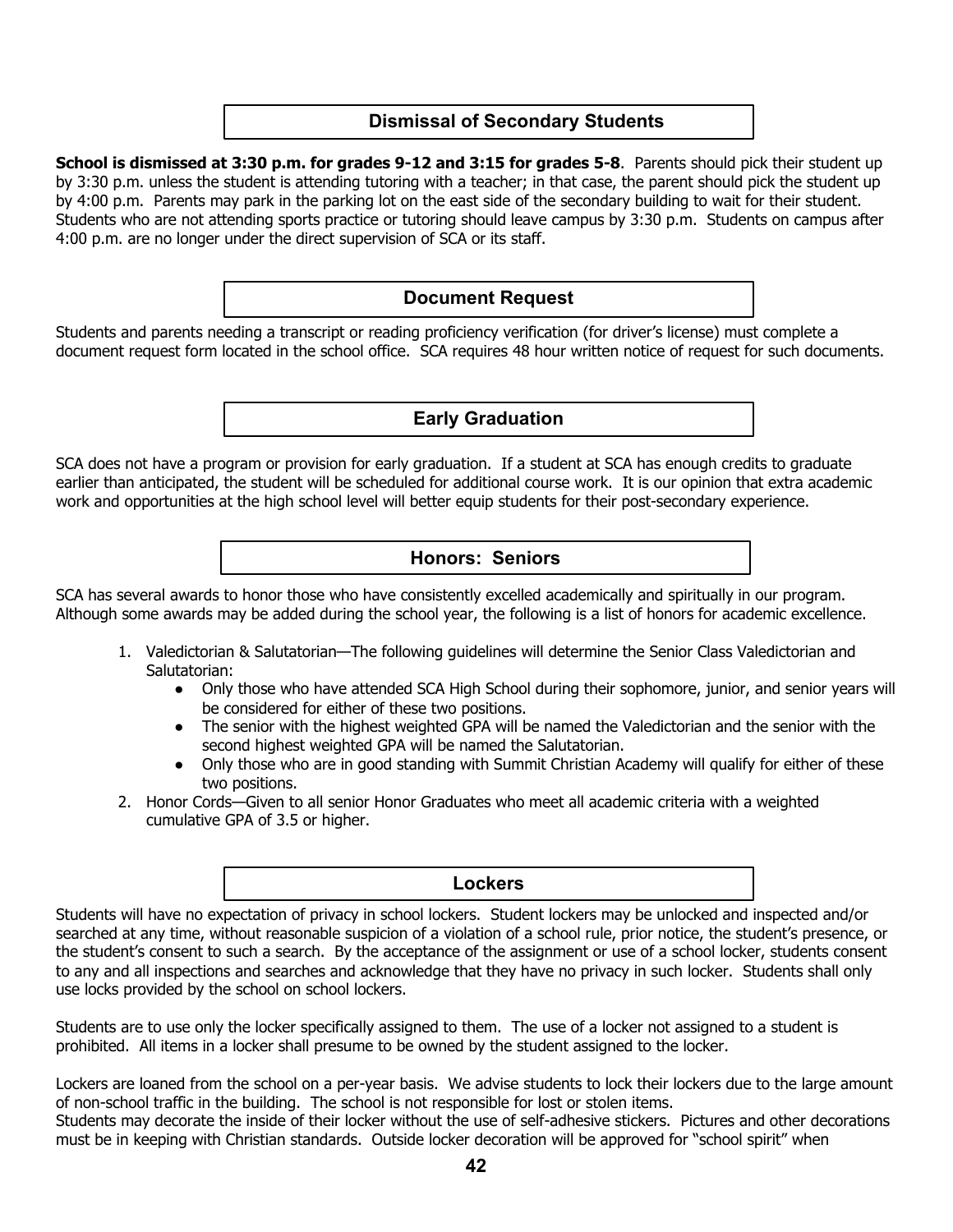## Dismissal of Secondary Students

**School is dismissed at 3:30 p.m. for grades 9-12 and 3:15 for grades 5-8**. Parents should pick their student up by 3:30 p.m. unless the student is attending tutoring with a teacher; in that case, the parent should pick the student up by 4:00 p.m. Parents may park in the parking lot on the east side of the secondary building to wait for their student. Students who are not attending sports practice or tutoring should leave campus by 3:30 p.m. Students on campus after 4:00 p.m. are no longer under the direct supervision of SCA or its staff.

## Document Request

Students and parents needing a transcript or reading proficiency verification (for driver's license) must complete a document request form located in the school office. SCA requires 48 hour written notice of request for such documents.

## Early Graduation

SCA does not have a program or provision for early graduation. If a student at SCA has enough credits to graduate earlier than anticipated, the student will be scheduled for additional course work. It is our opinion that extra academic work and opportunities at the high school level will better equip students for their post-secondary experience.

## Honors: Seniors

SCA has several awards to honor those who have consistently excelled academically and spiritually in our program. Although some awards may be added during the school year, the following is a list of honors for academic excellence.

1. Valedictorian & Salutatorian—The following guidelines will determine the Senior Class Valedictorian and Salutatorian:
   - Only those who have attended SCA High School during their sophomore, junior, and senior years will be considered for either of these two positions.
   - The senior with the highest weighted GPA will be named the Valedictorian and the senior with the second highest weighted GPA will be named the Salutatorian.
   - Only those who are in good standing with Summit Christian Academy will qualify for either of these two positions.
2. Honor Cords—Given to all senior Honor Graduates who meet all academic criteria with a weighted cumulative GPA of 3.5 or higher.

## Lockers

Students will have no expectation of privacy in school lockers. Student lockers may be unlocked and inspected and/or searched at any time, without reasonable suspicion of a violation of a school rule, prior notice, the student's presence, or the student's consent to such a search. By the acceptance of the assignment or use of a school locker, students consent to any and all inspections and searches and acknowledge that they have no privacy in such locker. Students shall only use locks provided by the school on school lockers.

Students are to use only the locker specifically assigned to them. The use of a locker not assigned to a student is prohibited. All items in a locker shall presume to be owned by the student assigned to the locker.

Lockers are loaned from the school on a per-year basis. We advise students to lock their lockers due to the large amount of non-school traffic in the building. The school is not responsible for lost or stolen items.
Students may decorate the inside of their locker without the use of self-adhesive stickers. Pictures and other decorations must be in keeping with Christian standards. Outside locker decoration will be approved for "school spirit" when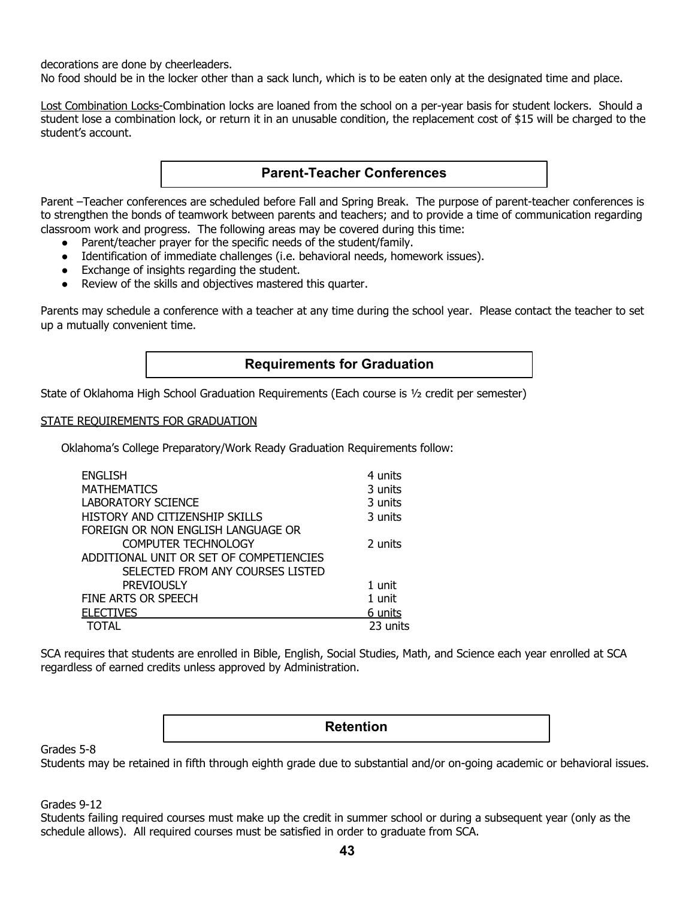decorations are done by cheerleaders.
No food should be in the locker other than a sack lunch, which is to be eaten only at the designated time and place.

Lost Combination Locks-Combination locks are loaned from the school on a per-year basis for student lockers. Should a student lose a combination lock, or return it in an unusable condition, the replacement cost of $15 will be charged to the student's account.

## Parent-Teacher Conferences

Parent –Teacher conferences are scheduled before Fall and Spring Break. The purpose of parent-teacher conferences is to strengthen the bonds of teamwork between parents and teachers; and to provide a time of communication regarding classroom work and progress. The following areas may be covered during this time:

- Parent/teacher prayer for the specific needs of the student/family.
- Identification of immediate challenges (i.e. behavioral needs, homework issues).
- Exchange of insights regarding the student.
- Review of the skills and objectives mastered this quarter.

Parents may schedule a conference with a teacher at any time during the school year. Please contact the teacher to set up a mutually convenient time.

## Requirements for Graduation

State of Oklahoma High School Graduation Requirements (Each course is ½ credit per semester)

STATE REQUIREMENTS FOR GRADUATION

Oklahoma's College Preparatory/Work Ready Graduation Requirements follow:

| Subject | Units |
|---|---|
| ENGLISH | 4 units |
| MATHEMATICS | 3 units |
| LABORATORY SCIENCE | 3 units |
| HISTORY AND CITIZENSHIP SKILLS | 3 units |
| FOREIGN OR NON ENGLISH LANGUAGE OR COMPUTER TECHNOLOGY | 2 units |
| ADDITIONAL UNIT OR SET OF COMPETENCIES SELECTED FROM ANY COURSES LISTED PREVIOUSLY | 1 unit |
| FINE ARTS OR SPEECH | 1 unit |
| ELECTIVES | 6 units |
| TOTAL | 23 units |

SCA requires that students are enrolled in Bible, English, Social Studies, Math, and Science each year enrolled at SCA regardless of earned credits unless approved by Administration.

## Retention

Grades 5-8
Students may be retained in fifth through eighth grade due to substantial and/or on-going academic or behavioral issues.

Grades 9-12
Students failing required courses must make up the credit in summer school or during a subsequent year (only as the schedule allows). All required courses must be satisfied in order to graduate from SCA.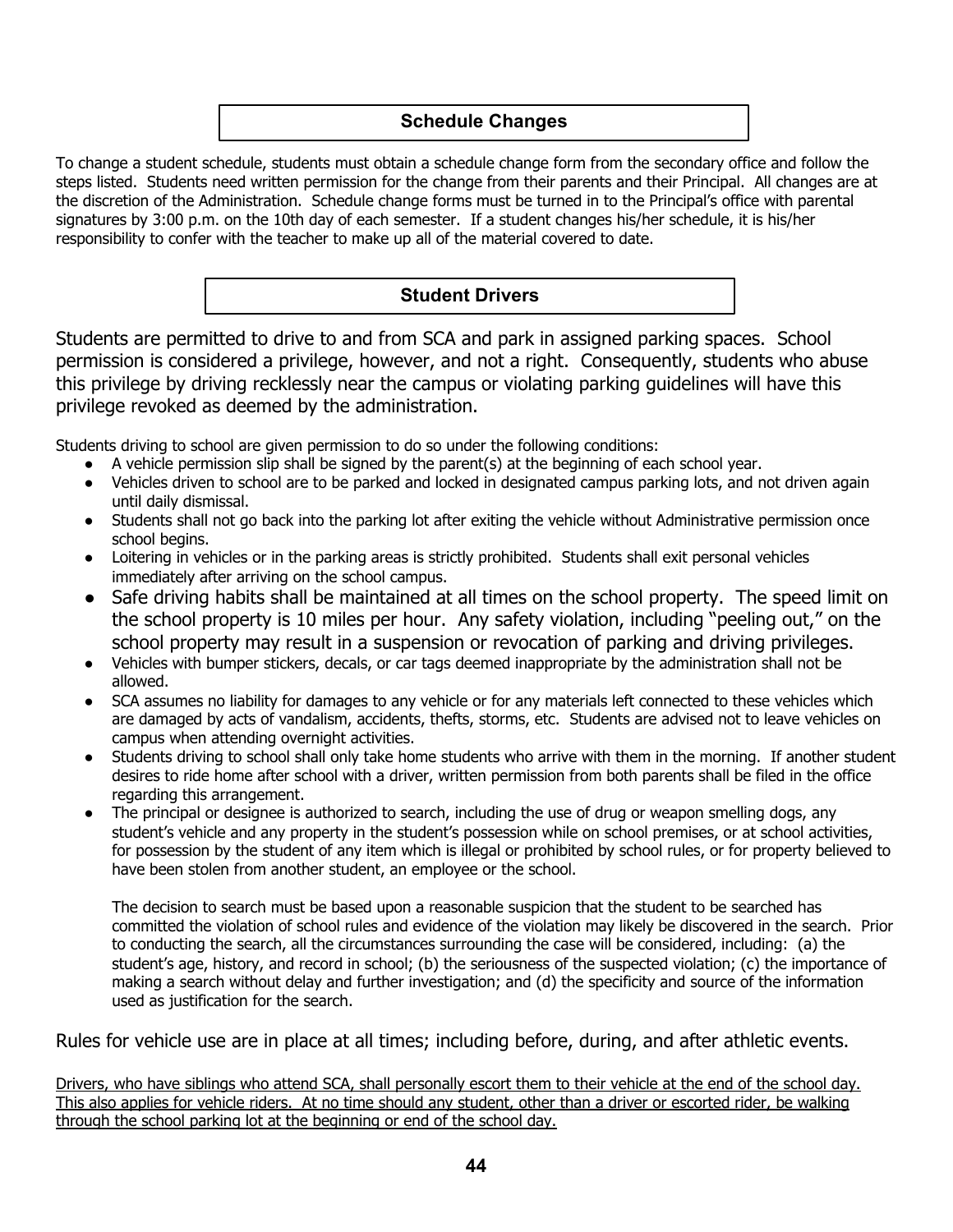## Schedule Changes

To change a student schedule, students must obtain a schedule change form from the secondary office and follow the steps listed. Students need written permission for the change from their parents and their Principal. All changes are at the discretion of the Administration. Schedule change forms must be turned in to the Principal's office with parental signatures by 3:00 p.m. on the 10th day of each semester. If a student changes his/her schedule, it is his/her responsibility to confer with the teacher to make up all of the material covered to date.

## Student Drivers

Students are permitted to drive to and from SCA and park in assigned parking spaces. School permission is considered a privilege, however, and not a right. Consequently, students who abuse this privilege by driving recklessly near the campus or violating parking guidelines will have this privilege revoked as deemed by the administration.

Students driving to school are given permission to do so under the following conditions:

- A vehicle permission slip shall be signed by the parent(s) at the beginning of each school year.
- Vehicles driven to school are to be parked and locked in designated campus parking lots, and not driven again until daily dismissal.
- Students shall not go back into the parking lot after exiting the vehicle without Administrative permission once school begins.
- Loitering in vehicles or in the parking areas is strictly prohibited. Students shall exit personal vehicles immediately after arriving on the school campus.
- Safe driving habits shall be maintained at all times on the school property. The speed limit on the school property is 10 miles per hour. Any safety violation, including "peeling out," on the school property may result in a suspension or revocation of parking and driving privileges.
- Vehicles with bumper stickers, decals, or car tags deemed inappropriate by the administration shall not be allowed.
- SCA assumes no liability for damages to any vehicle or for any materials left connected to these vehicles which are damaged by acts of vandalism, accidents, thefts, storms, etc. Students are advised not to leave vehicles on campus when attending overnight activities.
- Students driving to school shall only take home students who arrive with them in the morning. If another student desires to ride home after school with a driver, written permission from both parents shall be filed in the office regarding this arrangement.
- The principal or designee is authorized to search, including the use of drug or weapon smelling dogs, any student's vehicle and any property in the student's possession while on school premises, or at school activities, for possession by the student of any item which is illegal or prohibited by school rules, or for property believed to have been stolen from another student, an employee or the school.

  The decision to search must be based upon a reasonable suspicion that the student to be searched has committed the violation of school rules and evidence of the violation may likely be discovered in the search. Prior to conducting the search, all the circumstances surrounding the case will be considered, including: (a) the student's age, history, and record in school; (b) the seriousness of the suspected violation; (c) the importance of making a search without delay and further investigation; and (d) the specificity and source of the information used as justification for the search.

Rules for vehicle use are in place at all times; including before, during, and after athletic events.

<u>Drivers, who have siblings who attend SCA, shall personally escort them to their vehicle at the end of the school day. This also applies for vehicle riders. At no time should any student, other than a driver or escorted rider, be walking through the school parking lot at the beginning or end of the school day.</u>